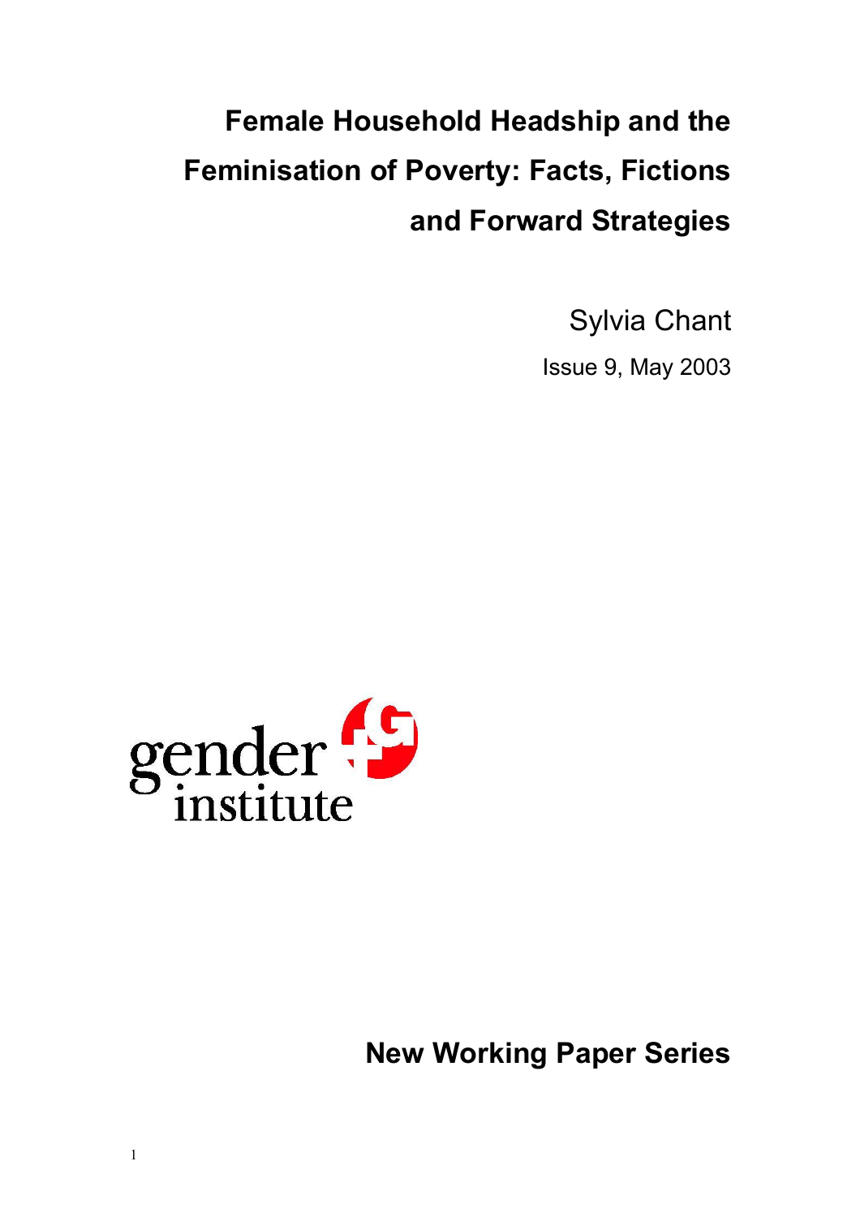# Female Household Headship and the Feminisation of Poverty: Facts, Fictions and Forward Strategies

Sylvia Chant

Issue 9, May 2003

gender institute

**New Working Paper Series**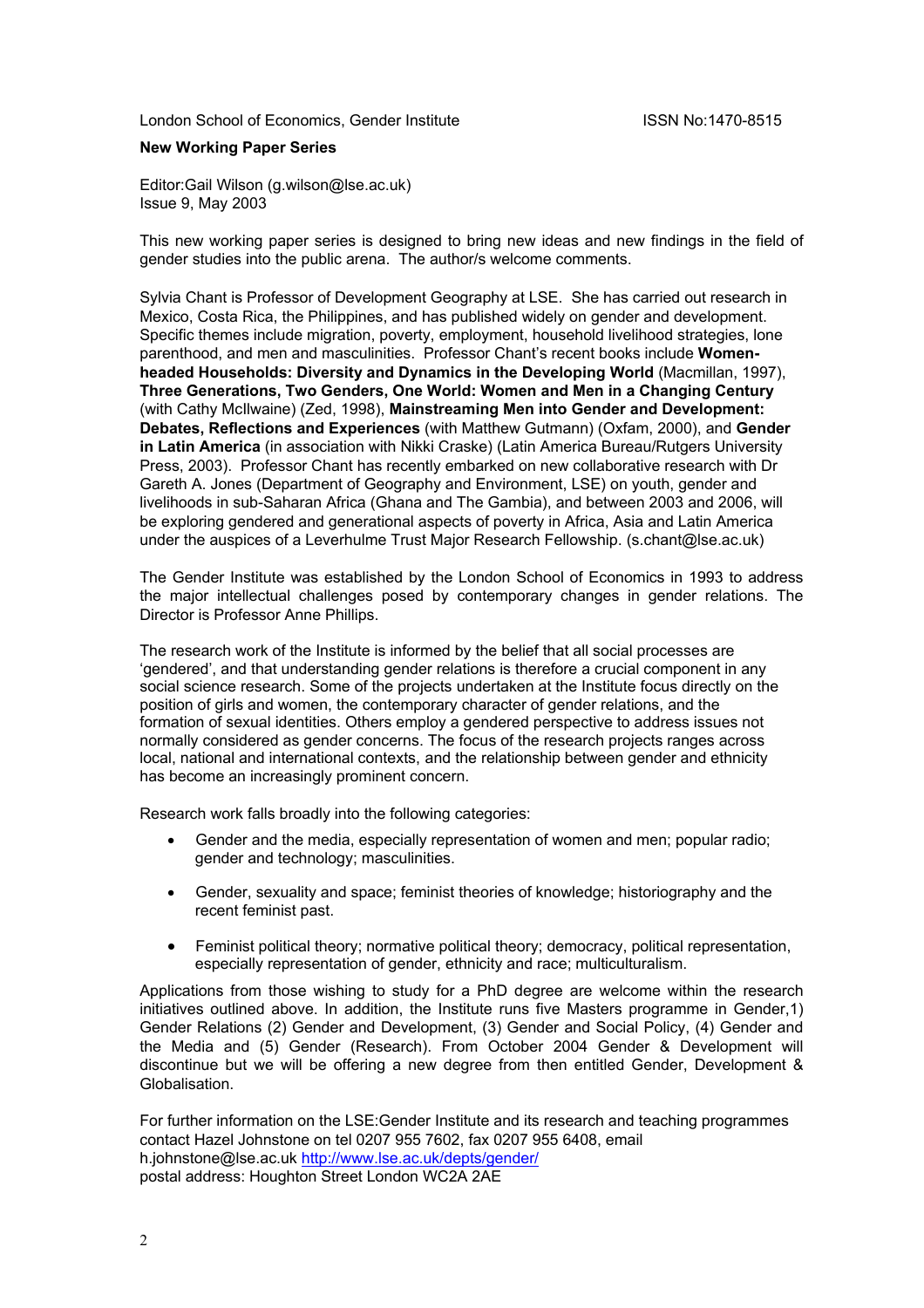London School of Economics, Gender Institute ISSN No:1470-8515

**New Working Paper Series**

Editor:Gail Wilson (g.wilson@lse.ac.uk)
Issue 9, May 2003

This new working paper series is designed to bring new ideas and new findings in the field of gender studies into the public arena. The author/s welcome comments.

Sylvia Chant is Professor of Development Geography at LSE. She has carried out research in Mexico, Costa Rica, the Philippines, and has published widely on gender and development. Specific themes include migration, poverty, employment, household livelihood strategies, lone parenthood, and men and masculinities. Professor Chant's recent books include **Women-headed Households: Diversity and Dynamics in the Developing World** (Macmillan, 1997), **Three Generations, Two Genders, One World: Women and Men in a Changing Century** (with Cathy McIlwaine) (Zed, 1998), **Mainstreaming Men into Gender and Development: Debates, Reflections and Experiences** (with Matthew Gutmann) (Oxfam, 2000), and **Gender in Latin America** (in association with Nikki Craske) (Latin America Bureau/Rutgers University Press, 2003). Professor Chant has recently embarked on new collaborative research with Dr Gareth A. Jones (Department of Geography and Environment, LSE) on youth, gender and livelihoods in sub-Saharan Africa (Ghana and The Gambia), and between 2003 and 2006, will be exploring gendered and generational aspects of poverty in Africa, Asia and Latin America under the auspices of a Leverhulme Trust Major Research Fellowship. (s.chant@lse.ac.uk)

The Gender Institute was established by the London School of Economics in 1993 to address the major intellectual challenges posed by contemporary changes in gender relations. The Director is Professor Anne Phillips.

The research work of the Institute is informed by the belief that all social processes are 'gendered', and that understanding gender relations is therefore a crucial component in any social science research. Some of the projects undertaken at the Institute focus directly on the position of girls and women, the contemporary character of gender relations, and the formation of sexual identities. Others employ a gendered perspective to address issues not normally considered as gender concerns. The focus of the research projects ranges across local, national and international contexts, and the relationship between gender and ethnicity has become an increasingly prominent concern.

Research work falls broadly into the following categories:

- Gender and the media, especially representation of women and men; popular radio; gender and technology; masculinities.
- Gender, sexuality and space; feminist theories of knowledge; historiography and the recent feminist past.
- Feminist political theory; normative political theory; democracy, political representation, especially representation of gender, ethnicity and race; multiculturalism.

Applications from those wishing to study for a PhD degree are welcome within the research initiatives outlined above. In addition, the Institute runs five Masters programme in Gender,1) Gender Relations (2) Gender and Development, (3) Gender and Social Policy, (4) Gender and the Media and (5) Gender (Research). From October 2004 Gender & Development will discontinue but we will be offering a new degree from then entitled Gender, Development & Globalisation.

For further information on the LSE:Gender Institute and its research and teaching programmes contact Hazel Johnstone on tel 0207 955 7602, fax 0207 955 6408, email h.johnstone@lse.ac.uk http://www.lse.ac.uk/depts/gender/
postal address: Houghton Street London WC2A 2AE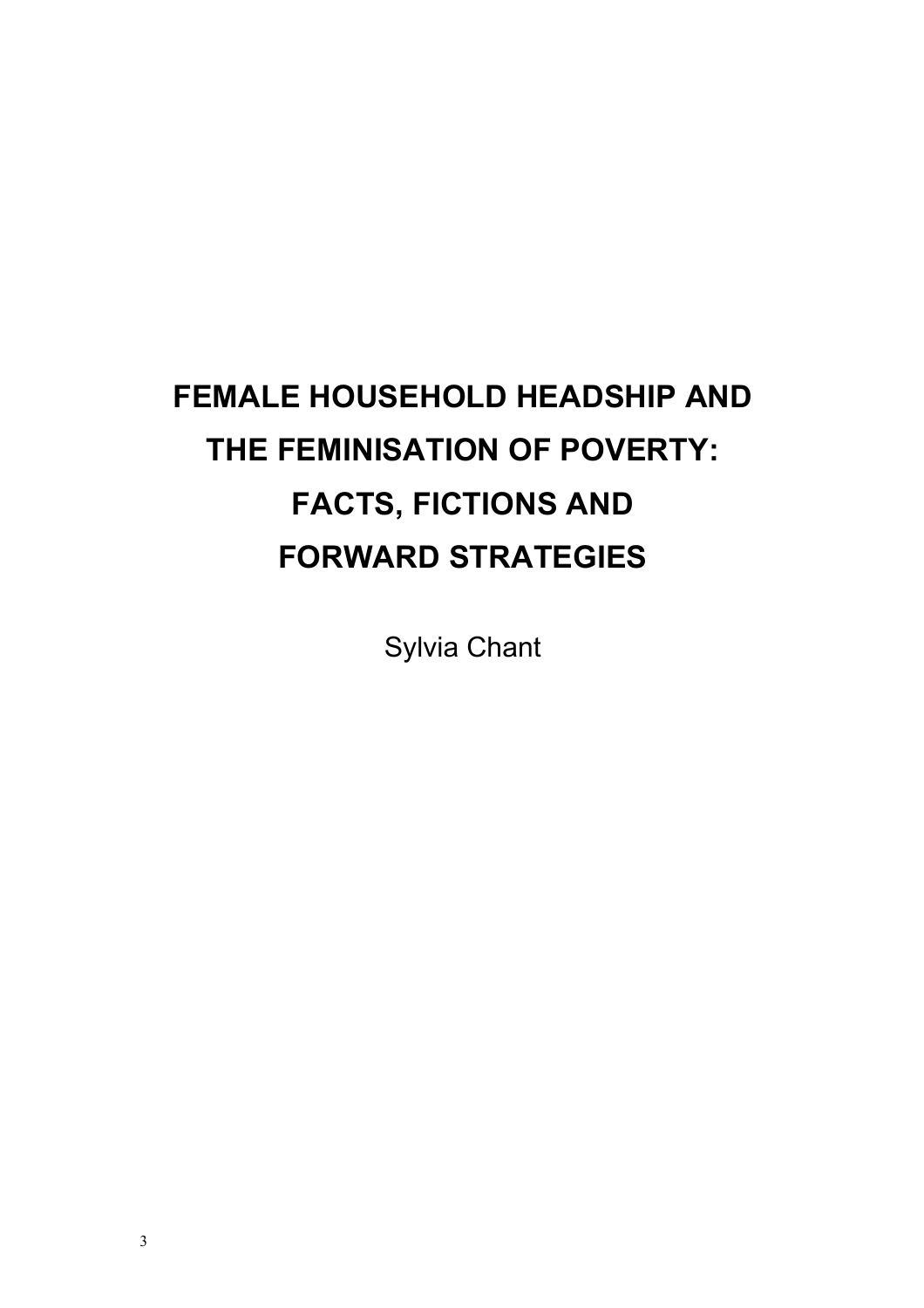# FEMALE HOUSEHOLD HEADSHIP AND THE FEMINISATION OF POVERTY: FACTS, FICTIONS AND FORWARD STRATEGIES

Sylvia Chant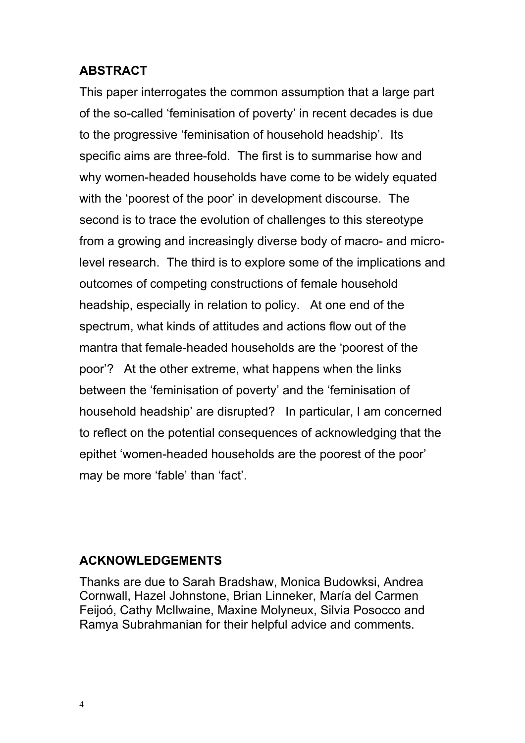## ABSTRACT

This paper interrogates the common assumption that a large part of the so-called 'feminisation of poverty' in recent decades is due to the progressive 'feminisation of household headship'. Its specific aims are three-fold. The first is to summarise how and why women-headed households have come to be widely equated with the 'poorest of the poor' in development discourse. The second is to trace the evolution of challenges to this stereotype from a growing and increasingly diverse body of macro- and micro-level research. The third is to explore some of the implications and outcomes of competing constructions of female household headship, especially in relation to policy. At one end of the spectrum, what kinds of attitudes and actions flow out of the mantra that female-headed households are the 'poorest of the poor'? At the other extreme, what happens when the links between the 'feminisation of poverty' and the 'feminisation of household headship' are disrupted? In particular, I am concerned to reflect on the potential consequences of acknowledging that the epithet 'women-headed households are the poorest of the poor' may be more 'fable' than 'fact'.

## ACKNOWLEDGEMENTS

Thanks are due to Sarah Bradshaw, Monica Budowksi, Andrea Cornwall, Hazel Johnstone, Brian Linneker, María del Carmen Feijoó, Cathy McIlwaine, Maxine Molyneux, Silvia Posocco and Ramya Subrahmanian for their helpful advice and comments.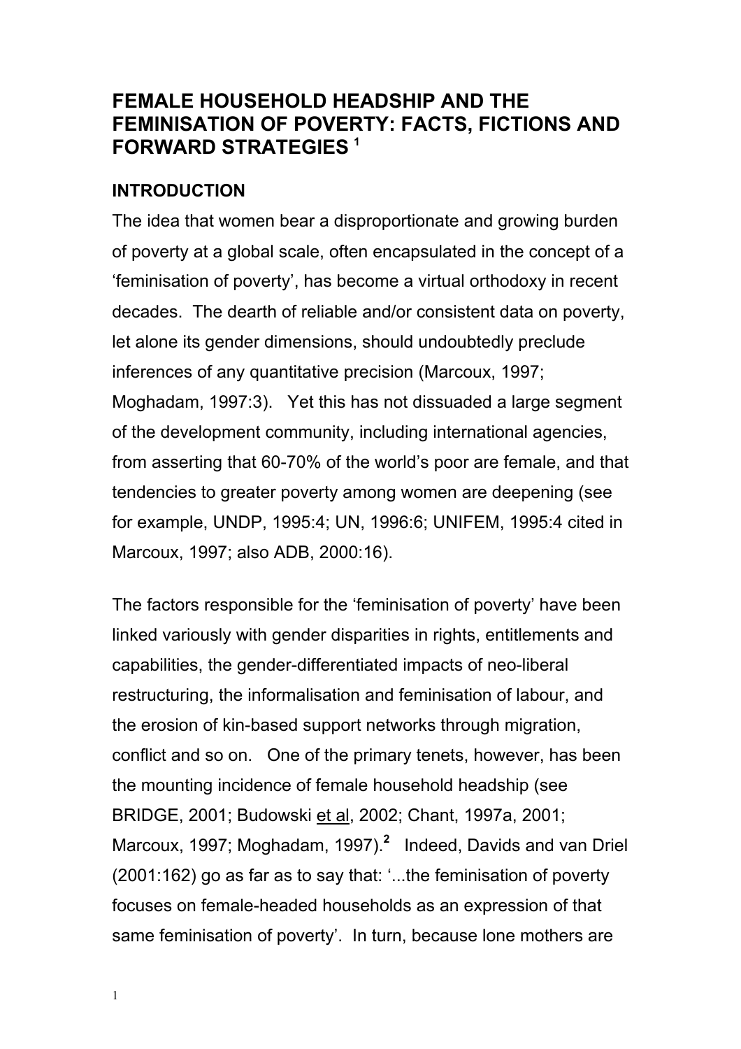# FEMALE HOUSEHOLD HEADSHIP AND THE FEMINISATION OF POVERTY: FACTS, FICTIONS AND FORWARD STRATEGIES [1]

## INTRODUCTION

The idea that women bear a disproportionate and growing burden of poverty at a global scale, often encapsulated in the concept of a 'feminisation of poverty', has become a virtual orthodoxy in recent decades. The dearth of reliable and/or consistent data on poverty, let alone its gender dimensions, should undoubtedly preclude inferences of any quantitative precision (Marcoux, 1997; Moghadam, 1997:3). Yet this has not dissuaded a large segment of the development community, including international agencies, from asserting that 60-70% of the world's poor are female, and that tendencies to greater poverty among women are deepening (see for example, UNDP, 1995:4; UN, 1996:6; UNIFEM, 1995:4 cited in Marcoux, 1997; also ADB, 2000:16).

The factors responsible for the 'feminisation of poverty' have been linked variously with gender disparities in rights, entitlements and capabilities, the gender-differentiated impacts of neo-liberal restructuring, the informalisation and feminisation of labour, and the erosion of kin-based support networks through migration, conflict and so on. One of the primary tenets, however, has been the mounting incidence of female household headship (see BRIDGE, 2001; Budowski et al, 2002; Chant, 1997a, 2001; Marcoux, 1997; Moghadam, 1997).[2] Indeed, Davids and van Driel (2001:162) go as far as to say that: '...the feminisation of poverty focuses on female-headed households as an expression of that same feminisation of poverty'. In turn, because lone mothers are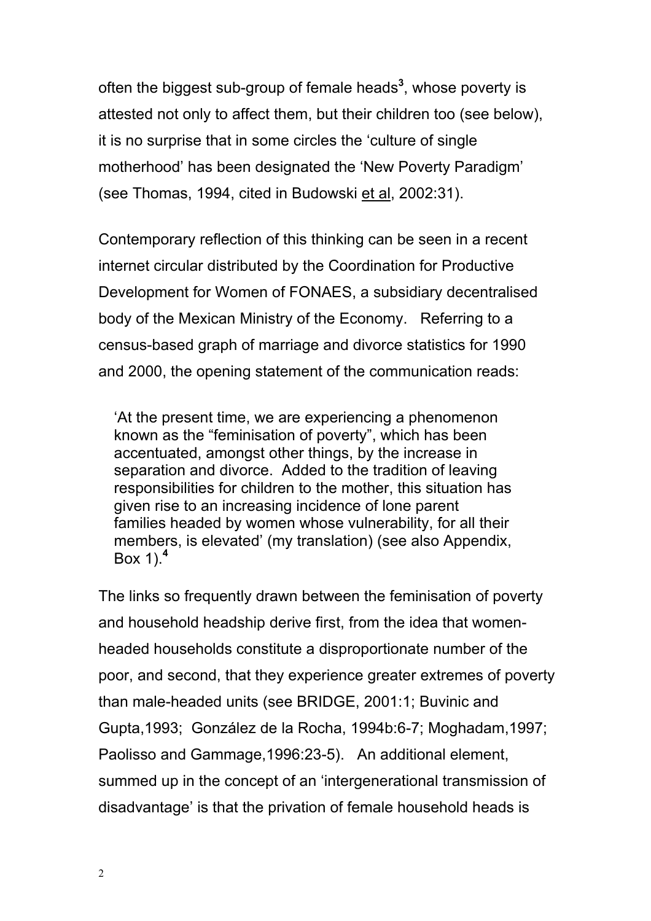often the biggest sub-group of female heads[3], whose poverty is attested not only to affect them, but their children too (see below), it is no surprise that in some circles the 'culture of single motherhood' has been designated the 'New Poverty Paradigm' (see Thomas, 1994, cited in Budowski et al, 2002:31).

Contemporary reflection of this thinking can be seen in a recent internet circular distributed by the Coordination for Productive Development for Women of FONAES, a subsidiary decentralised body of the Mexican Ministry of the Economy. Referring to a census-based graph of marriage and divorce statistics for 1990 and 2000, the opening statement of the communication reads:

> 'At the present time, we are experiencing a phenomenon known as the "feminisation of poverty", which has been accentuated, amongst other things, by the increase in separation and divorce. Added to the tradition of leaving responsibilities for children to the mother, this situation has given rise to an increasing incidence of lone parent families headed by women whose vulnerability, for all their members, is elevated' (my translation) (see also Appendix, Box 1).[4]

The links so frequently drawn between the feminisation of poverty and household headship derive first, from the idea that women-headed households constitute a disproportionate number of the poor, and second, that they experience greater extremes of poverty than male-headed units (see BRIDGE, 2001:1; Buvinic and Gupta,1993; González de la Rocha, 1994b:6-7; Moghadam,1997; Paolisso and Gammage,1996:23-5). An additional element, summed up in the concept of an 'intergenerational transmission of disadvantage' is that the privation of female household heads is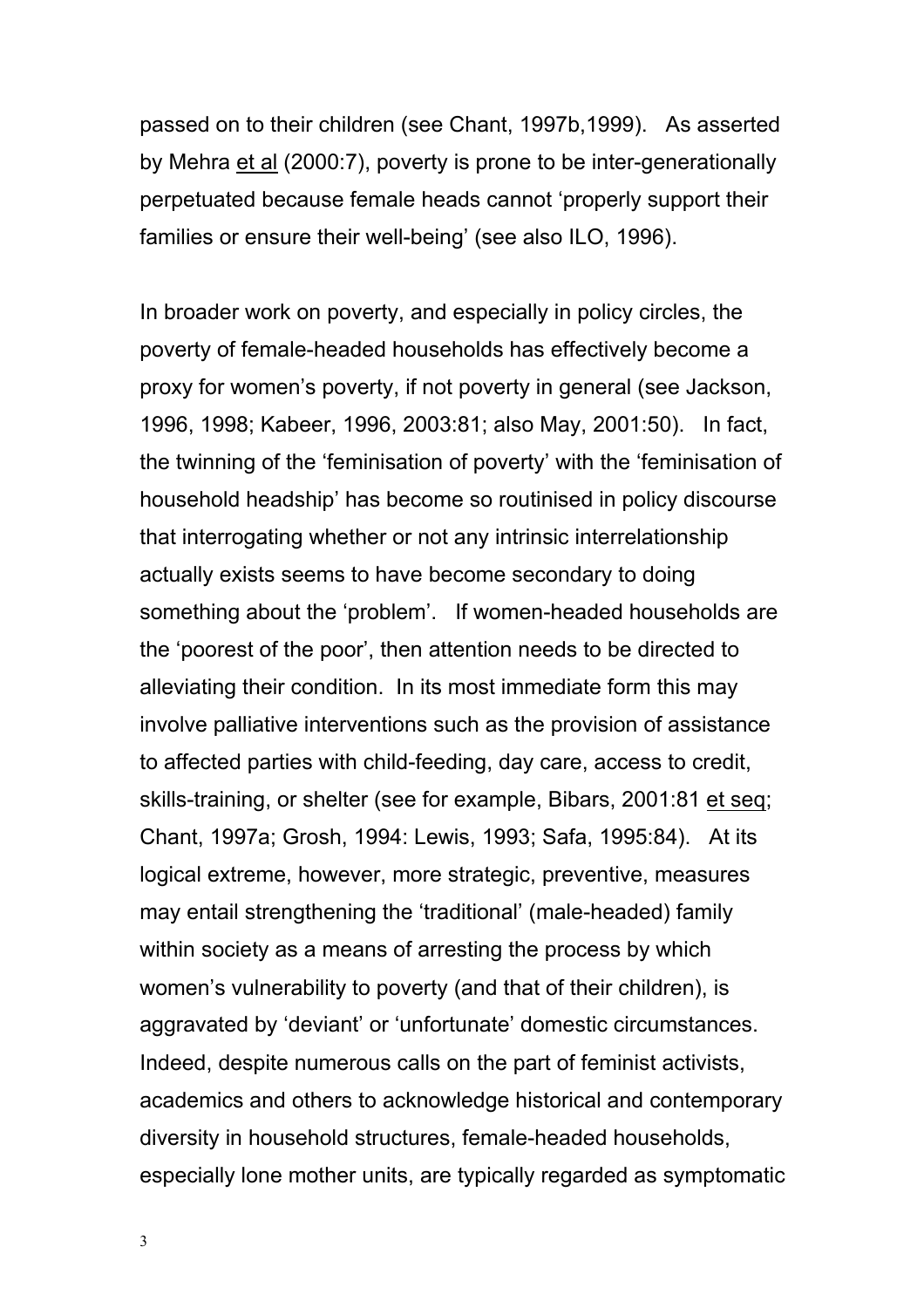passed on to their children (see Chant, 1997b,1999). As asserted by Mehra et al (2000:7), poverty is prone to be inter-generationally perpetuated because female heads cannot 'properly support their families or ensure their well-being' (see also ILO, 1996).

In broader work on poverty, and especially in policy circles, the poverty of female-headed households has effectively become a proxy for women's poverty, if not poverty in general (see Jackson, 1996, 1998; Kabeer, 1996, 2003:81; also May, 2001:50). In fact, the twinning of the 'feminisation of poverty' with the 'feminisation of household headship' has become so routinised in policy discourse that interrogating whether or not any intrinsic interrelationship actually exists seems to have become secondary to doing something about the 'problem'. If women-headed households are the 'poorest of the poor', then attention needs to be directed to alleviating their condition. In its most immediate form this may involve palliative interventions such as the provision of assistance to affected parties with child-feeding, day care, access to credit, skills-training, or shelter (see for example, Bibars, 2001:81 et seq; Chant, 1997a; Grosh, 1994: Lewis, 1993; Safa, 1995:84). At its logical extreme, however, more strategic, preventive, measures may entail strengthening the 'traditional' (male-headed) family within society as a means of arresting the process by which women's vulnerability to poverty (and that of their children), is aggravated by 'deviant' or 'unfortunate' domestic circumstances. Indeed, despite numerous calls on the part of feminist activists, academics and others to acknowledge historical and contemporary diversity in household structures, female-headed households, especially lone mother units, are typically regarded as symptomatic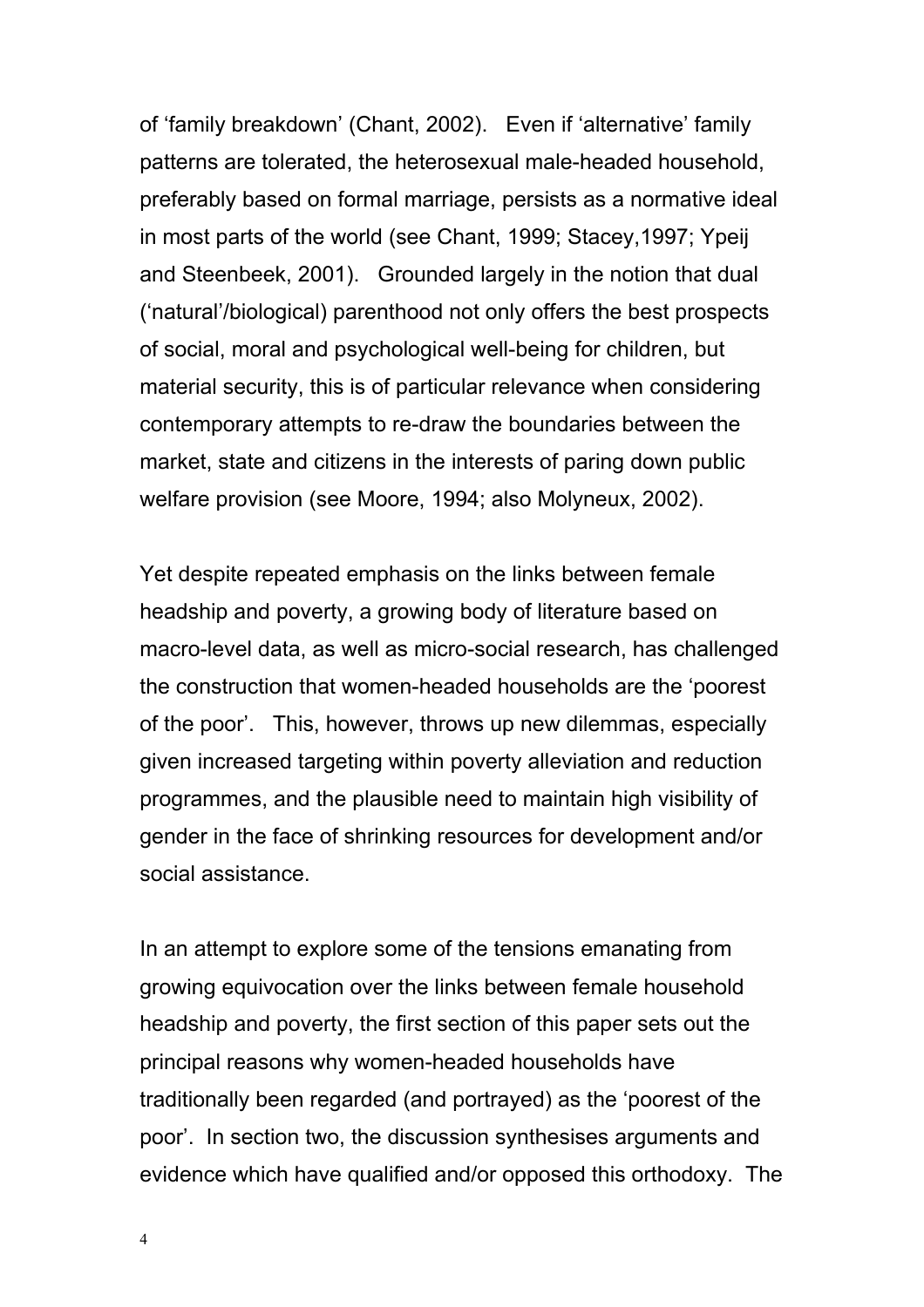of 'family breakdown' (Chant, 2002). Even if 'alternative' family patterns are tolerated, the heterosexual male-headed household, preferably based on formal marriage, persists as a normative ideal in most parts of the world (see Chant, 1999; Stacey,1997; Ypeij and Steenbeek, 2001). Grounded largely in the notion that dual ('natural'/biological) parenthood not only offers the best prospects of social, moral and psychological well-being for children, but material security, this is of particular relevance when considering contemporary attempts to re-draw the boundaries between the market, state and citizens in the interests of paring down public welfare provision (see Moore, 1994; also Molyneux, 2002).

Yet despite repeated emphasis on the links between female headship and poverty, a growing body of literature based on macro-level data, as well as micro-social research, has challenged the construction that women-headed households are the 'poorest of the poor'. This, however, throws up new dilemmas, especially given increased targeting within poverty alleviation and reduction programmes, and the plausible need to maintain high visibility of gender in the face of shrinking resources for development and/or social assistance.

In an attempt to explore some of the tensions emanating from growing equivocation over the links between female household headship and poverty, the first section of this paper sets out the principal reasons why women-headed households have traditionally been regarded (and portrayed) as the 'poorest of the poor'. In section two, the discussion synthesises arguments and evidence which have qualified and/or opposed this orthodoxy. The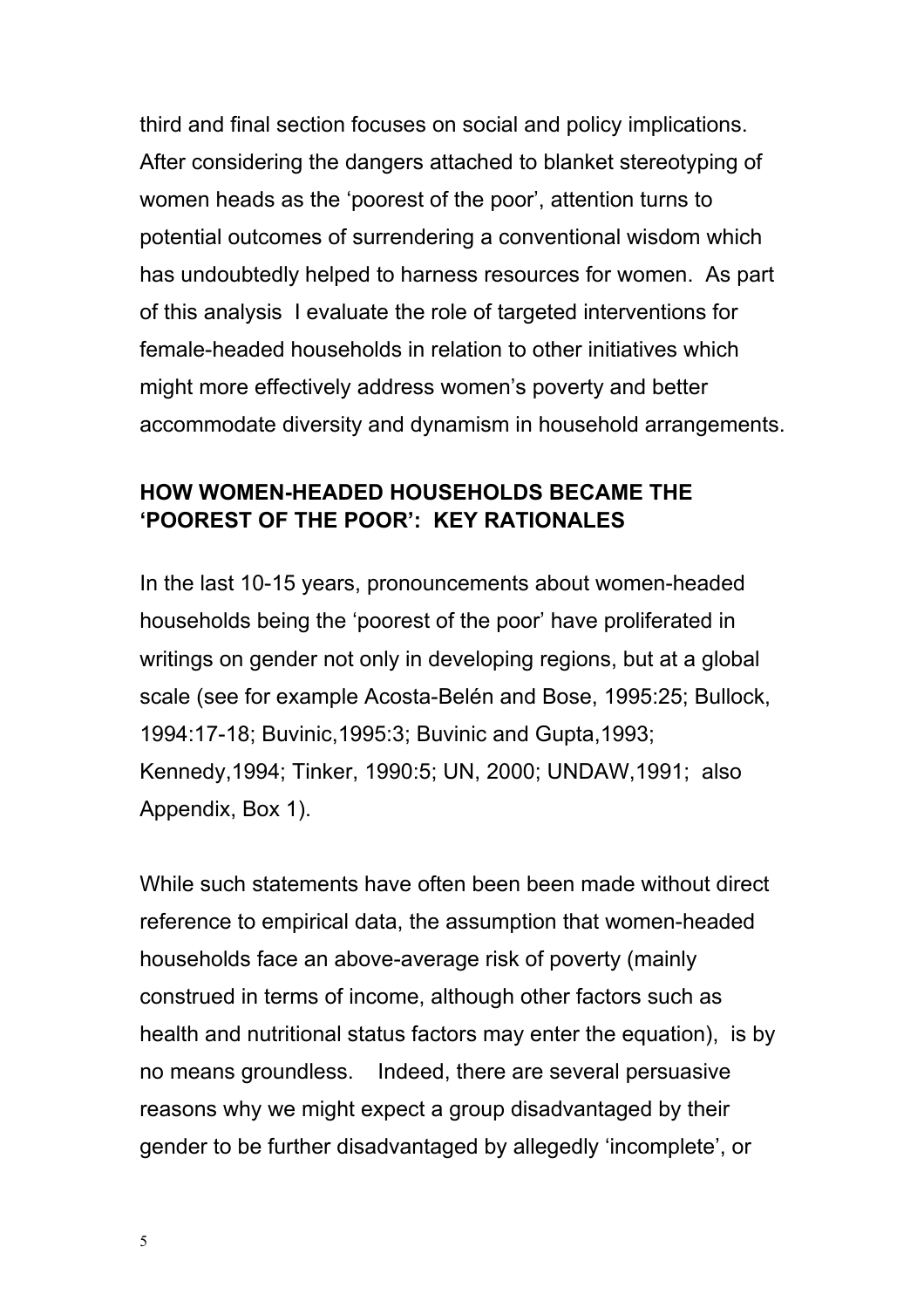third and final section focuses on social and policy implications. After considering the dangers attached to blanket stereotyping of women heads as the 'poorest of the poor', attention turns to potential outcomes of surrendering a conventional wisdom which has undoubtedly helped to harness resources for women. As part of this analysis I evaluate the role of targeted interventions for female-headed households in relation to other initiatives which might more effectively address women's poverty and better accommodate diversity and dynamism in household arrangements.

## HOW WOMEN-HEADED HOUSEHOLDS BECAME THE 'POOREST OF THE POOR': KEY RATIONALES

In the last 10-15 years, pronouncements about women-headed households being the 'poorest of the poor' have proliferated in writings on gender not only in developing regions, but at a global scale (see for example Acosta-Belén and Bose, 1995:25; Bullock, 1994:17-18; Buvinic,1995:3; Buvinic and Gupta,1993; Kennedy,1994; Tinker, 1990:5; UN, 2000; UNDAW,1991; also Appendix, Box 1).

While such statements have often been been made without direct reference to empirical data, the assumption that women-headed households face an above-average risk of poverty (mainly construed in terms of income, although other factors such as health and nutritional status factors may enter the equation), is by no means groundless. Indeed, there are several persuasive reasons why we might expect a group disadvantaged by their gender to be further disadvantaged by allegedly 'incomplete', or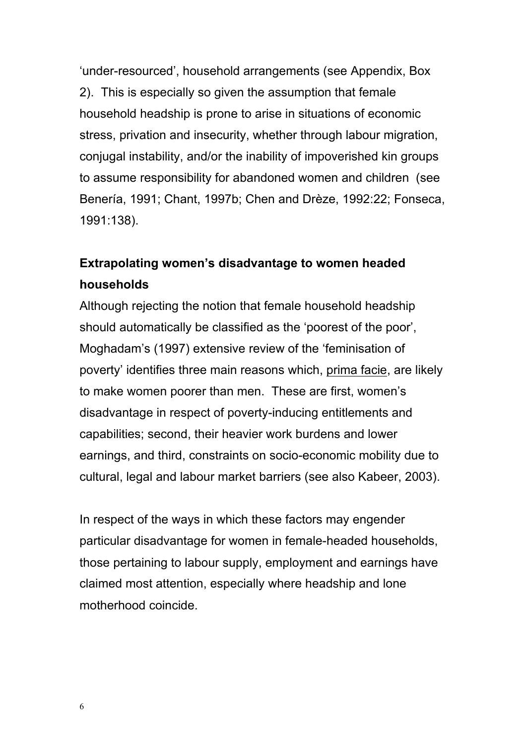'under-resourced', household arrangements (see Appendix, Box 2). This is especially so given the assumption that female household headship is prone to arise in situations of economic stress, privation and insecurity, whether through labour migration, conjugal instability, and/or the inability of impoverished kin groups to assume responsibility for abandoned women and children (see Benería, 1991; Chant, 1997b; Chen and Drèze, 1992:22; Fonseca, 1991:138).

**Extrapolating women's disadvantage to women headed households**

Although rejecting the notion that female household headship should automatically be classified as the 'poorest of the poor', Moghadam's (1997) extensive review of the 'feminisation of poverty' identifies three main reasons which, prima facie, are likely to make women poorer than men. These are first, women's disadvantage in respect of poverty-inducing entitlements and capabilities; second, their heavier work burdens and lower earnings, and third, constraints on socio-economic mobility due to cultural, legal and labour market barriers (see also Kabeer, 2003).

In respect of the ways in which these factors may engender particular disadvantage for women in female-headed households, those pertaining to labour supply, employment and earnings have claimed most attention, especially where headship and lone motherhood coincide.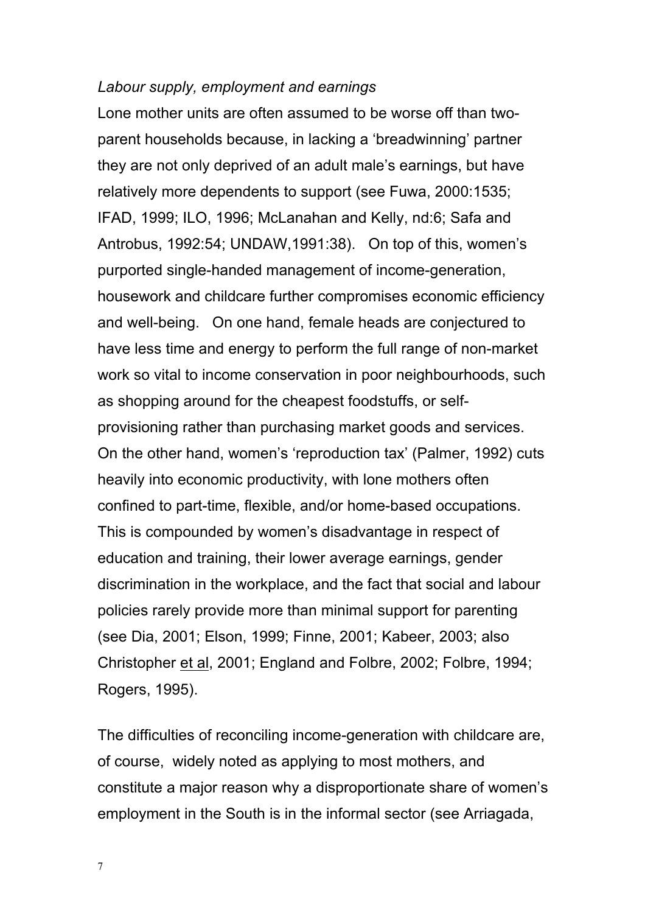*Labour supply, employment and earnings*

Lone mother units are often assumed to be worse off than two-parent households because, in lacking a 'breadwinning' partner they are not only deprived of an adult male's earnings, but have relatively more dependents to support (see Fuwa, 2000:1535; IFAD, 1999; ILO, 1996; McLanahan and Kelly, nd:6; Safa and Antrobus, 1992:54; UNDAW,1991:38). On top of this, women's purported single-handed management of income-generation, housework and childcare further compromises economic efficiency and well-being. On one hand, female heads are conjectured to have less time and energy to perform the full range of non-market work so vital to income conservation in poor neighbourhoods, such as shopping around for the cheapest foodstuffs, or self-provisioning rather than purchasing market goods and services. On the other hand, women's 'reproduction tax' (Palmer, 1992) cuts heavily into economic productivity, with lone mothers often confined to part-time, flexible, and/or home-based occupations. This is compounded by women's disadvantage in respect of education and training, their lower average earnings, gender discrimination in the workplace, and the fact that social and labour policies rarely provide more than minimal support for parenting (see Dia, 2001; Elson, 1999; Finne, 2001; Kabeer, 2003; also Christopher et al, 2001; England and Folbre, 2002; Folbre, 1994; Rogers, 1995).

The difficulties of reconciling income-generation with childcare are, of course, widely noted as applying to most mothers, and constitute a major reason why a disproportionate share of women's employment in the South is in the informal sector (see Arriagada,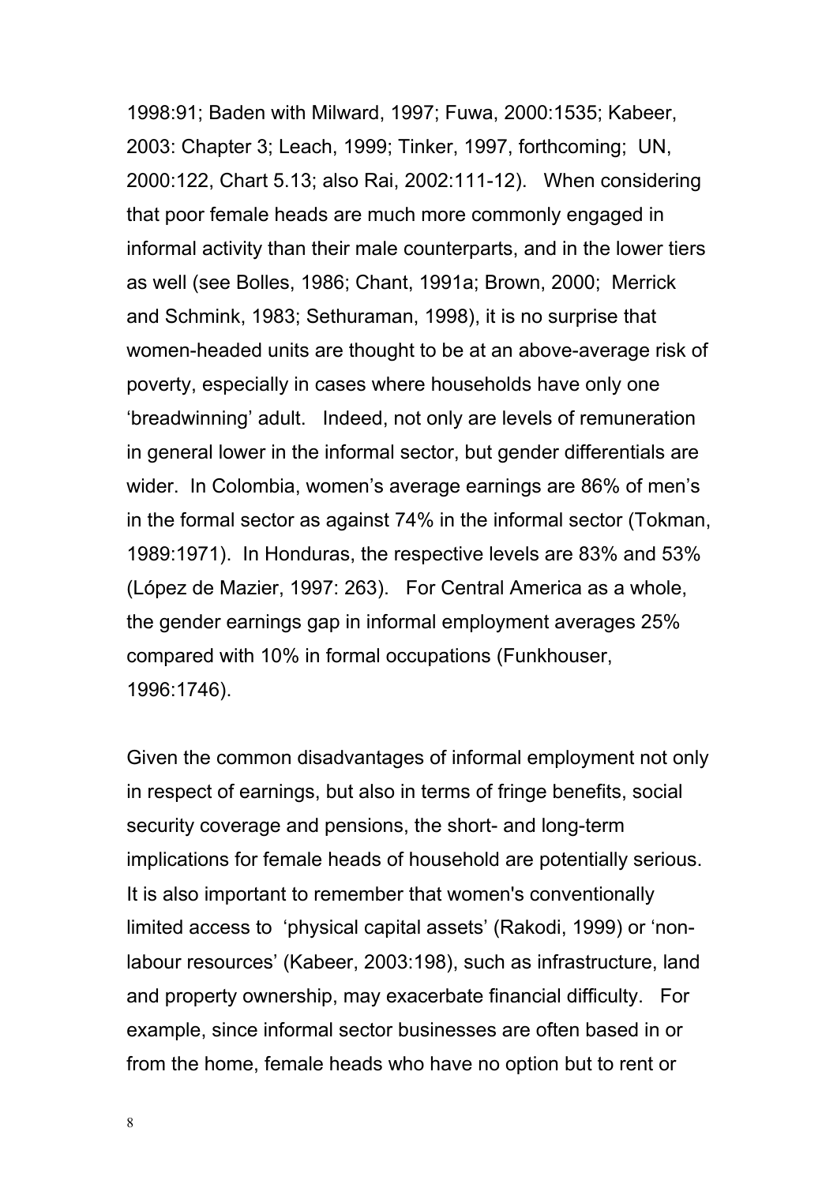1998:91; Baden with Milward, 1997; Fuwa, 2000:1535; Kabeer, 2003: Chapter 3; Leach, 1999; Tinker, 1997, forthcoming; UN, 2000:122, Chart 5.13; also Rai, 2002:111-12). When considering that poor female heads are much more commonly engaged in informal activity than their male counterparts, and in the lower tiers as well (see Bolles, 1986; Chant, 1991a; Brown, 2000; Merrick and Schmink, 1983; Sethuraman, 1998), it is no surprise that women-headed units are thought to be at an above-average risk of poverty, especially in cases where households have only one 'breadwinning' adult. Indeed, not only are levels of remuneration in general lower in the informal sector, but gender differentials are wider. In Colombia, women's average earnings are 86% of men's in the formal sector as against 74% in the informal sector (Tokman, 1989:1971). In Honduras, the respective levels are 83% and 53% (López de Mazier, 1997: 263). For Central America as a whole, the gender earnings gap in informal employment averages 25% compared with 10% in formal occupations (Funkhouser, 1996:1746).

Given the common disadvantages of informal employment not only in respect of earnings, but also in terms of fringe benefits, social security coverage and pensions, the short- and long-term implications for female heads of household are potentially serious. It is also important to remember that women's conventionally limited access to 'physical capital assets' (Rakodi, 1999) or 'non-labour resources' (Kabeer, 2003:198), such as infrastructure, land and property ownership, may exacerbate financial difficulty. For example, since informal sector businesses are often based in or from the home, female heads who have no option but to rent or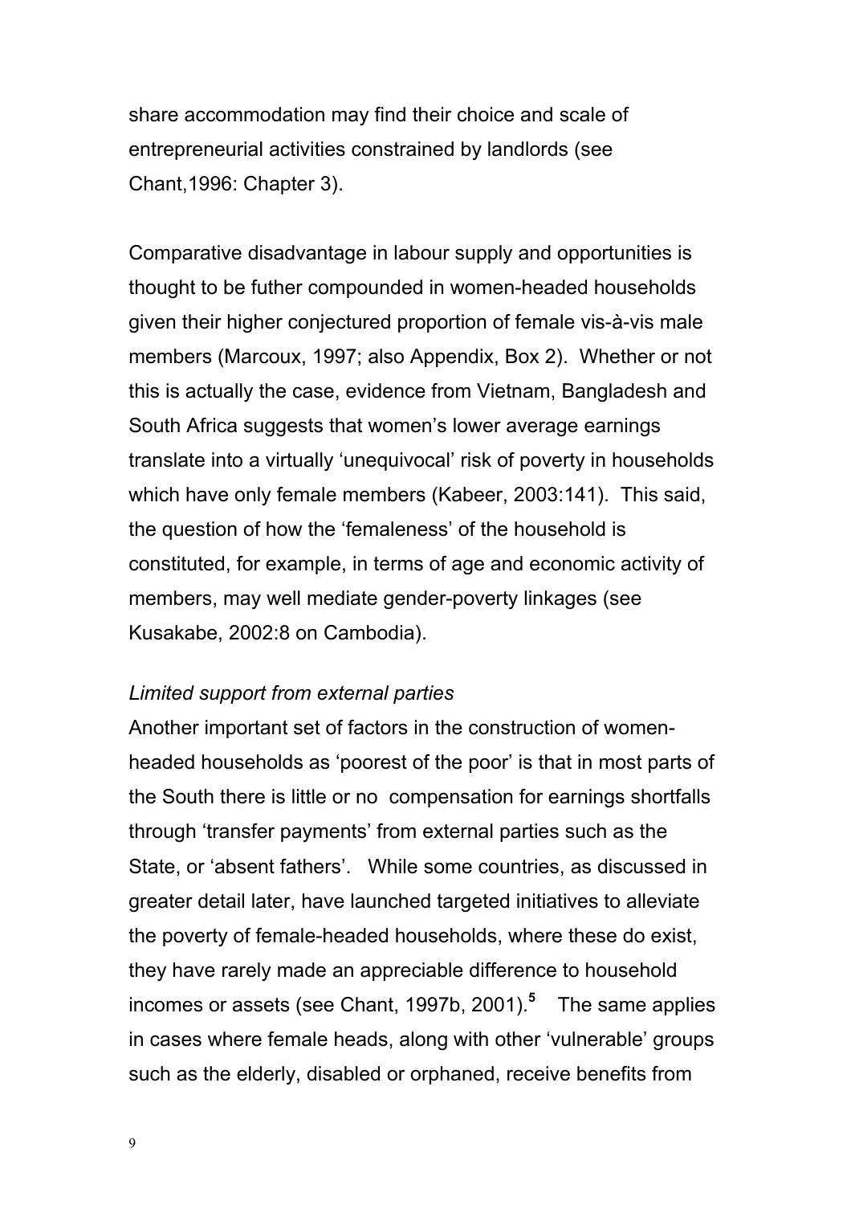share accommodation may find their choice and scale of entrepreneurial activities constrained by landlords (see Chant,1996: Chapter 3).

Comparative disadvantage in labour supply and opportunities is thought to be futher compounded in women-headed households given their higher conjectured proportion of female vis-à-vis male members (Marcoux, 1997; also Appendix, Box 2). Whether or not this is actually the case, evidence from Vietnam, Bangladesh and South Africa suggests that women's lower average earnings translate into a virtually 'unequivocal' risk of poverty in households which have only female members (Kabeer, 2003:141). This said, the question of how the 'femaleness' of the household is constituted, for example, in terms of age and economic activity of members, may well mediate gender-poverty linkages (see Kusakabe, 2002:8 on Cambodia).

*Limited support from external parties*

Another important set of factors in the construction of women-headed households as 'poorest of the poor' is that in most parts of the South there is little or no compensation for earnings shortfalls through 'transfer payments' from external parties such as the State, or 'absent fathers'. While some countries, as discussed in greater detail later, have launched targeted initiatives to alleviate the poverty of female-headed households, where these do exist, they have rarely made an appreciable difference to household incomes or assets (see Chant, 1997b, 2001).[5] The same applies in cases where female heads, along with other 'vulnerable' groups such as the elderly, disabled or orphaned, receive benefits from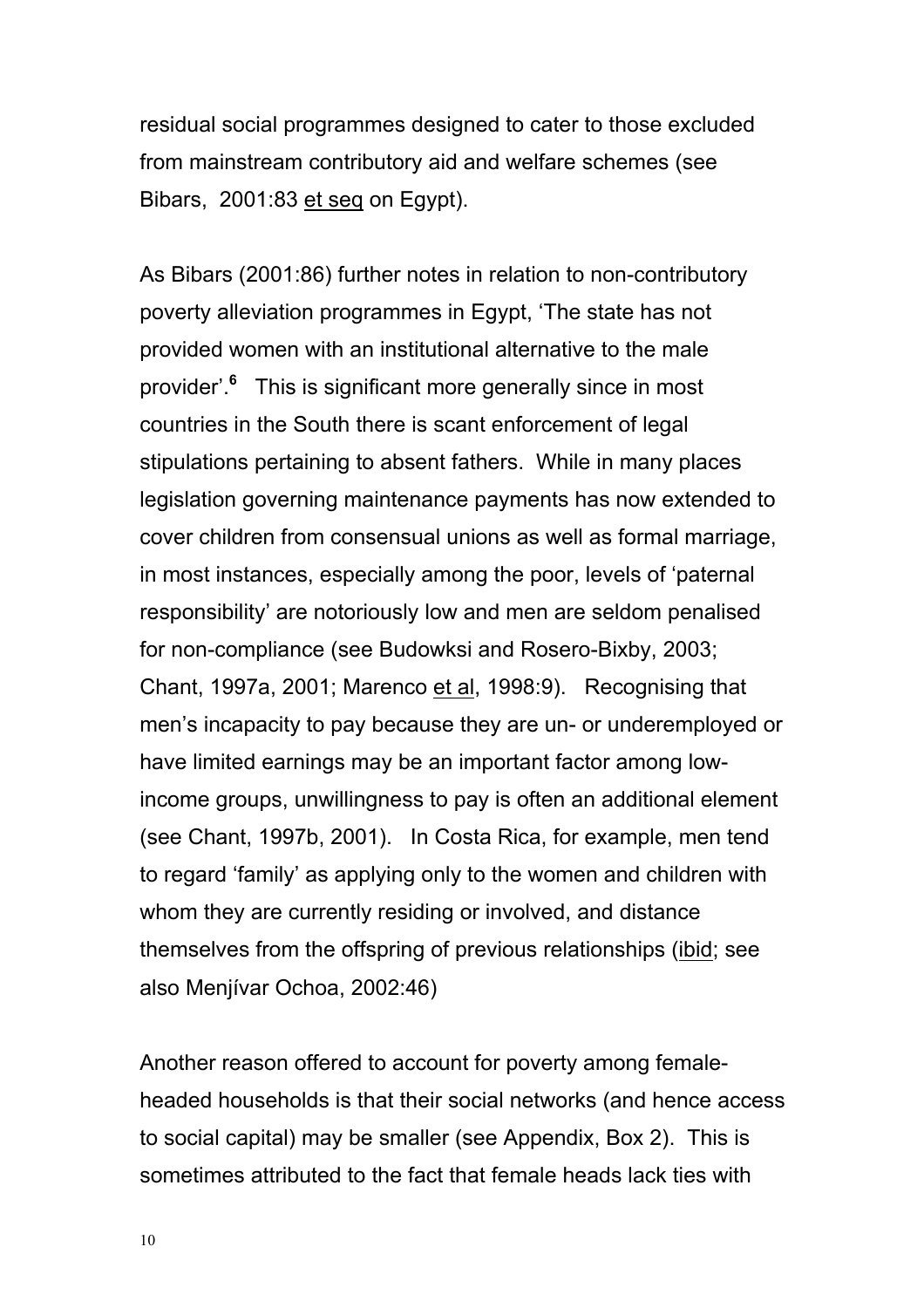residual social programmes designed to cater to those excluded from mainstream contributory aid and welfare schemes (see Bibars, 2001:83 et seq on Egypt).

As Bibars (2001:86) further notes in relation to non-contributory poverty alleviation programmes in Egypt, 'The state has not provided women with an institutional alternative to the male provider'.[6] This is significant more generally since in most countries in the South there is scant enforcement of legal stipulations pertaining to absent fathers. While in many places legislation governing maintenance payments has now extended to cover children from consensual unions as well as formal marriage, in most instances, especially among the poor, levels of 'paternal responsibility' are notoriously low and men are seldom penalised for non-compliance (see Budowksi and Rosero-Bixby, 2003; Chant, 1997a, 2001; Marenco et al, 1998:9). Recognising that men's incapacity to pay because they are un- or underemployed or have limited earnings may be an important factor among low-income groups, unwillingness to pay is often an additional element (see Chant, 1997b, 2001). In Costa Rica, for example, men tend to regard 'family' as applying only to the women and children with whom they are currently residing or involved, and distance themselves from the offspring of previous relationships (ibid; see also Menjívar Ochoa, 2002:46)

Another reason offered to account for poverty among female-headed households is that their social networks (and hence access to social capital) may be smaller (see Appendix, Box 2). This is sometimes attributed to the fact that female heads lack ties with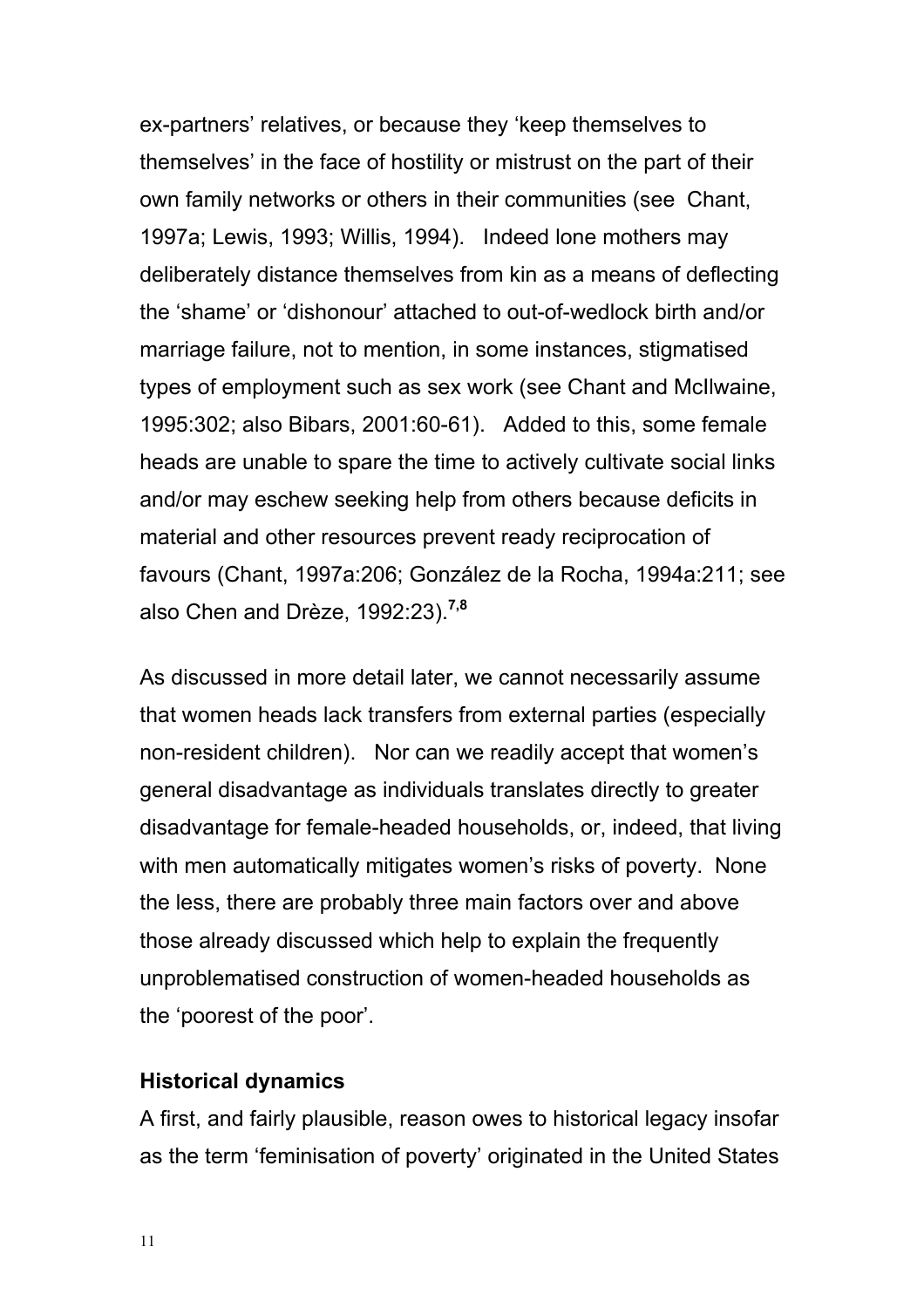ex-partners' relatives, or because they 'keep themselves to themselves' in the face of hostility or mistrust on the part of their own family networks or others in their communities (see Chant, 1997a; Lewis, 1993; Willis, 1994). Indeed lone mothers may deliberately distance themselves from kin as a means of deflecting the 'shame' or 'dishonour' attached to out-of-wedlock birth and/or marriage failure, not to mention, in some instances, stigmatised types of employment such as sex work (see Chant and McIlwaine, 1995:302; also Bibars, 2001:60-61). Added to this, some female heads are unable to spare the time to actively cultivate social links and/or may eschew seeking help from others because deficits in material and other resources prevent ready reciprocation of favours (Chant, 1997a:206; González de la Rocha, 1994a:211; see also Chen and Drèze, 1992:23).[7,8]

As discussed in more detail later, we cannot necessarily assume that women heads lack transfers from external parties (especially non-resident children). Nor can we readily accept that women's general disadvantage as individuals translates directly to greater disadvantage for female-headed households, or, indeed, that living with men automatically mitigates women's risks of poverty. None the less, there are probably three main factors over and above those already discussed which help to explain the frequently unproblematised construction of women-headed households as the 'poorest of the poor'.

### Historical dynamics

A first, and fairly plausible, reason owes to historical legacy insofar as the term 'feminisation of poverty' originated in the United States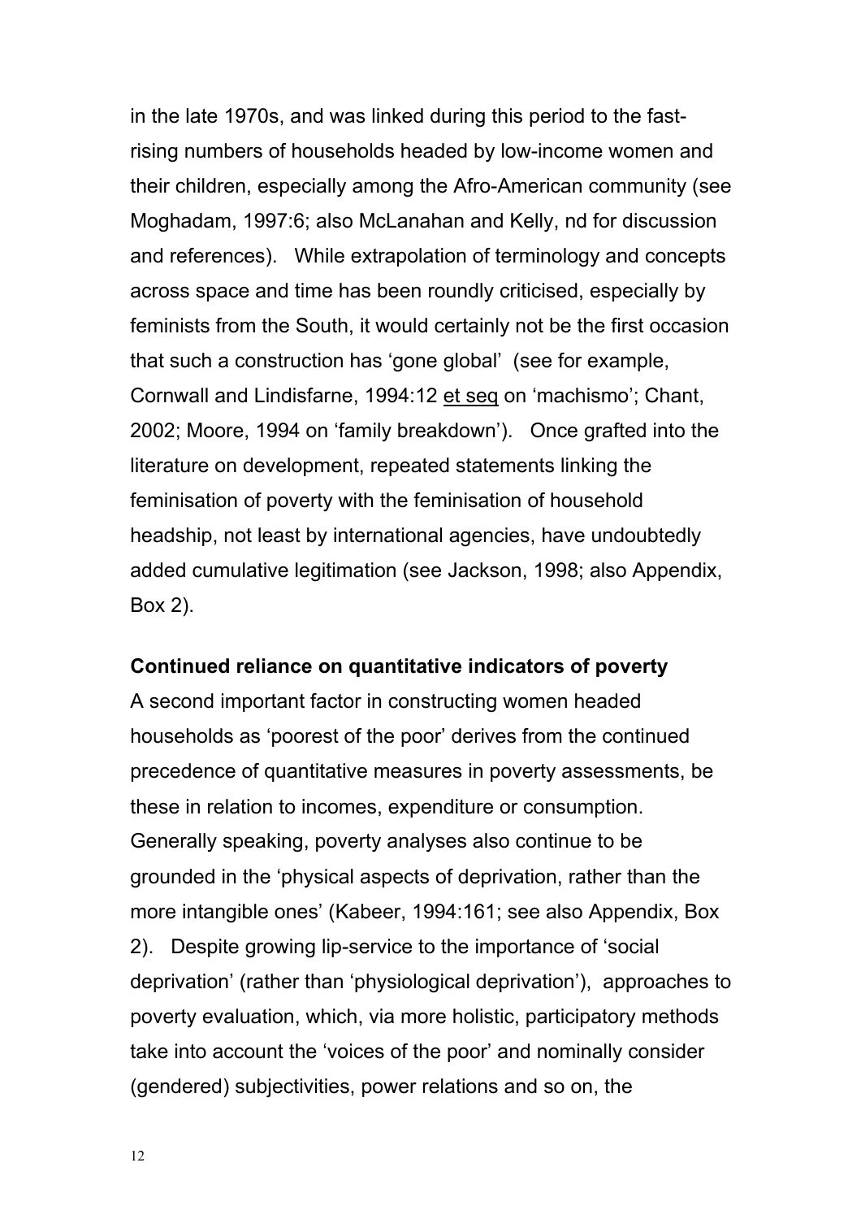in the late 1970s, and was linked during this period to the fast-rising numbers of households headed by low-income women and their children, especially among the Afro-American community (see Moghadam, 1997:6; also McLanahan and Kelly, nd for discussion and references). While extrapolation of terminology and concepts across space and time has been roundly criticised, especially by feminists from the South, it would certainly not be the first occasion that such a construction has 'gone global' (see for example, Cornwall and Lindisfarne, 1994:12 et seq on 'machismo'; Chant, 2002; Moore, 1994 on 'family breakdown'). Once grafted into the literature on development, repeated statements linking the feminisation of poverty with the feminisation of household headship, not least by international agencies, have undoubtedly added cumulative legitimation (see Jackson, 1998; also Appendix, Box 2).

**Continued reliance on quantitative indicators of poverty**

A second important factor in constructing women headed households as 'poorest of the poor' derives from the continued precedence of quantitative measures in poverty assessments, be these in relation to incomes, expenditure or consumption. Generally speaking, poverty analyses also continue to be grounded in the 'physical aspects of deprivation, rather than the more intangible ones' (Kabeer, 1994:161; see also Appendix, Box 2). Despite growing lip-service to the importance of 'social deprivation' (rather than 'physiological deprivation'), approaches to poverty evaluation, which, via more holistic, participatory methods take into account the 'voices of the poor' and nominally consider (gendered) subjectivities, power relations and so on, the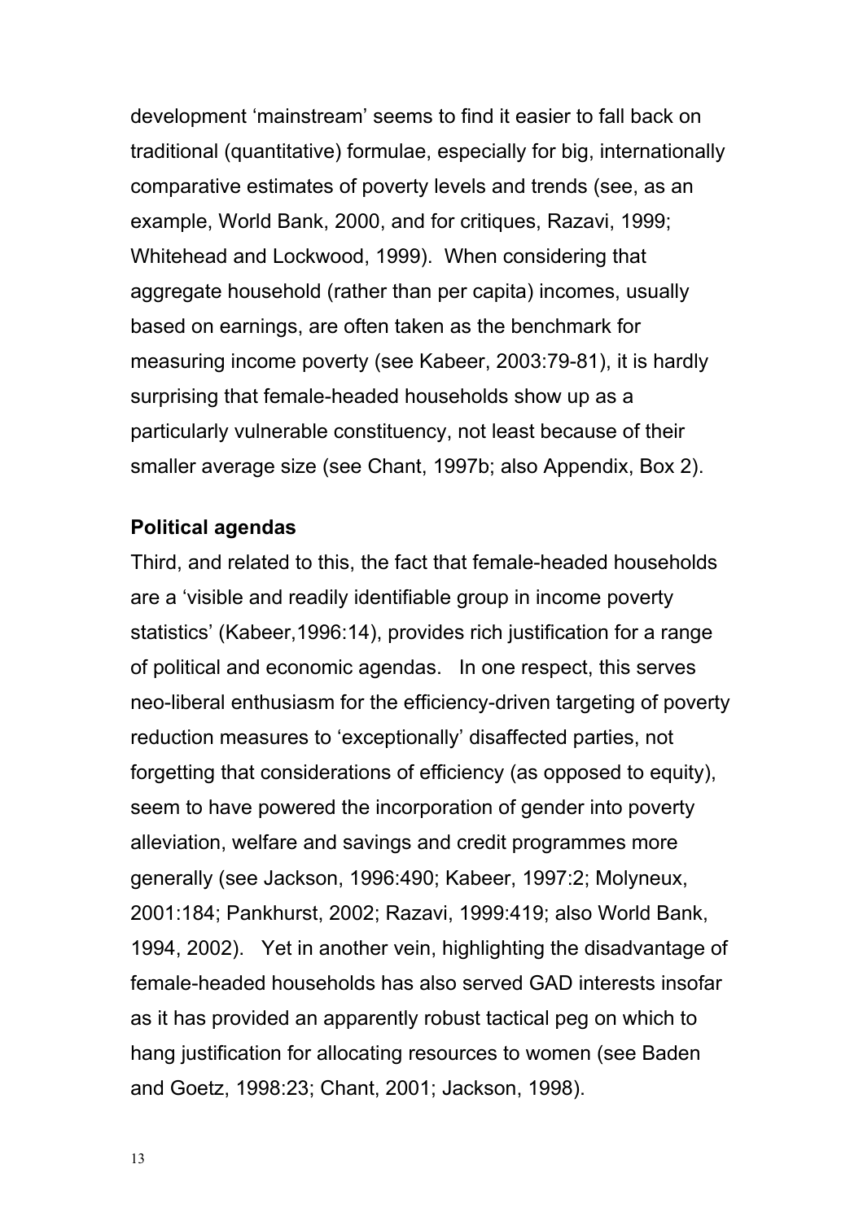development ‘mainstream’ seems to find it easier to fall back on traditional (quantitative) formulae, especially for big, internationally comparative estimates of poverty levels and trends (see, as an example, World Bank, 2000, and for critiques, Razavi, 1999; Whitehead and Lockwood, 1999). When considering that aggregate household (rather than per capita) incomes, usually based on earnings, are often taken as the benchmark for measuring income poverty (see Kabeer, 2003:79-81), it is hardly surprising that female-headed households show up as a particularly vulnerable constituency, not least because of their smaller average size (see Chant, 1997b; also Appendix, Box 2).

**Political agendas**

Third, and related to this, the fact that female-headed households are a ‘visible and readily identifiable group in income poverty statistics’ (Kabeer,1996:14), provides rich justification for a range of political and economic agendas. In one respect, this serves neo-liberal enthusiasm for the efficiency-driven targeting of poverty reduction measures to ‘exceptionally’ disaffected parties, not forgetting that considerations of efficiency (as opposed to equity), seem to have powered the incorporation of gender into poverty alleviation, welfare and savings and credit programmes more generally (see Jackson, 1996:490; Kabeer, 1997:2; Molyneux, 2001:184; Pankhurst, 2002; Razavi, 1999:419; also World Bank, 1994, 2002). Yet in another vein, highlighting the disadvantage of female-headed households has also served GAD interests insofar as it has provided an apparently robust tactical peg on which to hang justification for allocating resources to women (see Baden and Goetz, 1998:23; Chant, 2001; Jackson, 1998).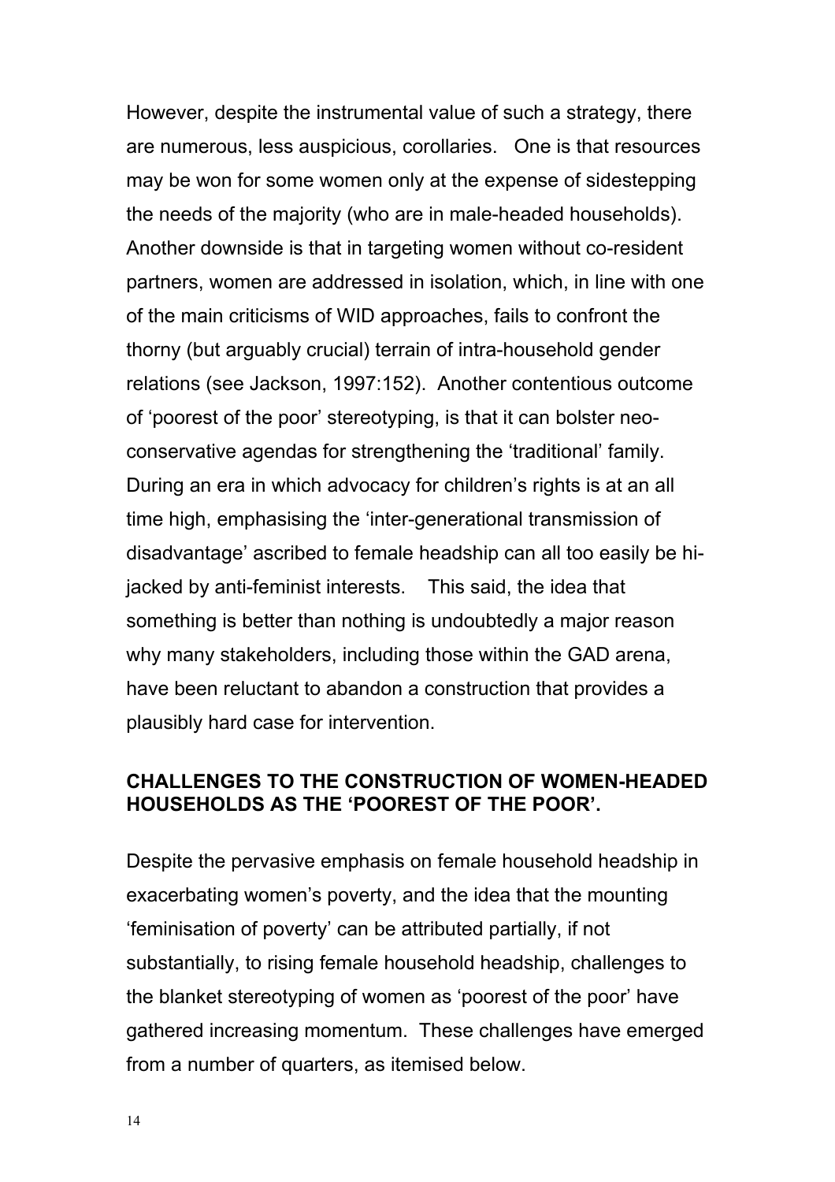However, despite the instrumental value of such a strategy, there are numerous, less auspicious, corollaries. One is that resources may be won for some women only at the expense of sidestepping the needs of the majority (who are in male-headed households). Another downside is that in targeting women without co-resident partners, women are addressed in isolation, which, in line with one of the main criticisms of WID approaches, fails to confront the thorny (but arguably crucial) terrain of intra-household gender relations (see Jackson, 1997:152). Another contentious outcome of 'poorest of the poor' stereotyping, is that it can bolster neo-conservative agendas for strengthening the 'traditional' family. During an era in which advocacy for children's rights is at an all time high, emphasising the 'inter-generational transmission of disadvantage' ascribed to female headship can all too easily be hi-jacked by anti-feminist interests. This said, the idea that something is better than nothing is undoubtedly a major reason why many stakeholders, including those within the GAD arena, have been reluctant to abandon a construction that provides a plausibly hard case for intervention.

**CHALLENGES TO THE CONSTRUCTION OF WOMEN-HEADED HOUSEHOLDS AS THE 'POOREST OF THE POOR'.**

Despite the pervasive emphasis on female household headship in exacerbating women's poverty, and the idea that the mounting 'feminisation of poverty' can be attributed partially, if not substantially, to rising female household headship, challenges to the blanket stereotyping of women as 'poorest of the poor' have gathered increasing momentum. These challenges have emerged from a number of quarters, as itemised below.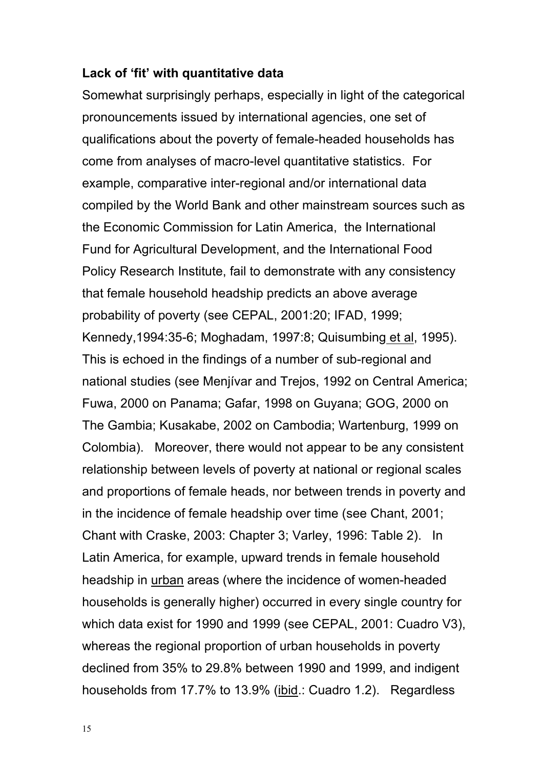**Lack of 'fit' with quantitative data**

Somewhat surprisingly perhaps, especially in light of the categorical pronouncements issued by international agencies, one set of qualifications about the poverty of female-headed households has come from analyses of macro-level quantitative statistics. For example, comparative inter-regional and/or international data compiled by the World Bank and other mainstream sources such as the Economic Commission for Latin America, the International Fund for Agricultural Development, and the International Food Policy Research Institute, fail to demonstrate with any consistency that female household headship predicts an above average probability of poverty (see CEPAL, 2001:20; IFAD, 1999; Kennedy,1994:35-6; Moghadam, 1997:8; Quisumbing et al, 1995). This is echoed in the findings of a number of sub-regional and national studies (see Menjívar and Trejos, 1992 on Central America; Fuwa, 2000 on Panama; Gafar, 1998 on Guyana; GOG, 2000 on The Gambia; Kusakabe, 2002 on Cambodia; Wartenburg, 1999 on Colombia). Moreover, there would not appear to be any consistent relationship between levels of poverty at national or regional scales and proportions of female heads, nor between trends in poverty and in the incidence of female headship over time (see Chant, 2001; Chant with Craske, 2003: Chapter 3; Varley, 1996: Table 2). In Latin America, for example, upward trends in female household headship in urban areas (where the incidence of women-headed households is generally higher) occurred in every single country for which data exist for 1990 and 1999 (see CEPAL, 2001: Cuadro V3), whereas the regional proportion of urban households in poverty declined from 35% to 29.8% between 1990 and 1999, and indigent households from 17.7% to 13.9% (ibid.: Cuadro 1.2). Regardless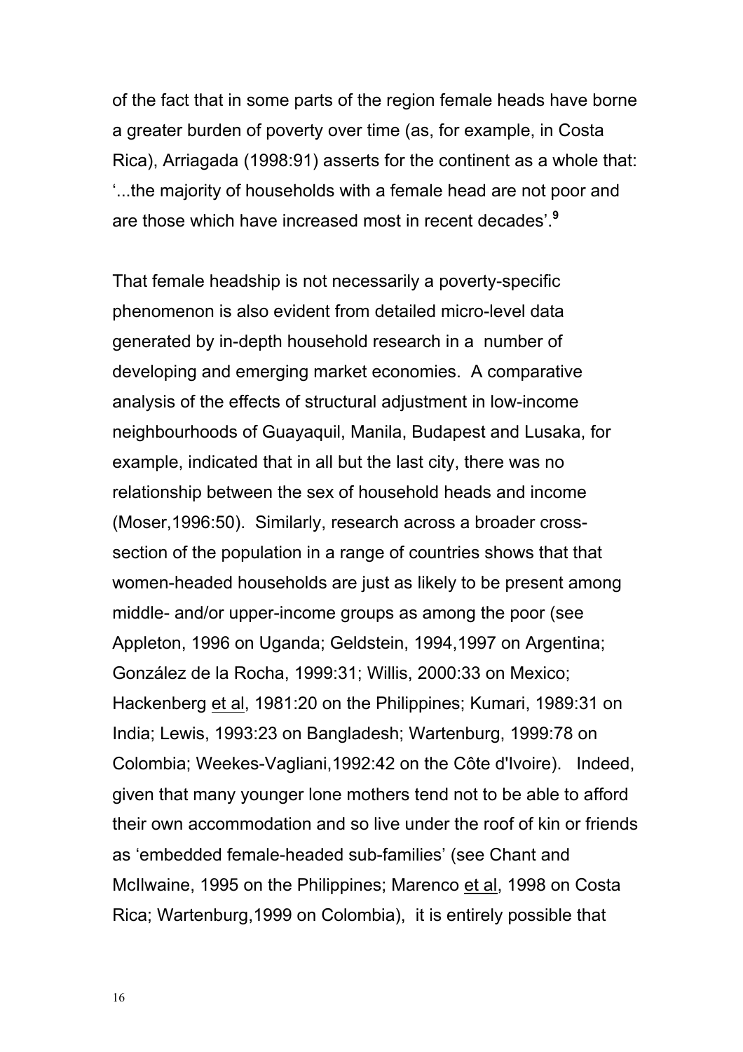of the fact that in some parts of the region female heads have borne a greater burden of poverty over time (as, for example, in Costa Rica), Arriagada (1998:91) asserts for the continent as a whole that: '...the majority of households with a female head are not poor and are those which have increased most in recent decades'.[9]

That female headship is not necessarily a poverty-specific phenomenon is also evident from detailed micro-level data generated by in-depth household research in a number of developing and emerging market economies. A comparative analysis of the effects of structural adjustment in low-income neighbourhoods of Guayaquil, Manila, Budapest and Lusaka, for example, indicated that in all but the last city, there was no relationship between the sex of household heads and income (Moser,1996:50). Similarly, research across a broader cross-section of the population in a range of countries shows that that women-headed households are just as likely to be present among middle- and/or upper-income groups as among the poor (see Appleton, 1996 on Uganda; Geldstein, 1994,1997 on Argentina; González de la Rocha, 1999:31; Willis, 2000:33 on Mexico; Hackenberg et al, 1981:20 on the Philippines; Kumari, 1989:31 on India; Lewis, 1993:23 on Bangladesh; Wartenburg, 1999:78 on Colombia; Weekes-Vagliani,1992:42 on the Côte d'Ivoire). Indeed, given that many younger lone mothers tend not to be able to afford their own accommodation and so live under the roof of kin or friends as 'embedded female-headed sub-families' (see Chant and McIlwaine, 1995 on the Philippines; Marenco et al, 1998 on Costa Rica; Wartenburg,1999 on Colombia), it is entirely possible that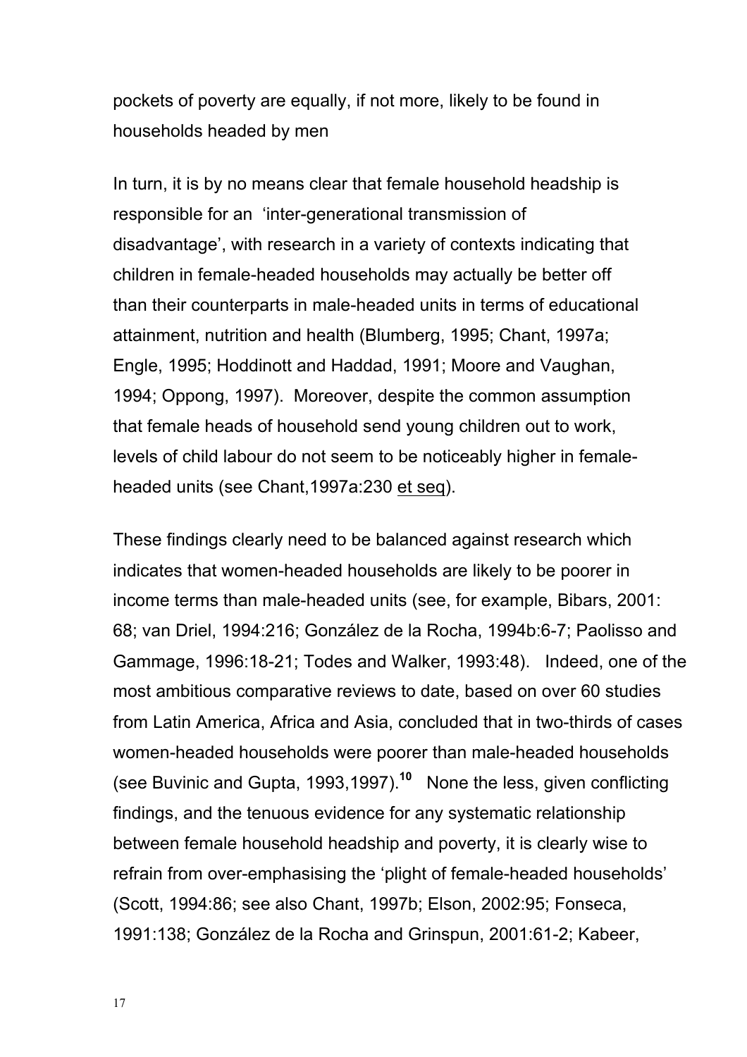pockets of poverty are equally, if not more, likely to be found in households headed by men

In turn, it is by no means clear that female household headship is responsible for an 'inter-generational transmission of disadvantage', with research in a variety of contexts indicating that children in female-headed households may actually be better off than their counterparts in male-headed units in terms of educational attainment, nutrition and health (Blumberg, 1995; Chant, 1997a; Engle, 1995; Hoddinott and Haddad, 1991; Moore and Vaughan, 1994; Oppong, 1997). Moreover, despite the common assumption that female heads of household send young children out to work, levels of child labour do not seem to be noticeably higher in female-headed units (see Chant,1997a:230 et seq).

These findings clearly need to be balanced against research which indicates that women-headed households are likely to be poorer in income terms than male-headed units (see, for example, Bibars, 2001: 68; van Driel, 1994:216; González de la Rocha, 1994b:6-7; Paolisso and Gammage, 1996:18-21; Todes and Walker, 1993:48). Indeed, one of the most ambitious comparative reviews to date, based on over 60 studies from Latin America, Africa and Asia, concluded that in two-thirds of cases women-headed households were poorer than male-headed households (see Buvinic and Gupta, 1993,1997).[10] None the less, given conflicting findings, and the tenuous evidence for any systematic relationship between female household headship and poverty, it is clearly wise to refrain from over-emphasising the 'plight of female-headed households' (Scott, 1994:86; see also Chant, 1997b; Elson, 2002:95; Fonseca, 1991:138; González de la Rocha and Grinspun, 2001:61-2; Kabeer,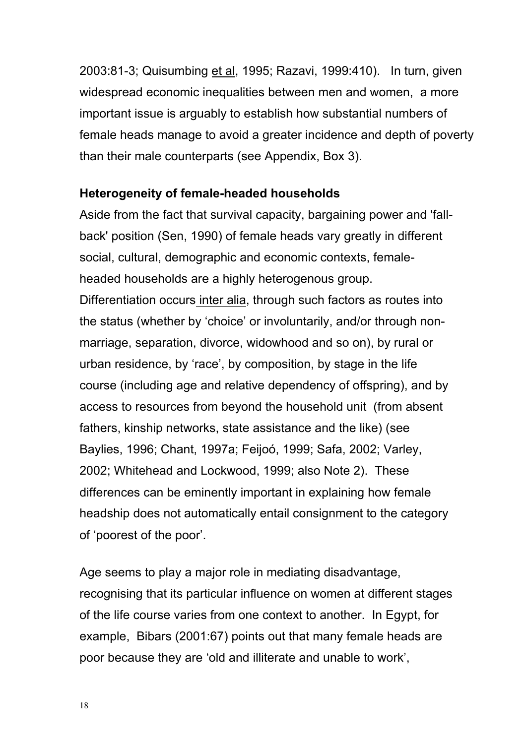2003:81-3; Quisumbing et al, 1995; Razavi, 1999:410). In turn, given widespread economic inequalities between men and women, a more important issue is arguably to establish how substantial numbers of female heads manage to avoid a greater incidence and depth of poverty than their male counterparts (see Appendix, Box 3).

**Heterogeneity of female-headed households**

Aside from the fact that survival capacity, bargaining power and 'fall-back' position (Sen, 1990) of female heads vary greatly in different social, cultural, demographic and economic contexts, female-headed households are a highly heterogenous group. Differentiation occurs inter alia, through such factors as routes into the status (whether by 'choice' or involuntarily, and/or through non-marriage, separation, divorce, widowhood and so on), by rural or urban residence, by 'race', by composition, by stage in the life course (including age and relative dependency of offspring), and by access to resources from beyond the household unit (from absent fathers, kinship networks, state assistance and the like) (see Baylies, 1996; Chant, 1997a; Feijoó, 1999; Safa, 2002; Varley, 2002; Whitehead and Lockwood, 1999; also Note 2). These differences can be eminently important in explaining how female headship does not automatically entail consignment to the category of 'poorest of the poor'.

Age seems to play a major role in mediating disadvantage, recognising that its particular influence on women at different stages of the life course varies from one context to another. In Egypt, for example, Bibars (2001:67) points out that many female heads are poor because they are 'old and illiterate and unable to work',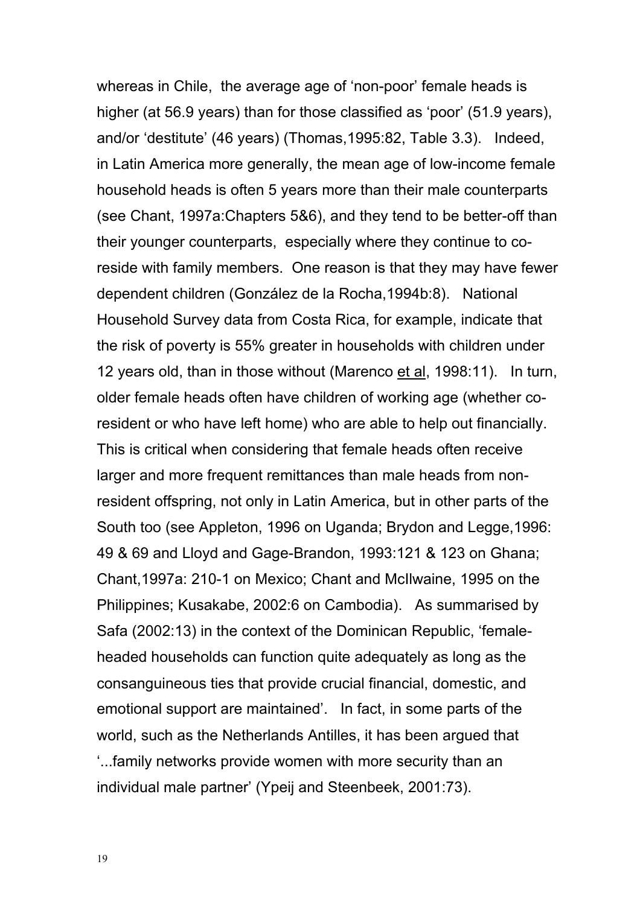whereas in Chile, the average age of 'non-poor' female heads is higher (at 56.9 years) than for those classified as 'poor' (51.9 years), and/or 'destitute' (46 years) (Thomas,1995:82, Table 3.3). Indeed, in Latin America more generally, the mean age of low-income female household heads is often 5 years more than their male counterparts (see Chant, 1997a:Chapters 5&6), and they tend to be better-off than their younger counterparts, especially where they continue to co-reside with family members. One reason is that they may have fewer dependent children (González de la Rocha,1994b:8). National Household Survey data from Costa Rica, for example, indicate that the risk of poverty is 55% greater in households with children under 12 years old, than in those without (Marenco et al, 1998:11). In turn, older female heads often have children of working age (whether co-resident or who have left home) who are able to help out financially. This is critical when considering that female heads often receive larger and more frequent remittances than male heads from non-resident offspring, not only in Latin America, but in other parts of the South too (see Appleton, 1996 on Uganda; Brydon and Legge,1996: 49 & 69 and Lloyd and Gage-Brandon, 1993:121 & 123 on Ghana; Chant,1997a: 210-1 on Mexico; Chant and McIlwaine, 1995 on the Philippines; Kusakabe, 2002:6 on Cambodia). As summarised by Safa (2002:13) in the context of the Dominican Republic, 'female-headed households can function quite adequately as long as the consanguineous ties that provide crucial financial, domestic, and emotional support are maintained'. In fact, in some parts of the world, such as the Netherlands Antilles, it has been argued that '...family networks provide women with more security than an individual male partner' (Ypeij and Steenbeek, 2001:73).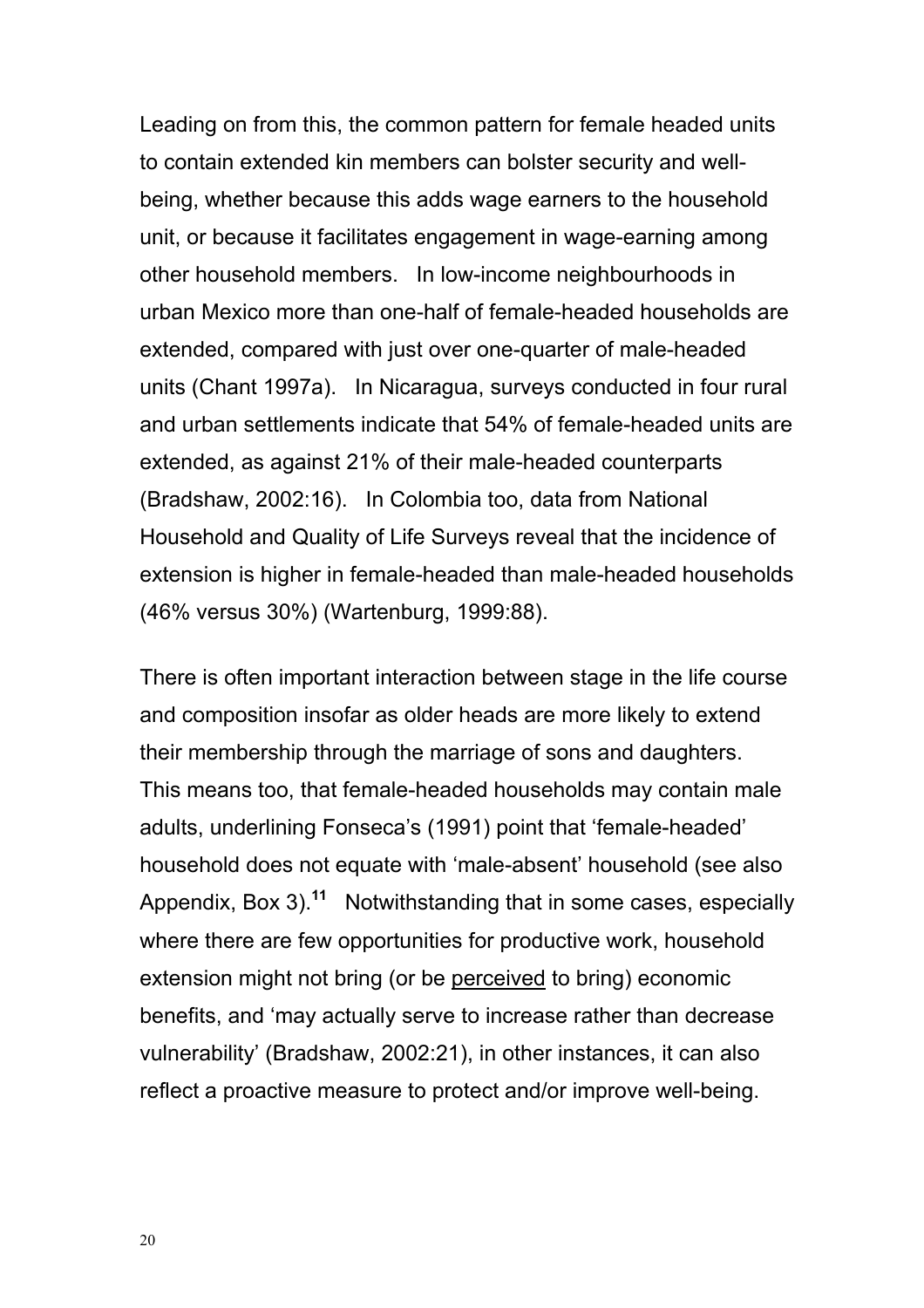Leading on from this, the common pattern for female headed units to contain extended kin members can bolster security and well-being, whether because this adds wage earners to the household unit, or because it facilitates engagement in wage-earning among other household members. In low-income neighbourhoods in urban Mexico more than one-half of female-headed households are extended, compared with just over one-quarter of male-headed units (Chant 1997a). In Nicaragua, surveys conducted in four rural and urban settlements indicate that 54% of female-headed units are extended, as against 21% of their male-headed counterparts (Bradshaw, 2002:16). In Colombia too, data from National Household and Quality of Life Surveys reveal that the incidence of extension is higher in female-headed than male-headed households (46% versus 30%) (Wartenburg, 1999:88).

There is often important interaction between stage in the life course and composition insofar as older heads are more likely to extend their membership through the marriage of sons and daughters. This means too, that female-headed households may contain male adults, underlining Fonseca's (1991) point that 'female-headed' household does not equate with 'male-absent' household (see also Appendix, Box 3).[11] Notwithstanding that in some cases, especially where there are few opportunities for productive work, household extension might not bring (or be <u>perceived</u> to bring) economic benefits, and 'may actually serve to increase rather than decrease vulnerability' (Bradshaw, 2002:21), in other instances, it can also reflect a proactive measure to protect and/or improve well-being.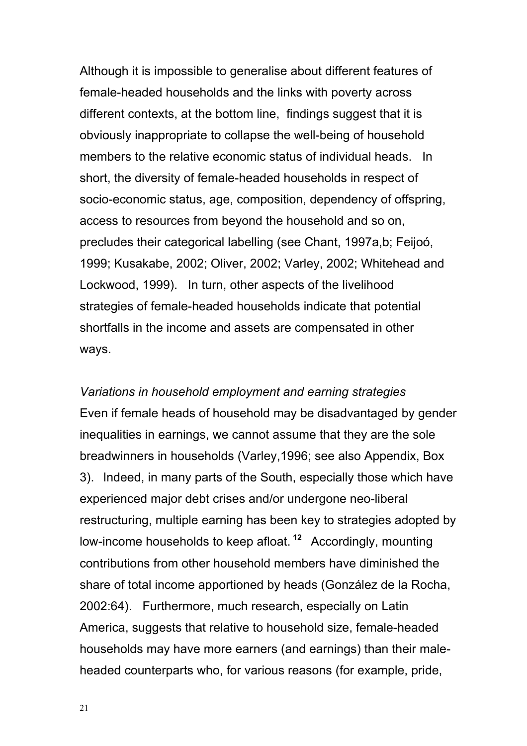Although it is impossible to generalise about different features of female-headed households and the links with poverty across different contexts, at the bottom line, findings suggest that it is obviously inappropriate to collapse the well-being of household members to the relative economic status of individual heads. In short, the diversity of female-headed households in respect of socio-economic status, age, composition, dependency of offspring, access to resources from beyond the household and so on, precludes their categorical labelling (see Chant, 1997a,b; Feijoó, 1999; Kusakabe, 2002; Oliver, 2002; Varley, 2002; Whitehead and Lockwood, 1999). In turn, other aspects of the livelihood strategies of female-headed households indicate that potential shortfalls in the income and assets are compensated in other ways.

*Variations in household employment and earning strategies*

Even if female heads of household may be disadvantaged by gender inequalities in earnings, we cannot assume that they are the sole breadwinners in households (Varley,1996; see also Appendix, Box 3). Indeed, in many parts of the South, especially those which have experienced major debt crises and/or undergone neo-liberal restructuring, multiple earning has been key to strategies adopted by low-income households to keep afloat.[12] Accordingly, mounting contributions from other household members have diminished the share of total income apportioned by heads (González de la Rocha, 2002:64). Furthermore, much research, especially on Latin America, suggests that relative to household size, female-headed households may have more earners (and earnings) than their male-headed counterparts who, for various reasons (for example, pride,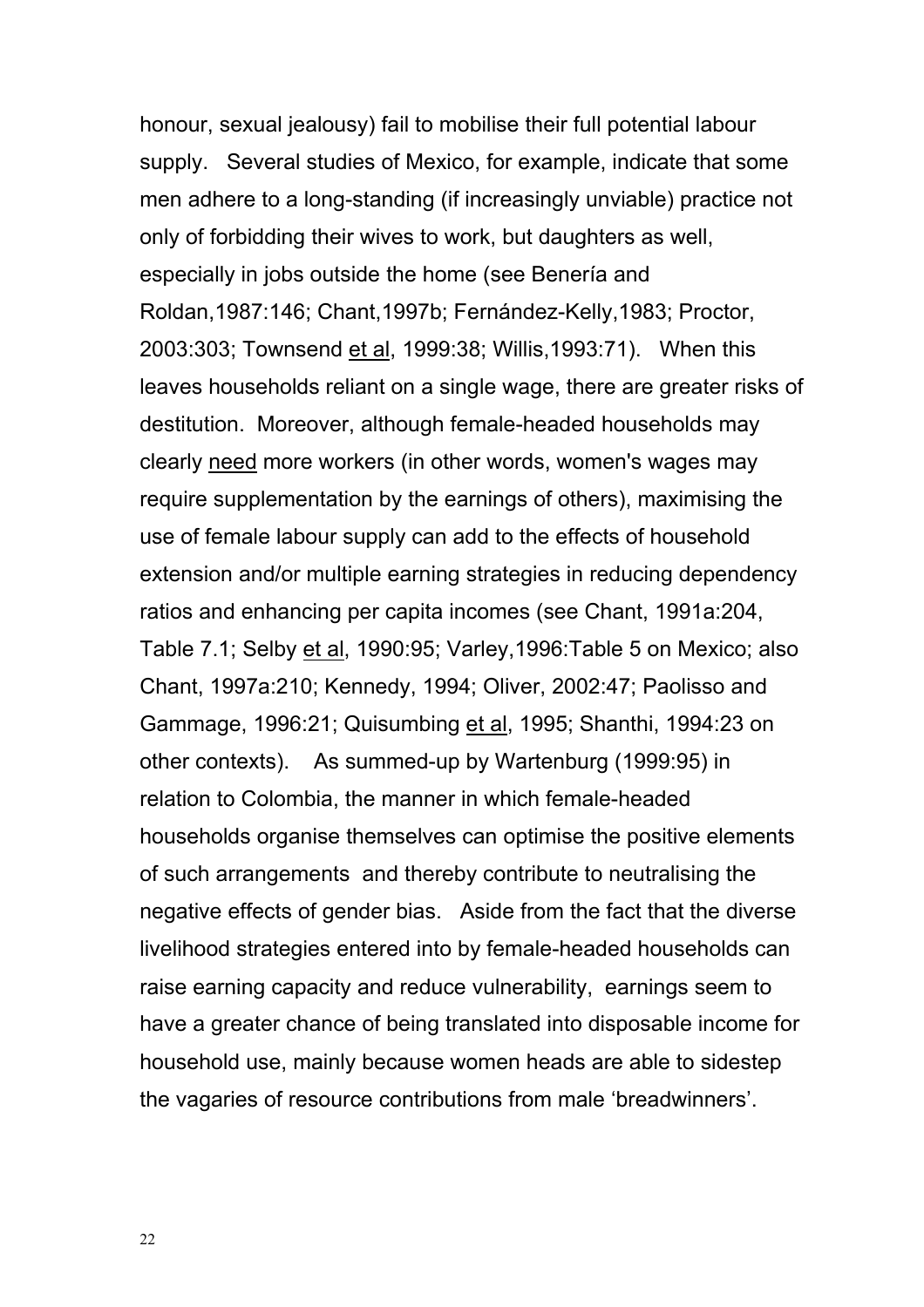honour, sexual jealousy) fail to mobilise their full potential labour supply. Several studies of Mexico, for example, indicate that some men adhere to a long-standing (if increasingly unviable) practice not only of forbidding their wives to work, but daughters as well, especially in jobs outside the home (see Benería and Roldan,1987:146; Chant,1997b; Fernández-Kelly,1983; Proctor, 2003:303; Townsend et al, 1999:38; Willis,1993:71). When this leaves households reliant on a single wage, there are greater risks of destitution. Moreover, although female-headed households may clearly need more workers (in other words, women's wages may require supplementation by the earnings of others), maximising the use of female labour supply can add to the effects of household extension and/or multiple earning strategies in reducing dependency ratios and enhancing per capita incomes (see Chant, 1991a:204, Table 7.1; Selby et al, 1990:95; Varley,1996:Table 5 on Mexico; also Chant, 1997a:210; Kennedy, 1994; Oliver, 2002:47; Paolisso and Gammage, 1996:21; Quisumbing et al, 1995; Shanthi, 1994:23 on other contexts). As summed-up by Wartenburg (1999:95) in relation to Colombia, the manner in which female-headed households organise themselves can optimise the positive elements of such arrangements and thereby contribute to neutralising the negative effects of gender bias. Aside from the fact that the diverse livelihood strategies entered into by female-headed households can raise earning capacity and reduce vulnerability, earnings seem to have a greater chance of being translated into disposable income for household use, mainly because women heads are able to sidestep the vagaries of resource contributions from male 'breadwinners'.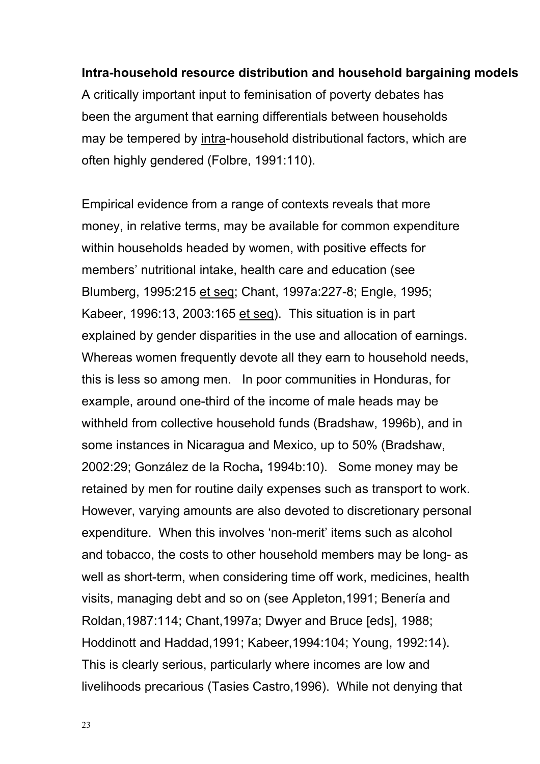**Intra-household resource distribution and household bargaining models**

A critically important input to feminisation of poverty debates has been the argument that earning differentials between households may be tempered by intra-household distributional factors, which are often highly gendered (Folbre, 1991:110).

Empirical evidence from a range of contexts reveals that more money, in relative terms, may be available for common expenditure within households headed by women, with positive effects for members' nutritional intake, health care and education (see Blumberg, 1995:215 et seq; Chant, 1997a:227-8; Engle, 1995; Kabeer, 1996:13, 2003:165 et seq). This situation is in part explained by gender disparities in the use and allocation of earnings. Whereas women frequently devote all they earn to household needs, this is less so among men. In poor communities in Honduras, for example, around one-third of the income of male heads may be withheld from collective household funds (Bradshaw, 1996b), and in some instances in Nicaragua and Mexico, up to 50% (Bradshaw, 2002:29; González de la Rocha, 1994b:10). Some money may be retained by men for routine daily expenses such as transport to work. However, varying amounts are also devoted to discretionary personal expenditure. When this involves 'non-merit' items such as alcohol and tobacco, the costs to other household members may be long- as well as short-term, when considering time off work, medicines, health visits, managing debt and so on (see Appleton,1991; Benería and Roldan,1987:114; Chant,1997a; Dwyer and Bruce [eds], 1988; Hoddinott and Haddad,1991; Kabeer,1994:104; Young, 1992:14). This is clearly serious, particularly where incomes are low and livelihoods precarious (Tasies Castro,1996). While not denying that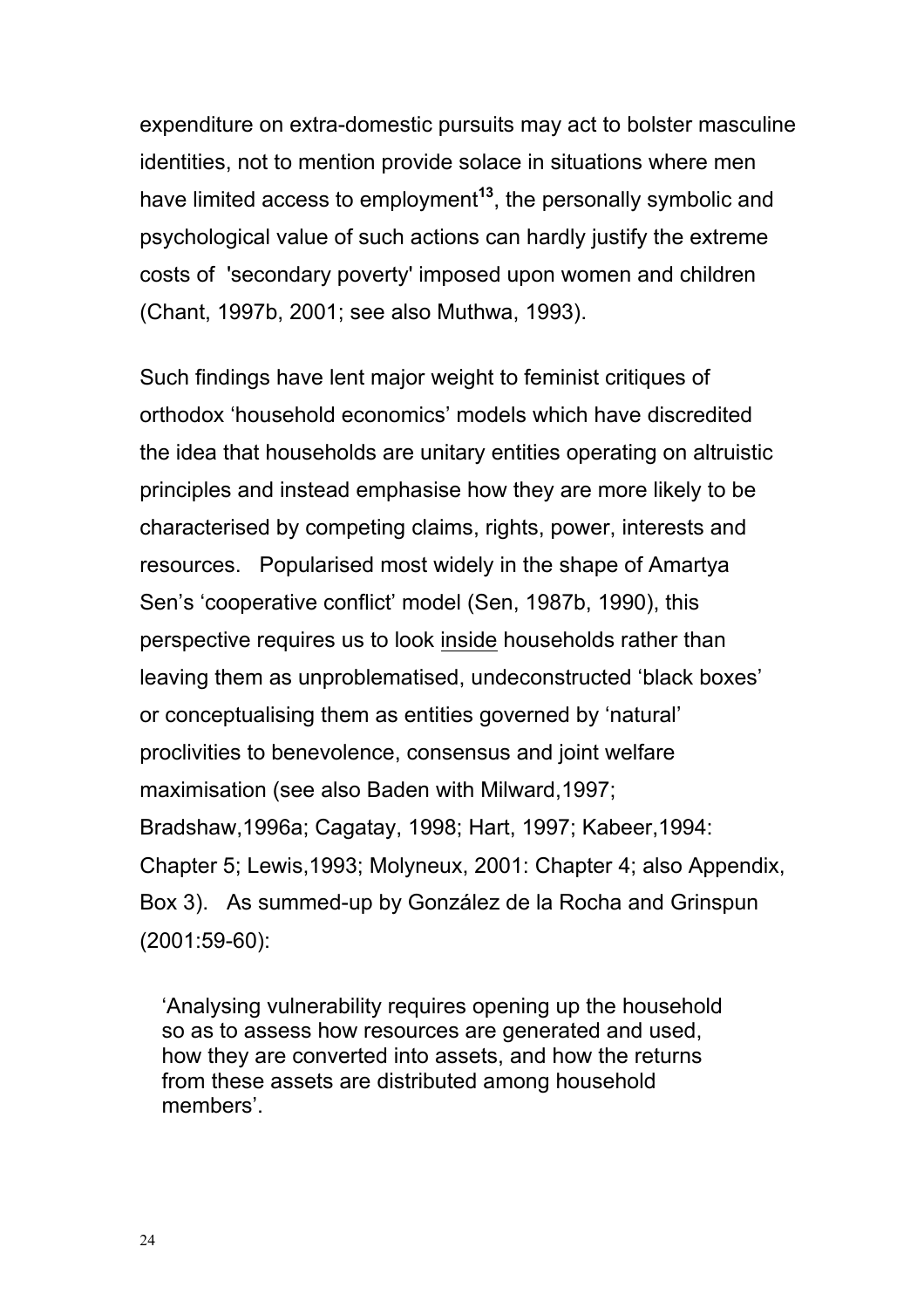expenditure on extra-domestic pursuits may act to bolster masculine identities, not to mention provide solace in situations where men have limited access to employment[13], the personally symbolic and psychological value of such actions can hardly justify the extreme costs of 'secondary poverty' imposed upon women and children (Chant, 1997b, 2001; see also Muthwa, 1993).

Such findings have lent major weight to feminist critiques of orthodox 'household economics' models which have discredited the idea that households are unitary entities operating on altruistic principles and instead emphasise how they are more likely to be characterised by competing claims, rights, power, interests and resources. Popularised most widely in the shape of Amartya Sen's 'cooperative conflict' model (Sen, 1987b, 1990), this perspective requires us to look <u>inside</u> households rather than leaving them as unproblematised, undeconstructed 'black boxes' or conceptualising them as entities governed by 'natural' proclivities to benevolence, consensus and joint welfare maximisation (see also Baden with Milward,1997; Bradshaw,1996a; Cagatay, 1998; Hart, 1997; Kabeer,1994: Chapter 5; Lewis,1993; Molyneux, 2001: Chapter 4; also Appendix, Box 3). As summed-up by González de la Rocha and Grinspun (2001:59-60):

> 'Analysing vulnerability requires opening up the household so as to assess how resources are generated and used, how they are converted into assets, and how the returns from these assets are distributed among household members'.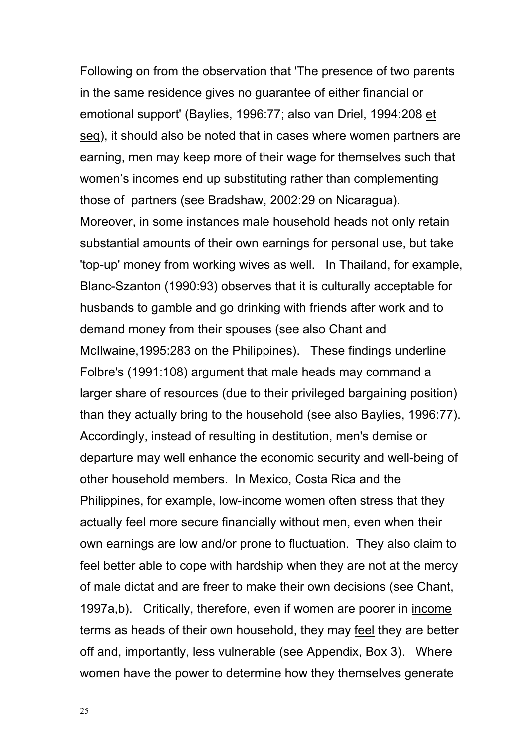Following on from the observation that 'The presence of two parents in the same residence gives no guarantee of either financial or emotional support' (Baylies, 1996:77; also van Driel, 1994:208 *et seq*), it should also be noted that in cases where women partners are earning, men may keep more of their wage for themselves such that women's incomes end up substituting rather than complementing those of partners (see Bradshaw, 2002:29 on Nicaragua). Moreover, in some instances male household heads not only retain substantial amounts of their own earnings for personal use, but take 'top-up' money from working wives as well. In Thailand, for example, Blanc-Szanton (1990:93) observes that it is culturally acceptable for husbands to gamble and go drinking with friends after work and to demand money from their spouses (see also Chant and McIlwaine,1995:283 on the Philippines). These findings underline Folbre's (1991:108) argument that male heads may command a larger share of resources (due to their privileged bargaining position) than they actually bring to the household (see also Baylies, 1996:77). Accordingly, instead of resulting in destitution, men's demise or departure may well enhance the economic security and well-being of other household members. In Mexico, Costa Rica and the Philippines, for example, low-income women often stress that they actually feel more secure financially without men, even when their own earnings are low and/or prone to fluctuation. They also claim to feel better able to cope with hardship when they are not at the mercy of male dictat and are freer to make their own decisions (see Chant, 1997a,b). Critically, therefore, even if women are poorer in *income* terms as heads of their own household, they may *feel* they are better off and, importantly, less vulnerable (see Appendix, Box 3). Where women have the power to determine how they themselves generate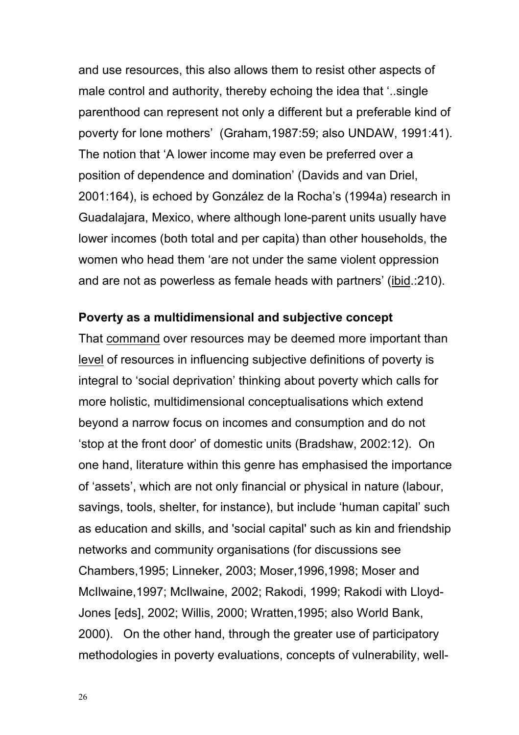and use resources, this also allows them to resist other aspects of male control and authority, thereby echoing the idea that '..single parenthood can represent not only a different but a preferable kind of poverty for lone mothers' (Graham,1987:59; also UNDAW, 1991:41). The notion that 'A lower income may even be preferred over a position of dependence and domination' (Davids and van Driel, 2001:164), is echoed by González de la Rocha's (1994a) research in Guadalajara, Mexico, where although lone-parent units usually have lower incomes (both total and per capita) than other households, the women who head them 'are not under the same violent oppression and are not as powerless as female heads with partners' (ibid.:210).

**Poverty as a multidimensional and subjective concept**

That command over resources may be deemed more important than level of resources in influencing subjective definitions of poverty is integral to 'social deprivation' thinking about poverty which calls for more holistic, multidimensional conceptualisations which extend beyond a narrow focus on incomes and consumption and do not 'stop at the front door' of domestic units (Bradshaw, 2002:12). On one hand, literature within this genre has emphasised the importance of 'assets', which are not only financial or physical in nature (labour, savings, tools, shelter, for instance), but include 'human capital' such as education and skills, and 'social capital' such as kin and friendship networks and community organisations (for discussions see Chambers,1995; Linneker, 2003; Moser,1996,1998; Moser and McIlwaine,1997; McIlwaine, 2002; Rakodi, 1999; Rakodi with Lloyd-Jones [eds], 2002; Willis, 2000; Wratten,1995; also World Bank, 2000). On the other hand, through the greater use of participatory methodologies in poverty evaluations, concepts of vulnerability, well-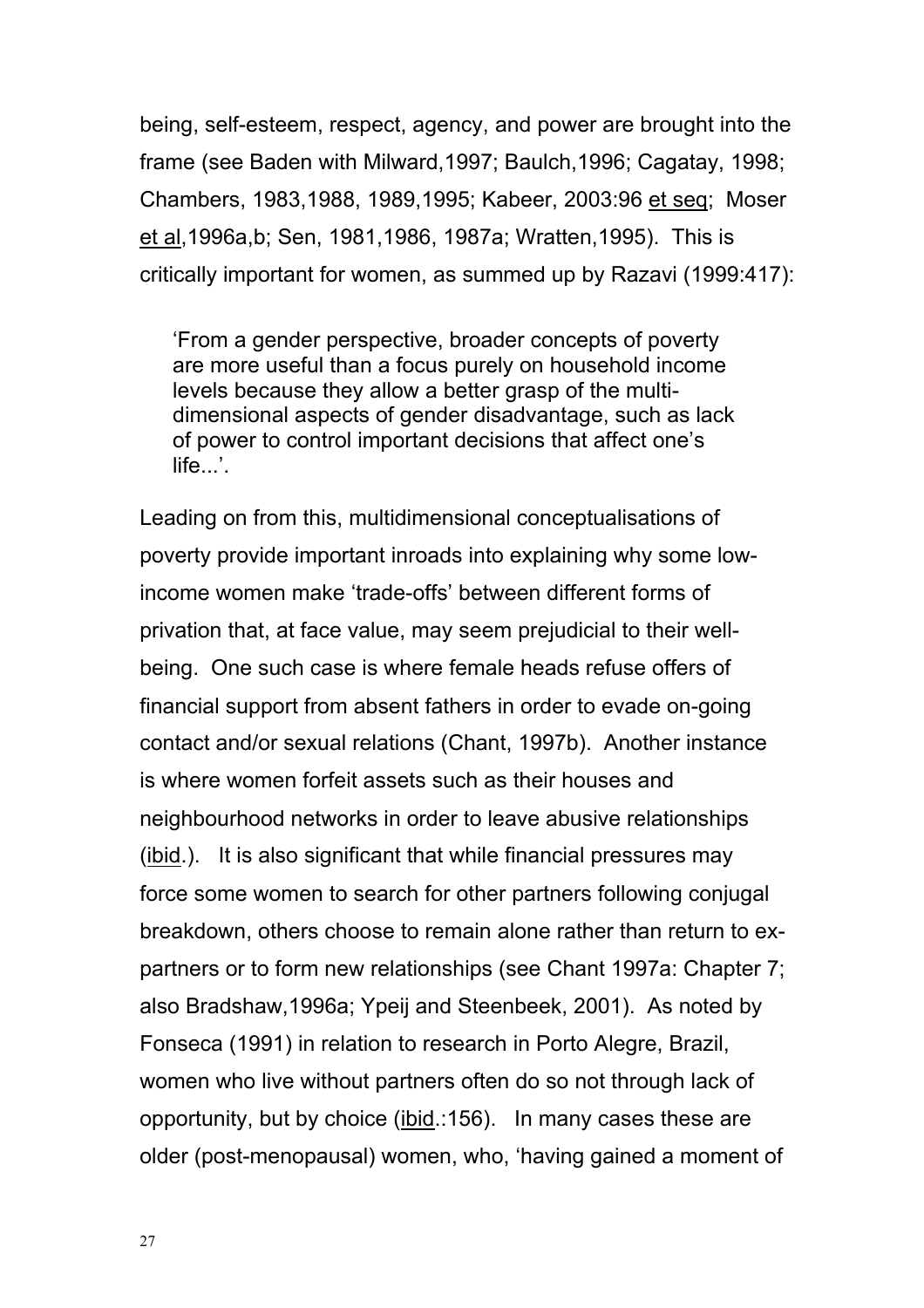being, self-esteem, respect, agency, and power are brought into the frame (see Baden with Milward,1997; Baulch,1996; Cagatay, 1998; Chambers, 1983,1988, 1989,1995; Kabeer, 2003:96 et seq; Moser et al,1996a,b; Sen, 1981,1986, 1987a; Wratten,1995). This is critically important for women, as summed up by Razavi (1999:417):

> 'From a gender perspective, broader concepts of poverty are more useful than a focus purely on household income levels because they allow a better grasp of the multi-dimensional aspects of gender disadvantage, such as lack of power to control important decisions that affect one's life...'.

Leading on from this, multidimensional conceptualisations of poverty provide important inroads into explaining why some low-income women make 'trade-offs' between different forms of privation that, at face value, may seem prejudicial to their well-being. One such case is where female heads refuse offers of financial support from absent fathers in order to evade on-going contact and/or sexual relations (Chant, 1997b). Another instance is where women forfeit assets such as their houses and neighbourhood networks in order to leave abusive relationships (ibid.). It is also significant that while financial pressures may force some women to search for other partners following conjugal breakdown, others choose to remain alone rather than return to ex-partners or to form new relationships (see Chant 1997a: Chapter 7; also Bradshaw,1996a; Ypeij and Steenbeek, 2001). As noted by Fonseca (1991) in relation to research in Porto Alegre, Brazil, women who live without partners often do so not through lack of opportunity, but by choice (ibid.:156). In many cases these are older (post-menopausal) women, who, 'having gained a moment of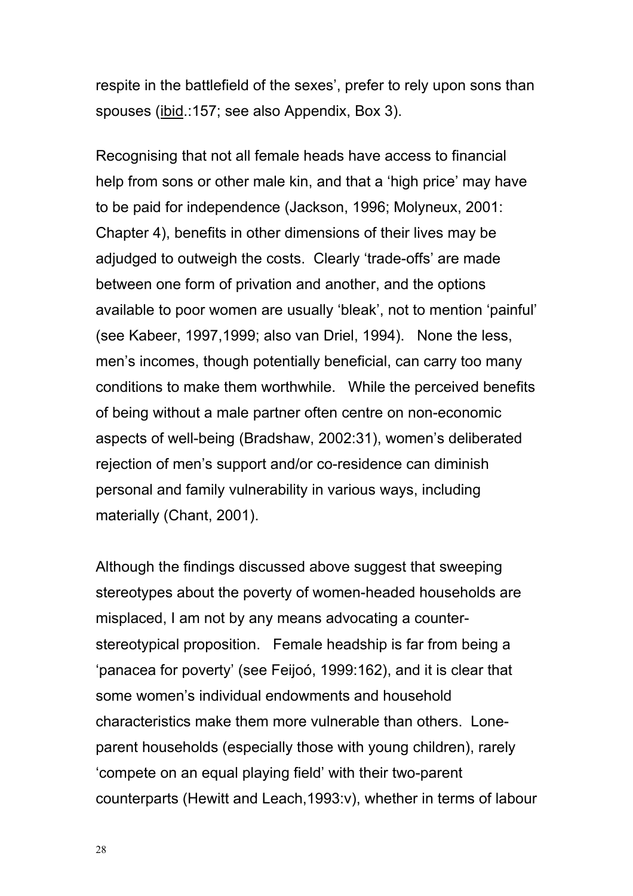respite in the battlefield of the sexes', prefer to rely upon sons than spouses (ibid.:157; see also Appendix, Box 3).

Recognising that not all female heads have access to financial help from sons or other male kin, and that a 'high price' may have to be paid for independence (Jackson, 1996; Molyneux, 2001: Chapter 4), benefits in other dimensions of their lives may be adjudged to outweigh the costs. Clearly 'trade-offs' are made between one form of privation and another, and the options available to poor women are usually 'bleak', not to mention 'painful' (see Kabeer, 1997,1999; also van Driel, 1994). None the less, men's incomes, though potentially beneficial, can carry too many conditions to make them worthwhile. While the perceived benefits of being without a male partner often centre on non-economic aspects of well-being (Bradshaw, 2002:31), women's deliberated rejection of men's support and/or co-residence can diminish personal and family vulnerability in various ways, including materially (Chant, 2001).

Although the findings discussed above suggest that sweeping stereotypes about the poverty of women-headed households are misplaced, I am not by any means advocating a counter-stereotypical proposition. Female headship is far from being a 'panacea for poverty' (see Feijoó, 1999:162), and it is clear that some women's individual endowments and household characteristics make them more vulnerable than others. Lone-parent households (especially those with young children), rarely 'compete on an equal playing field' with their two-parent counterparts (Hewitt and Leach,1993:v), whether in terms of labour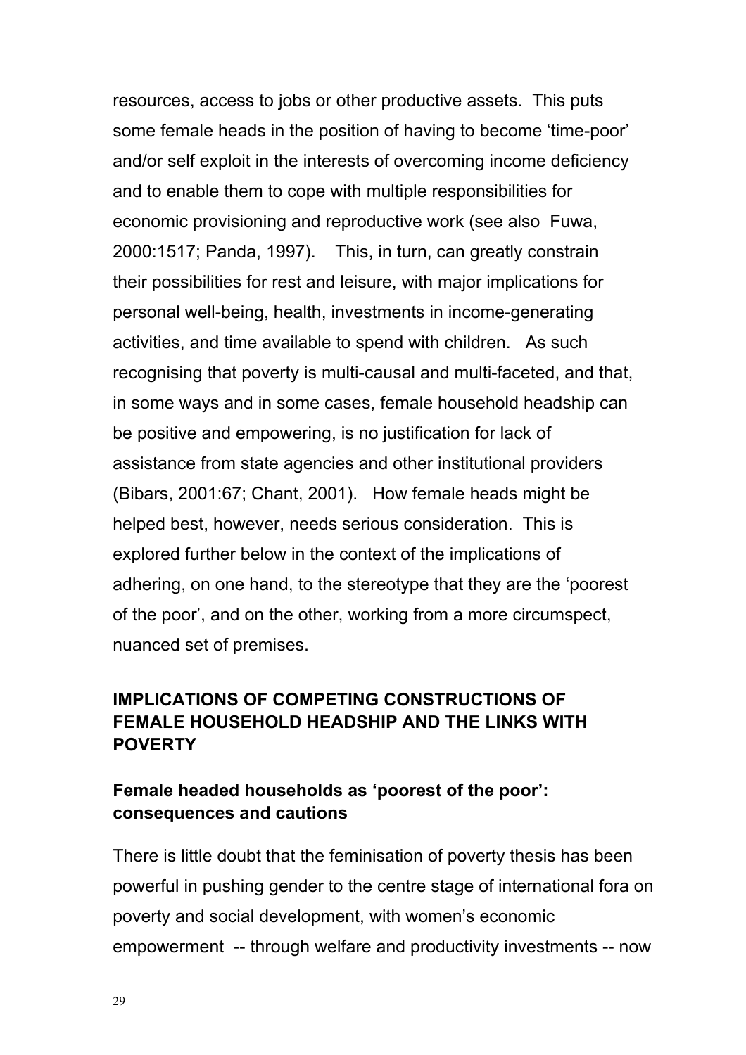resources, access to jobs or other productive assets. This puts some female heads in the position of having to become 'time-poor' and/or self exploit in the interests of overcoming income deficiency and to enable them to cope with multiple responsibilities for economic provisioning and reproductive work (see also Fuwa, 2000:1517; Panda, 1997). This, in turn, can greatly constrain their possibilities for rest and leisure, with major implications for personal well-being, health, investments in income-generating activities, and time available to spend with children. As such recognising that poverty is multi-causal and multi-faceted, and that, in some ways and in some cases, female household headship can be positive and empowering, is no justification for lack of assistance from state agencies and other institutional providers (Bibars, 2001:67; Chant, 2001). How female heads might be helped best, however, needs serious consideration. This is explored further below in the context of the implications of adhering, on one hand, to the stereotype that they are the 'poorest of the poor', and on the other, working from a more circumspect, nuanced set of premises.

## IMPLICATIONS OF COMPETING CONSTRUCTIONS OF FEMALE HOUSEHOLD HEADSHIP AND THE LINKS WITH POVERTY

### Female headed households as 'poorest of the poor': consequences and cautions

There is little doubt that the feminisation of poverty thesis has been powerful in pushing gender to the centre stage of international fora on poverty and social development, with women's economic empowerment -- through welfare and productivity investments -- now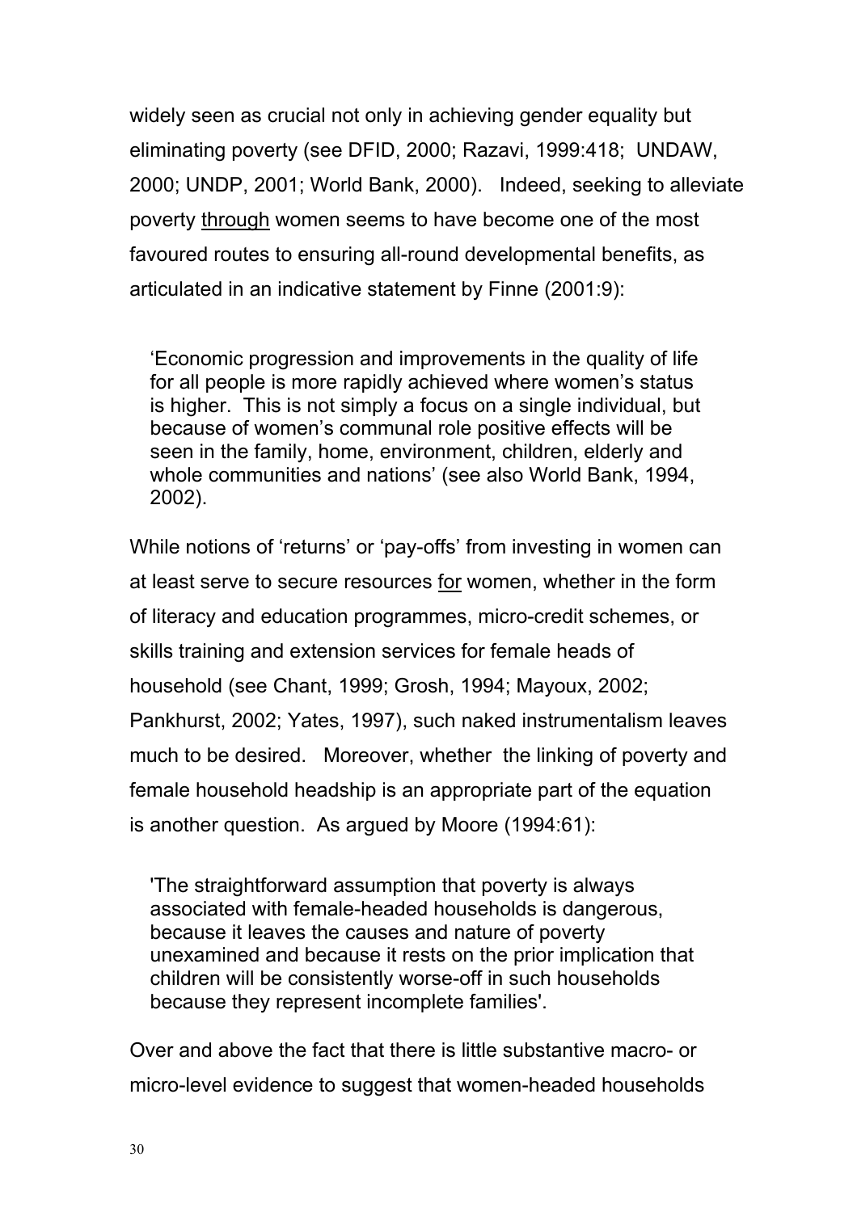widely seen as crucial not only in achieving gender equality but eliminating poverty (see DFID, 2000; Razavi, 1999:418; UNDAW, 2000; UNDP, 2001; World Bank, 2000). Indeed, seeking to alleviate poverty <u>through</u> women seems to have become one of the most favoured routes to ensuring all-round developmental benefits, as articulated in an indicative statement by Finne (2001:9):

> 'Economic progression and improvements in the quality of life for all people is more rapidly achieved where women's status is higher. This is not simply a focus on a single individual, but because of women's communal role positive effects will be seen in the family, home, environment, children, elderly and whole communities and nations' (see also World Bank, 1994, 2002).

While notions of 'returns' or 'pay-offs' from investing in women can at least serve to secure resources <u>for</u> women, whether in the form of literacy and education programmes, micro-credit schemes, or skills training and extension services for female heads of household (see Chant, 1999; Grosh, 1994; Mayoux, 2002; Pankhurst, 2002; Yates, 1997), such naked instrumentalism leaves much to be desired. Moreover, whether the linking of poverty and female household headship is an appropriate part of the equation is another question. As argued by Moore (1994:61):

> 'The straightforward assumption that poverty is always associated with female-headed households is dangerous, because it leaves the causes and nature of poverty unexamined and because it rests on the prior implication that children will be consistently worse-off in such households because they represent incomplete families'.

Over and above the fact that there is little substantive macro- or micro-level evidence to suggest that women-headed households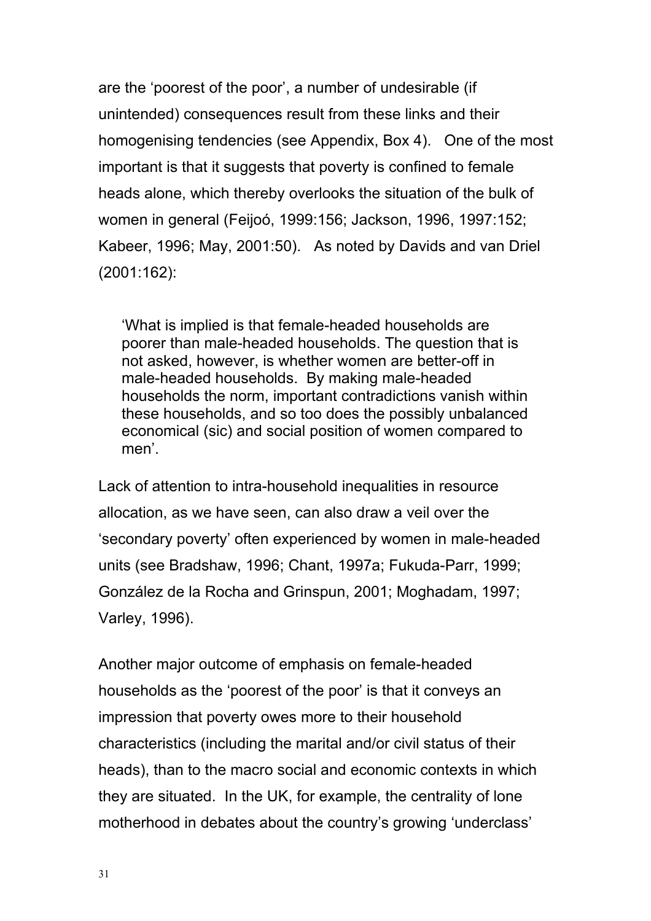are the 'poorest of the poor', a number of undesirable (if unintended) consequences result from these links and their homogenising tendencies (see Appendix, Box 4). One of the most important is that it suggests that poverty is confined to female heads alone, which thereby overlooks the situation of the bulk of women in general (Feijoó, 1999:156; Jackson, 1996, 1997:152; Kabeer, 1996; May, 2001:50). As noted by Davids and van Driel (2001:162):

> 'What is implied is that female-headed households are poorer than male-headed households. The question that is not asked, however, is whether women are better-off in male-headed households. By making male-headed households the norm, important contradictions vanish within these households, and so too does the possibly unbalanced economical (sic) and social position of women compared to men'.

Lack of attention to intra-household inequalities in resource allocation, as we have seen, can also draw a veil over the 'secondary poverty' often experienced by women in male-headed units (see Bradshaw, 1996; Chant, 1997a; Fukuda-Parr, 1999; González de la Rocha and Grinspun, 2001; Moghadam, 1997; Varley, 1996).

Another major outcome of emphasis on female-headed households as the 'poorest of the poor' is that it conveys an impression that poverty owes more to their household characteristics (including the marital and/or civil status of their heads), than to the macro social and economic contexts in which they are situated. In the UK, for example, the centrality of lone motherhood in debates about the country's growing 'underclass'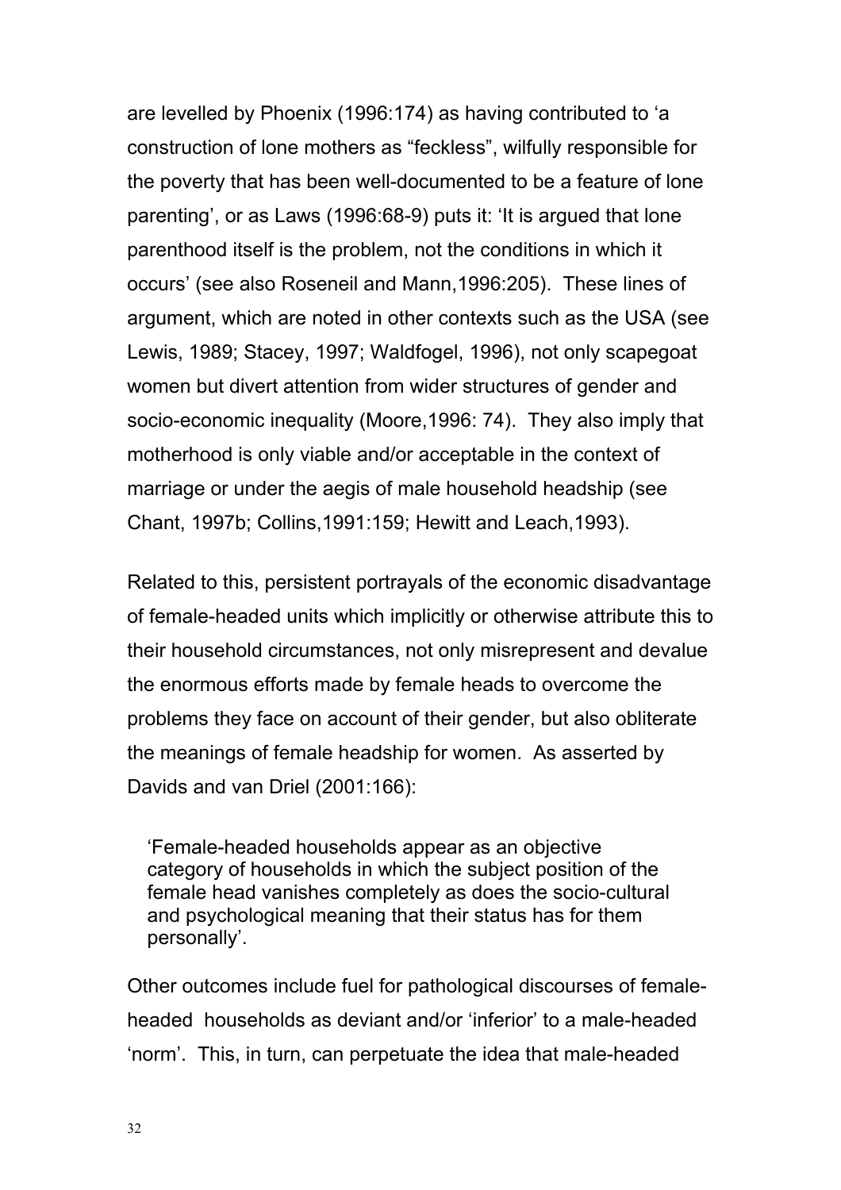are levelled by Phoenix (1996:174) as having contributed to 'a construction of lone mothers as "feckless", wilfully responsible for the poverty that has been well-documented to be a feature of lone parenting', or as Laws (1996:68-9) puts it: 'It is argued that lone parenthood itself is the problem, not the conditions in which it occurs' (see also Roseneil and Mann,1996:205). These lines of argument, which are noted in other contexts such as the USA (see Lewis, 1989; Stacey, 1997; Waldfogel, 1996), not only scapegoat women but divert attention from wider structures of gender and socio-economic inequality (Moore,1996: 74). They also imply that motherhood is only viable and/or acceptable in the context of marriage or under the aegis of male household headship (see Chant, 1997b; Collins,1991:159; Hewitt and Leach,1993).

Related to this, persistent portrayals of the economic disadvantage of female-headed units which implicitly or otherwise attribute this to their household circumstances, not only misrepresent and devalue the enormous efforts made by female heads to overcome the problems they face on account of their gender, but also obliterate the meanings of female headship for women. As asserted by Davids and van Driel (2001:166):

> 'Female-headed households appear as an objective category of households in which the subject position of the female head vanishes completely as does the socio-cultural and psychological meaning that their status has for them personally'.

Other outcomes include fuel for pathological discourses of female-headed households as deviant and/or 'inferior' to a male-headed 'norm'. This, in turn, can perpetuate the idea that male-headed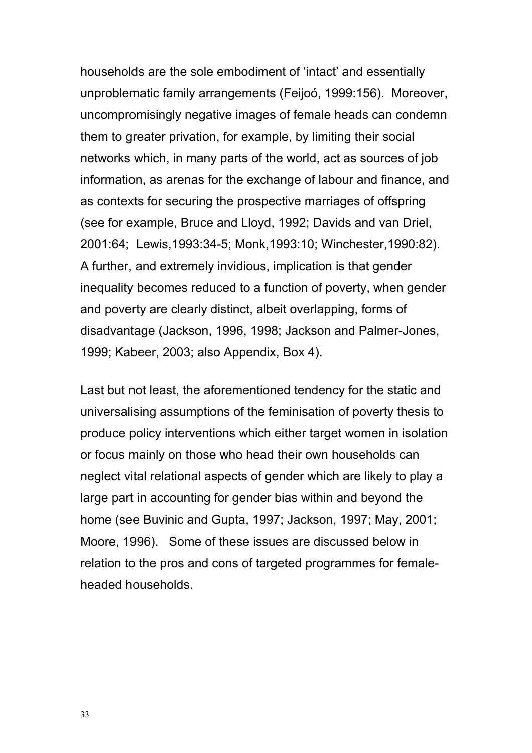households are the sole embodiment of 'intact' and essentially unproblematic family arrangements (Feijoó, 1999:156). Moreover, uncompromisingly negative images of female heads can condemn them to greater privation, for example, by limiting their social networks which, in many parts of the world, act as sources of job information, as arenas for the exchange of labour and finance, and as contexts for securing the prospective marriages of offspring (see for example, Bruce and Lloyd, 1992; Davids and van Driel, 2001:64; Lewis,1993:34-5; Monk,1993:10; Winchester,1990:82). A further, and extremely invidious, implication is that gender inequality becomes reduced to a function of poverty, when gender and poverty are clearly distinct, albeit overlapping, forms of disadvantage (Jackson, 1996, 1998; Jackson and Palmer-Jones, 1999; Kabeer, 2003; also Appendix, Box 4).

Last but not least, the aforementioned tendency for the static and universalising assumptions of the feminisation of poverty thesis to produce policy interventions which either target women in isolation or focus mainly on those who head their own households can neglect vital relational aspects of gender which are likely to play a large part in accounting for gender bias within and beyond the home (see Buvinic and Gupta, 1997; Jackson, 1997; May, 2001; Moore, 1996). Some of these issues are discussed below in relation to the pros and cons of targeted programmes for female-headed households.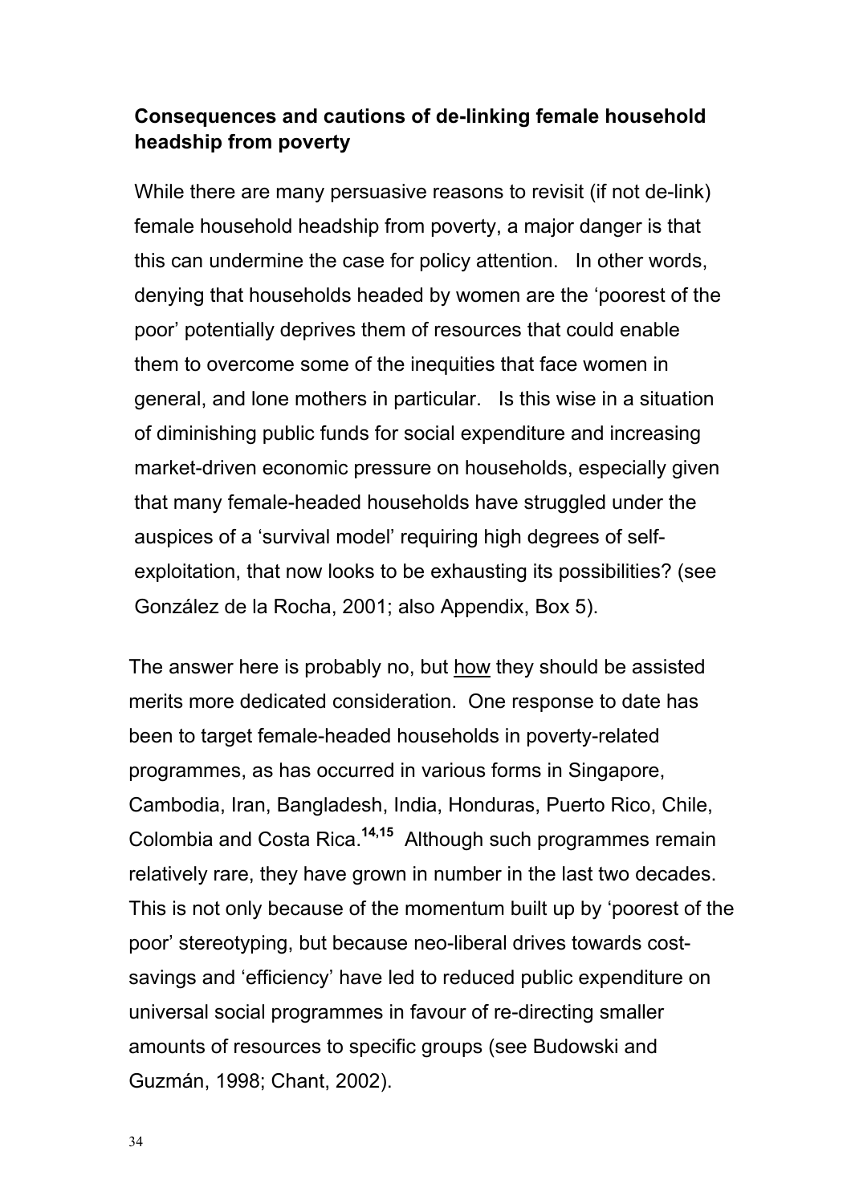**Consequences and cautions of de-linking female household headship from poverty**

While there are many persuasive reasons to revisit (if not de-link) female household headship from poverty, a major danger is that this can undermine the case for policy attention. In other words, denying that households headed by women are the 'poorest of the poor' potentially deprives them of resources that could enable them to overcome some of the inequities that face women in general, and lone mothers in particular. Is this wise in a situation of diminishing public funds for social expenditure and increasing market-driven economic pressure on households, especially given that many female-headed households have struggled under the auspices of a 'survival model' requiring high degrees of self-exploitation, that now looks to be exhausting its possibilities? (see González de la Rocha, 2001; also Appendix, Box 5).

The answer here is probably no, but how they should be assisted merits more dedicated consideration. One response to date has been to target female-headed households in poverty-related programmes, as has occurred in various forms in Singapore, Cambodia, Iran, Bangladesh, India, Honduras, Puerto Rico, Chile, Colombia and Costa Rica.[14,15] Although such programmes remain relatively rare, they have grown in number in the last two decades. This is not only because of the momentum built up by 'poorest of the poor' stereotyping, but because neo-liberal drives towards cost-savings and 'efficiency' have led to reduced public expenditure on universal social programmes in favour of re-directing smaller amounts of resources to specific groups (see Budowski and Guzmán, 1998; Chant, 2002).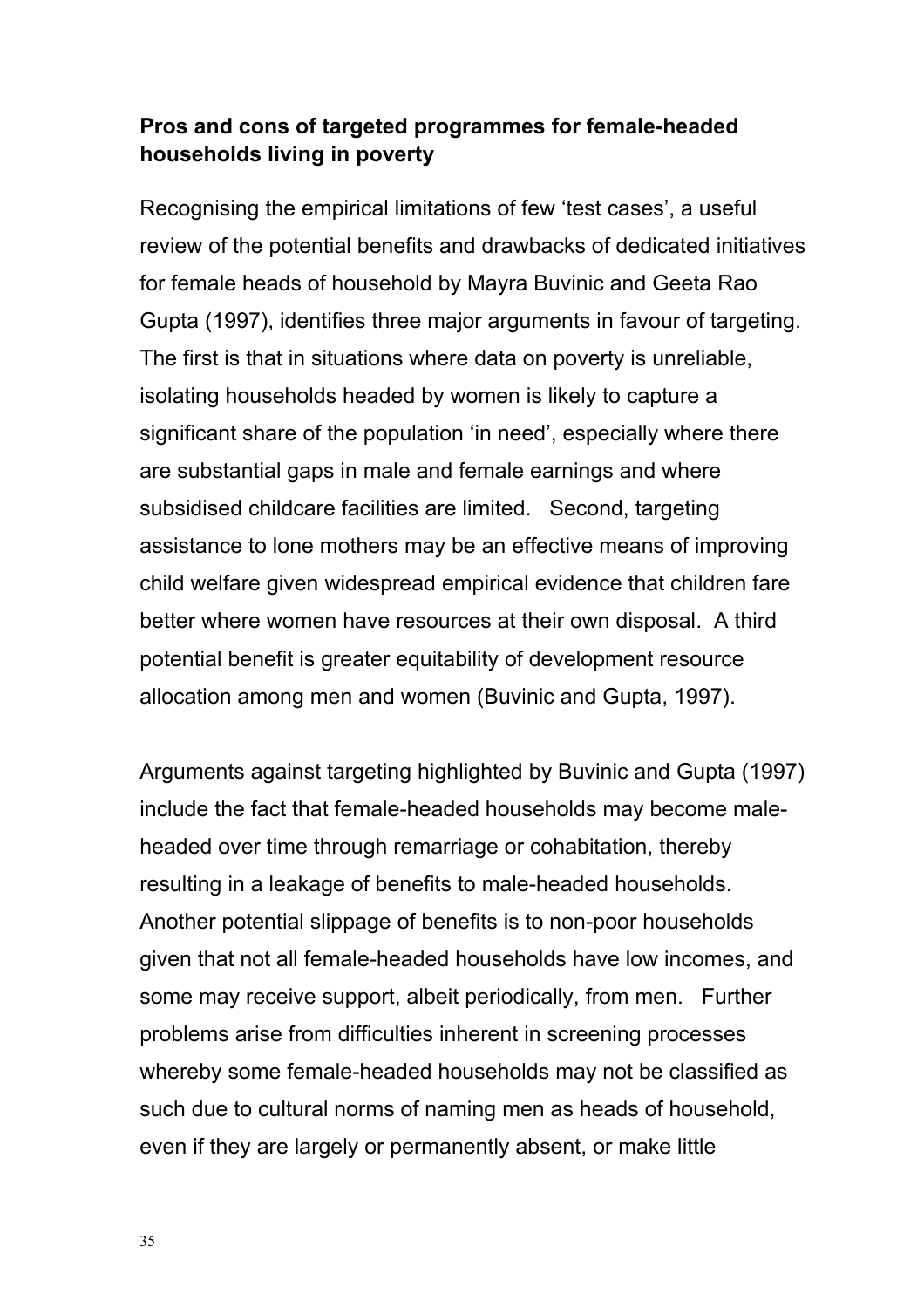### Pros and cons of targeted programmes for female-headed households living in poverty

Recognising the empirical limitations of few 'test cases', a useful review of the potential benefits and drawbacks of dedicated initiatives for female heads of household by Mayra Buvinic and Geeta Rao Gupta (1997), identifies three major arguments in favour of targeting. The first is that in situations where data on poverty is unreliable, isolating households headed by women is likely to capture a significant share of the population 'in need', especially where there are substantial gaps in male and female earnings and where subsidised childcare facilities are limited. Second, targeting assistance to lone mothers may be an effective means of improving child welfare given widespread empirical evidence that children fare better where women have resources at their own disposal. A third potential benefit is greater equitability of development resource allocation among men and women (Buvinic and Gupta, 1997).

Arguments against targeting highlighted by Buvinic and Gupta (1997) include the fact that female-headed households may become male-headed over time through remarriage or cohabitation, thereby resulting in a leakage of benefits to male-headed households. Another potential slippage of benefits is to non-poor households given that not all female-headed households have low incomes, and some may receive support, albeit periodically, from men. Further problems arise from difficulties inherent in screening processes whereby some female-headed households may not be classified as such due to cultural norms of naming men as heads of household, even if they are largely or permanently absent, or make little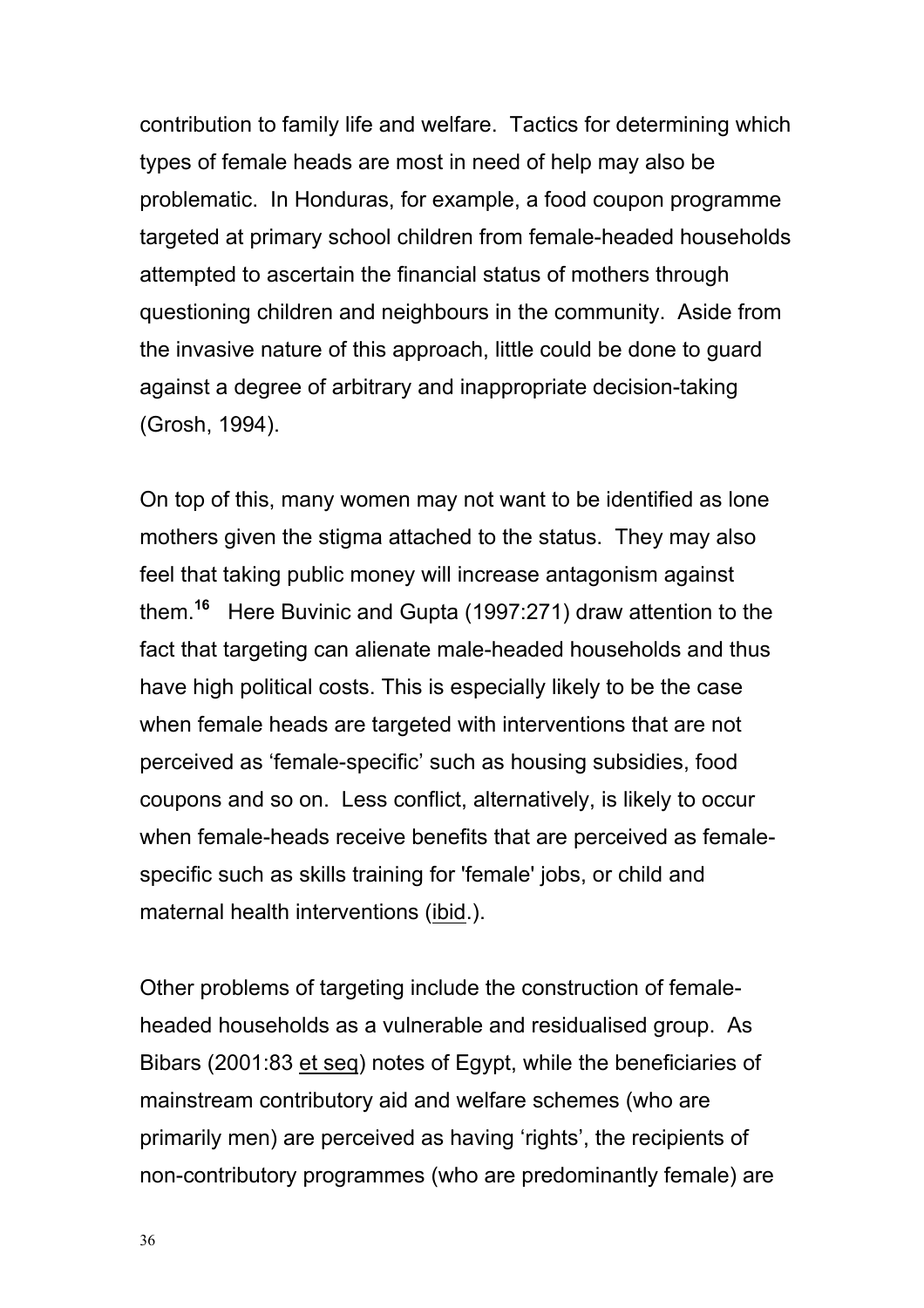contribution to family life and welfare. Tactics for determining which types of female heads are most in need of help may also be problematic. In Honduras, for example, a food coupon programme targeted at primary school children from female-headed households attempted to ascertain the financial status of mothers through questioning children and neighbours in the community. Aside from the invasive nature of this approach, little could be done to guard against a degree of arbitrary and inappropriate decision-taking (Grosh, 1994).

On top of this, many women may not want to be identified as lone mothers given the stigma attached to the status. They may also feel that taking public money will increase antagonism against them.[16] Here Buvinic and Gupta (1997:271) draw attention to the fact that targeting can alienate male-headed households and thus have high political costs. This is especially likely to be the case when female heads are targeted with interventions that are not perceived as 'female-specific' such as housing subsidies, food coupons and so on. Less conflict, alternatively, is likely to occur when female-heads receive benefits that are perceived as female-specific such as skills training for 'female' jobs, or child and maternal health interventions (ibid.).

Other problems of targeting include the construction of female-headed households as a vulnerable and residualised group. As Bibars (2001:83 et seq) notes of Egypt, while the beneficiaries of mainstream contributory aid and welfare schemes (who are primarily men) are perceived as having 'rights', the recipients of non-contributory programmes (who are predominantly female) are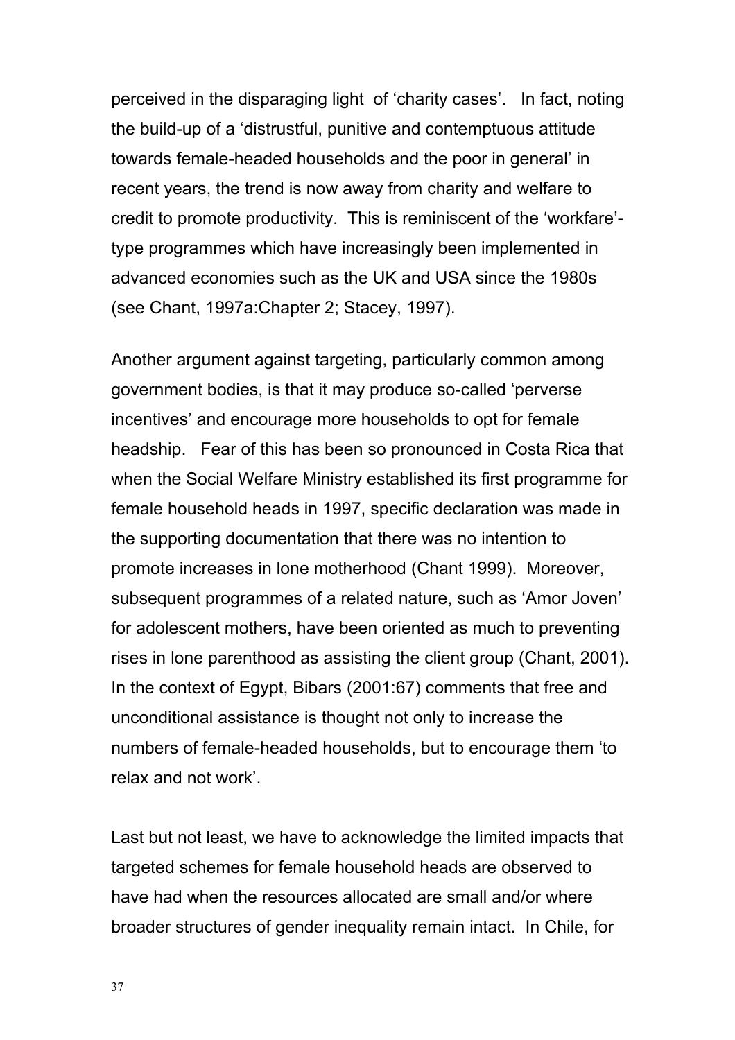perceived in the disparaging light of 'charity cases'. In fact, noting the build-up of a 'distrustful, punitive and contemptuous attitude towards female-headed households and the poor in general' in recent years, the trend is now away from charity and welfare to credit to promote productivity. This is reminiscent of the 'workfare'-type programmes which have increasingly been implemented in advanced economies such as the UK and USA since the 1980s (see Chant, 1997a:Chapter 2; Stacey, 1997).

Another argument against targeting, particularly common among government bodies, is that it may produce so-called 'perverse incentives' and encourage more households to opt for female headship. Fear of this has been so pronounced in Costa Rica that when the Social Welfare Ministry established its first programme for female household heads in 1997, specific declaration was made in the supporting documentation that there was no intention to promote increases in lone motherhood (Chant 1999). Moreover, subsequent programmes of a related nature, such as 'Amor Joven' for adolescent mothers, have been oriented as much to preventing rises in lone parenthood as assisting the client group (Chant, 2001). In the context of Egypt, Bibars (2001:67) comments that free and unconditional assistance is thought not only to increase the numbers of female-headed households, but to encourage them 'to relax and not work'.

Last but not least, we have to acknowledge the limited impacts that targeted schemes for female household heads are observed to have had when the resources allocated are small and/or where broader structures of gender inequality remain intact. In Chile, for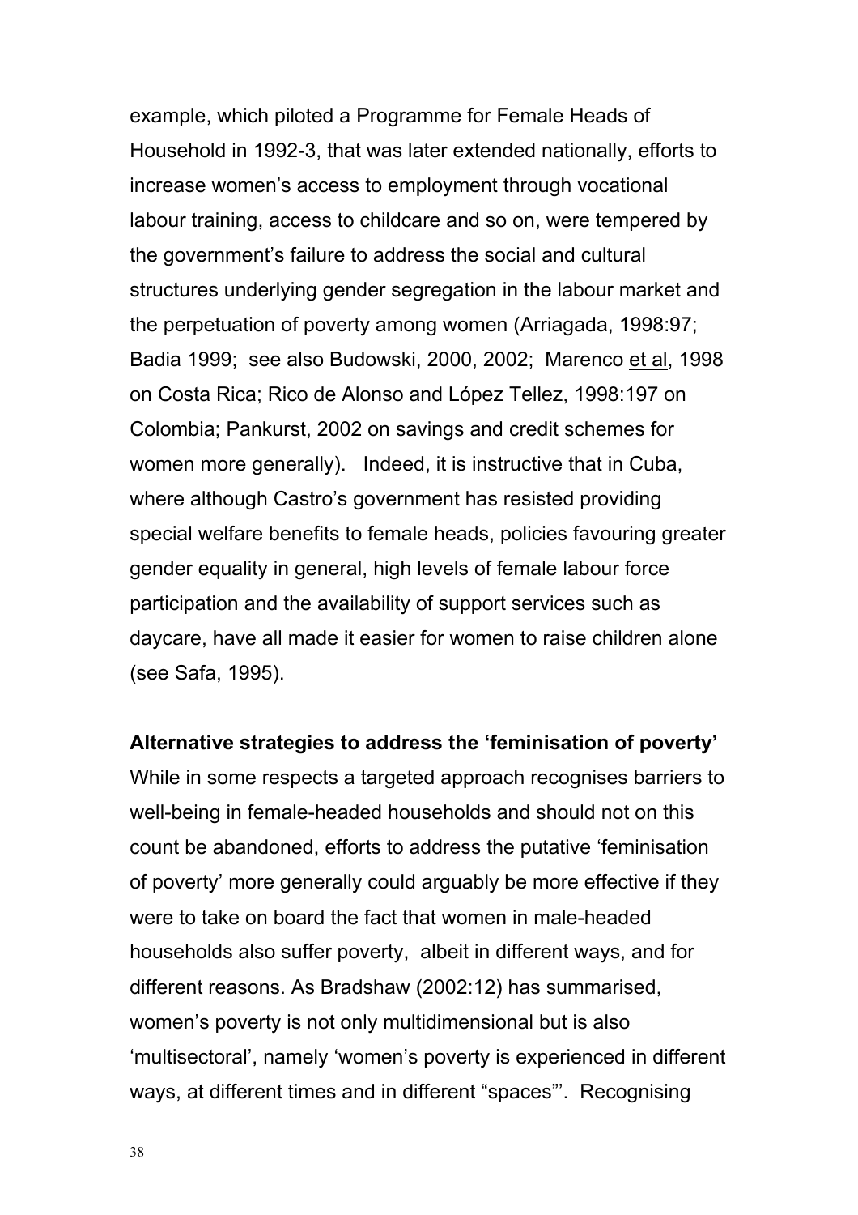example, which piloted a Programme for Female Heads of Household in 1992-3, that was later extended nationally, efforts to increase women's access to employment through vocational labour training, access to childcare and so on, were tempered by the government's failure to address the social and cultural structures underlying gender segregation in the labour market and the perpetuation of poverty among women (Arriagada, 1998:97; Badia 1999; see also Budowski, 2000, 2002; Marenco et al, 1998 on Costa Rica; Rico de Alonso and López Tellez, 1998:197 on Colombia; Pankurst, 2002 on savings and credit schemes for women more generally). Indeed, it is instructive that in Cuba, where although Castro's government has resisted providing special welfare benefits to female heads, policies favouring greater gender equality in general, high levels of female labour force participation and the availability of support services such as daycare, have all made it easier for women to raise children alone (see Safa, 1995).

**Alternative strategies to address the 'feminisation of poverty'**

While in some respects a targeted approach recognises barriers to well-being in female-headed households and should not on this count be abandoned, efforts to address the putative 'feminisation of poverty' more generally could arguably be more effective if they were to take on board the fact that women in male-headed households also suffer poverty, albeit in different ways, and for different reasons. As Bradshaw (2002:12) has summarised, women's poverty is not only multidimensional but is also 'multisectoral', namely 'women's poverty is experienced in different ways, at different times and in different "spaces"'. Recognising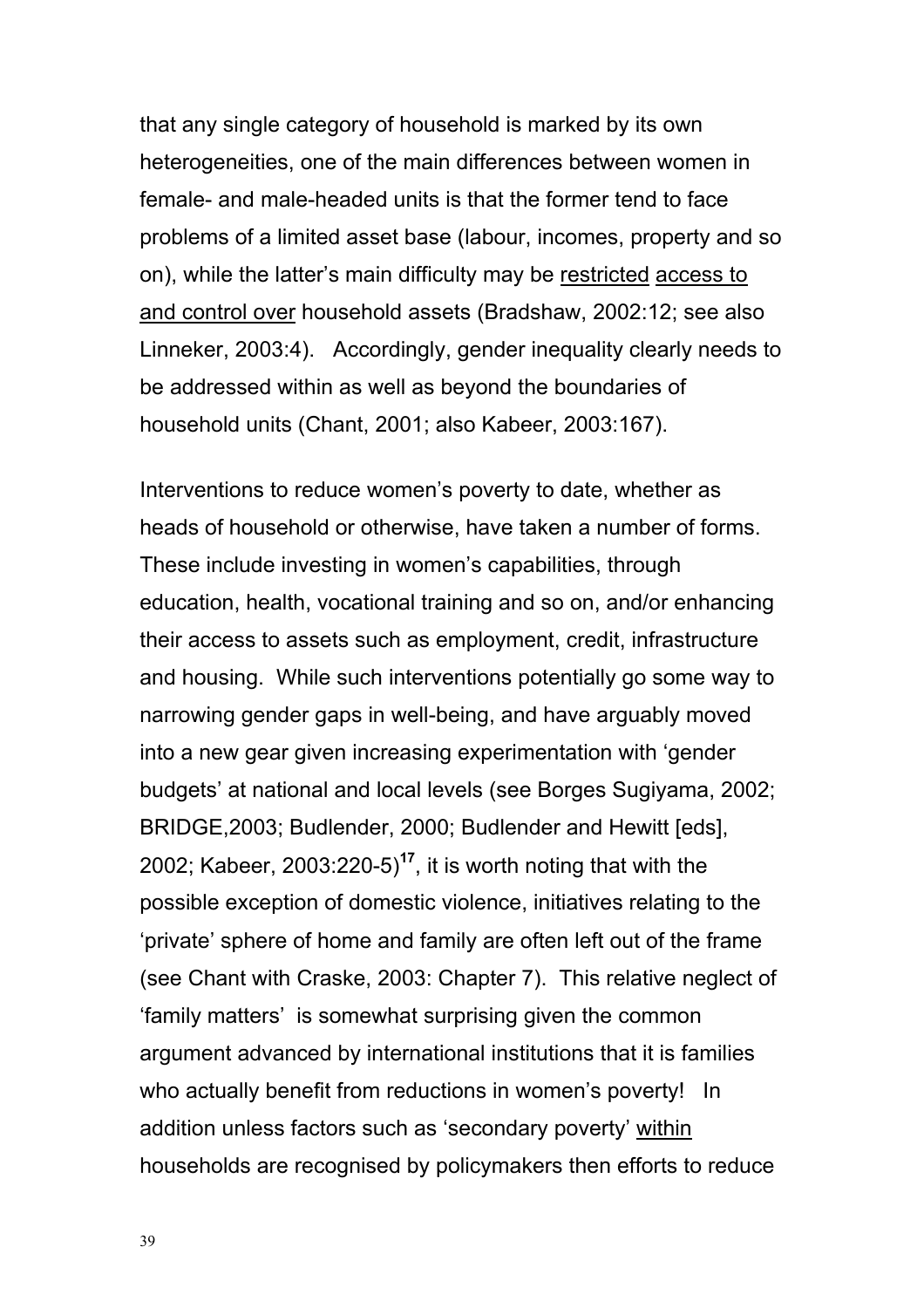that any single category of household is marked by its own heterogeneities, one of the main differences between women in female- and male-headed units is that the former tend to face problems of a limited asset base (labour, incomes, property and so on), while the latter's main difficulty may be <u>restricted</u> <u>access to and control over</u> household assets (Bradshaw, 2002:12; see also Linneker, 2003:4). Accordingly, gender inequality clearly needs to be addressed within as well as beyond the boundaries of household units (Chant, 2001; also Kabeer, 2003:167).

Interventions to reduce women's poverty to date, whether as heads of household or otherwise, have taken a number of forms. These include investing in women's capabilities, through education, health, vocational training and so on, and/or enhancing their access to assets such as employment, credit, infrastructure and housing. While such interventions potentially go some way to narrowing gender gaps in well-being, and have arguably moved into a new gear given increasing experimentation with 'gender budgets' at national and local levels (see Borges Sugiyama, 2002; BRIDGE,2003; Budlender, 2000; Budlender and Hewitt [eds], 2002; Kabeer, 2003:220-5)[17], it is worth noting that with the possible exception of domestic violence, initiatives relating to the 'private' sphere of home and family are often left out of the frame (see Chant with Craske, 2003: Chapter 7). This relative neglect of 'family matters' is somewhat surprising given the common argument advanced by international institutions that it is families who actually benefit from reductions in women's poverty! In addition unless factors such as 'secondary poverty' <u>within</u> households are recognised by policymakers then efforts to reduce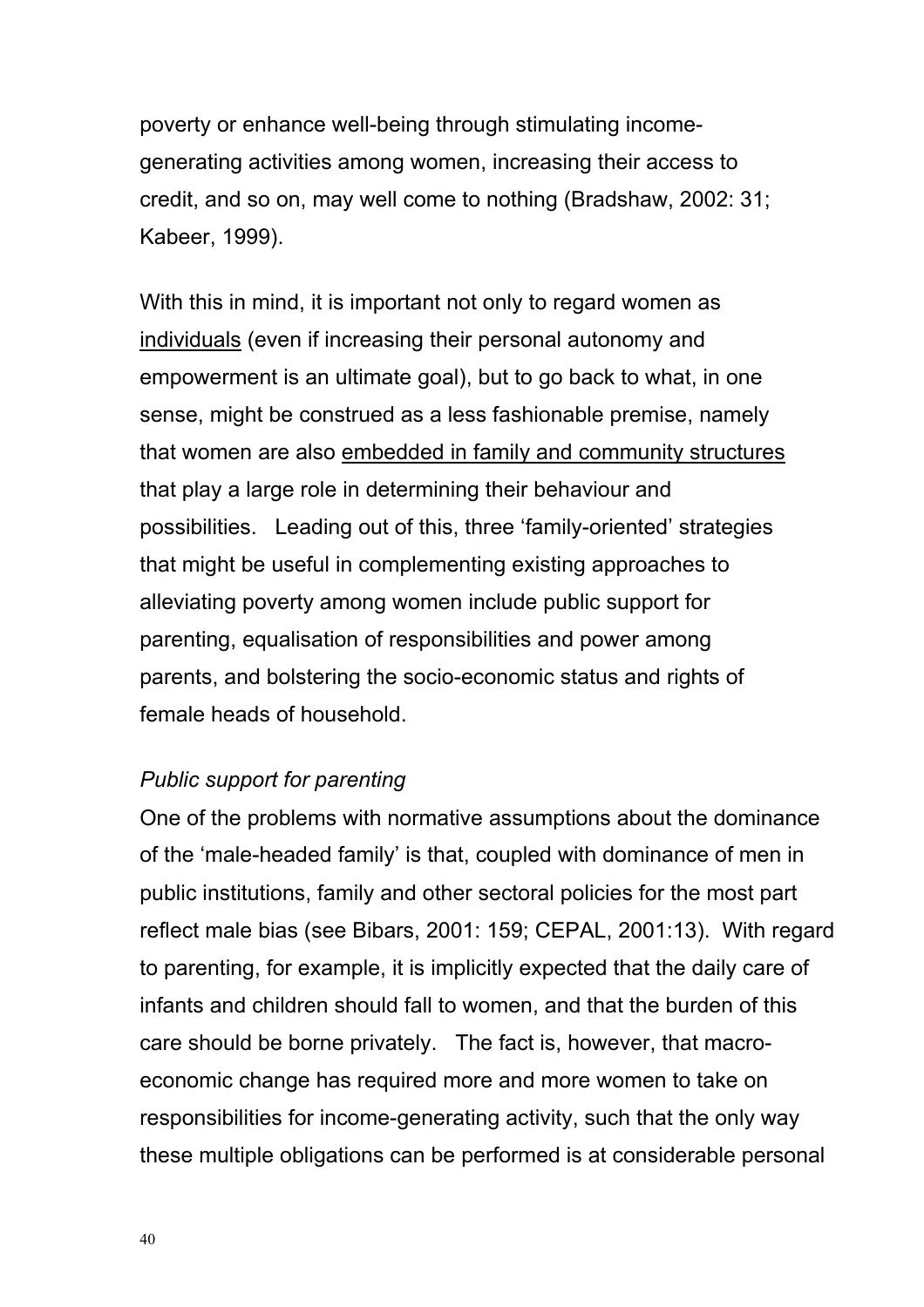poverty or enhance well-being through stimulating income-generating activities among women, increasing their access to credit, and so on, may well come to nothing (Bradshaw, 2002: 31; Kabeer, 1999).

With this in mind, it is important not only to regard women as <u>individuals</u> (even if increasing their personal autonomy and empowerment is an ultimate goal), but to go back to what, in one sense, might be construed as a less fashionable premise, namely that women are also <u>embedded in family and community structures</u> that play a large role in determining their behaviour and possibilities. Leading out of this, three 'family-oriented' strategies that might be useful in complementing existing approaches to alleviating poverty among women include public support for parenting, equalisation of responsibilities and power among parents, and bolstering the socio-economic status and rights of female heads of household.

*Public support for parenting*

One of the problems with normative assumptions about the dominance of the 'male-headed family' is that, coupled with dominance of men in public institutions, family and other sectoral policies for the most part reflect male bias (see Bibars, 2001: 159; CEPAL, 2001:13). With regard to parenting, for example, it is implicitly expected that the daily care of infants and children should fall to women, and that the burden of this care should be borne privately. The fact is, however, that macro-economic change has required more and more women to take on responsibilities for income-generating activity, such that the only way these multiple obligations can be performed is at considerable personal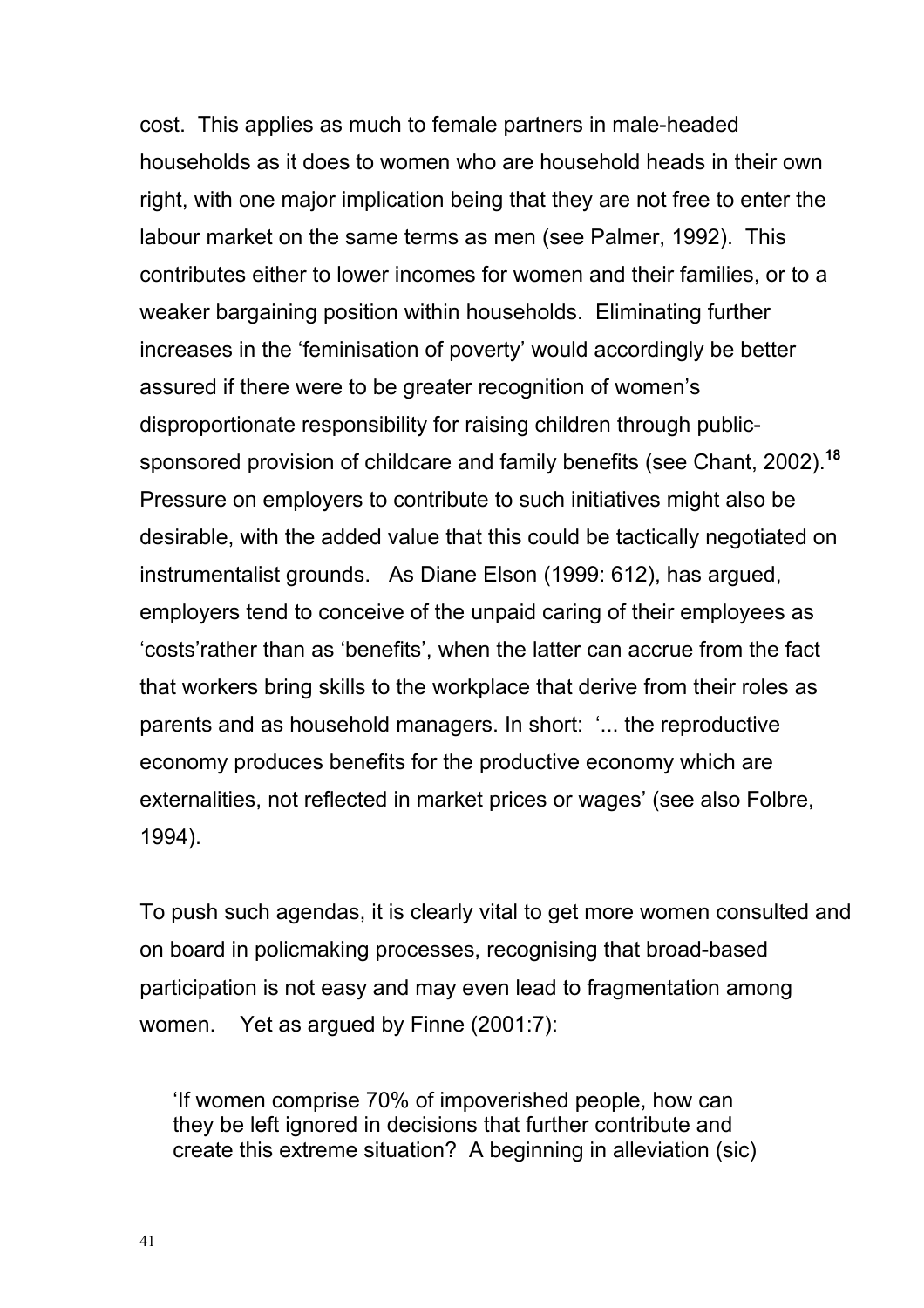cost. This applies as much to female partners in male-headed households as it does to women who are household heads in their own right, with one major implication being that they are not free to enter the labour market on the same terms as men (see Palmer, 1992). This contributes either to lower incomes for women and their families, or to a weaker bargaining position within households. Eliminating further increases in the 'feminisation of poverty' would accordingly be better assured if there were to be greater recognition of women's disproportionate responsibility for raising children through public-sponsored provision of childcare and family benefits (see Chant, 2002).[18] Pressure on employers to contribute to such initiatives might also be desirable, with the added value that this could be tactically negotiated on instrumentalist grounds. As Diane Elson (1999: 612), has argued, employers tend to conceive of the unpaid caring of their employees as 'costs'rather than as 'benefits', when the latter can accrue from the fact that workers bring skills to the workplace that derive from their roles as parents and as household managers. In short: '... the reproductive economy produces benefits for the productive economy which are externalities, not reflected in market prices or wages' (see also Folbre, 1994).

To push such agendas, it is clearly vital to get more women consulted and on board in policmaking processes, recognising that broad-based participation is not easy and may even lead to fragmentation among women. Yet as argued by Finne (2001:7):

> 'If women comprise 70% of impoverished people, how can they be left ignored in decisions that further contribute and create this extreme situation? A beginning in alleviation (sic)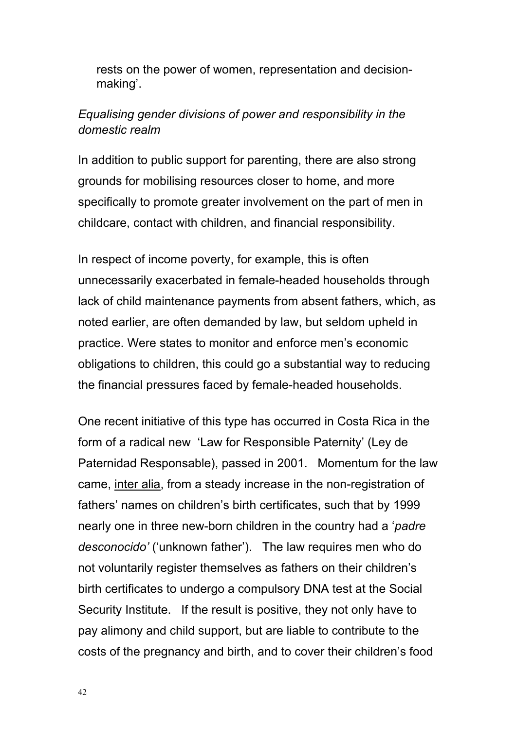rests on the power of women, representation and decision-making'.

*Equalising gender divisions of power and responsibility in the domestic realm*

In addition to public support for parenting, there are also strong grounds for mobilising resources closer to home, and more specifically to promote greater involvement on the part of men in childcare, contact with children, and financial responsibility.

In respect of income poverty, for example, this is often unnecessarily exacerbated in female-headed households through lack of child maintenance payments from absent fathers, which, as noted earlier, are often demanded by law, but seldom upheld in practice. Were states to monitor and enforce men's economic obligations to children, this could go a substantial way to reducing the financial pressures faced by female-headed households.

One recent initiative of this type has occurred in Costa Rica in the form of a radical new 'Law for Responsible Paternity' (Ley de Paternidad Responsable), passed in 2001. Momentum for the law came, inter alia, from a steady increase in the non-registration of fathers' names on children's birth certificates, such that by 1999 nearly one in three new-born children in the country had a '*padre desconocido'* ('unknown father'). The law requires men who do not voluntarily register themselves as fathers on their children's birth certificates to undergo a compulsory DNA test at the Social Security Institute. If the result is positive, they not only have to pay alimony and child support, but are liable to contribute to the costs of the pregnancy and birth, and to cover their children's food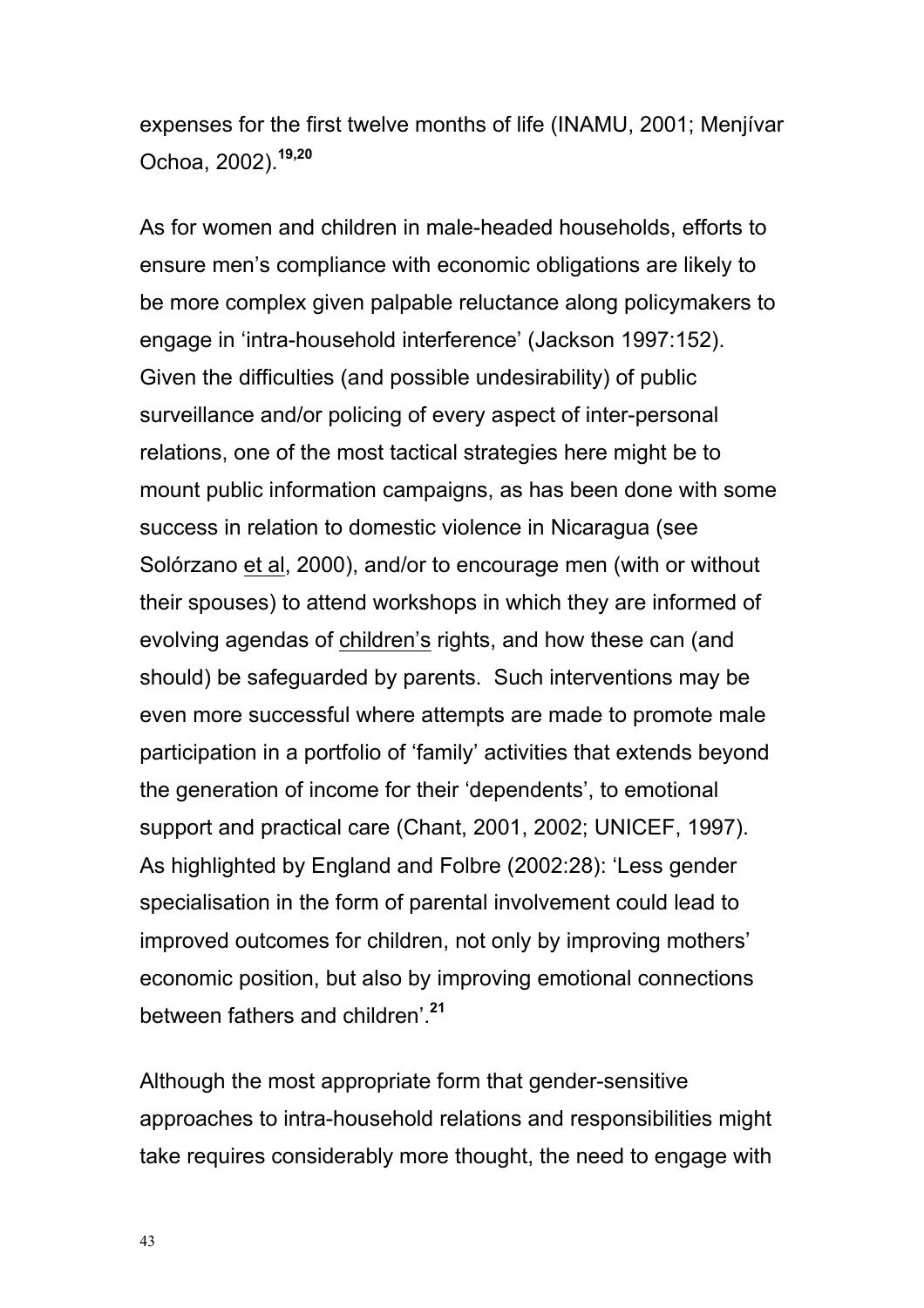expenses for the first twelve months of life (INAMU, 2001; Menjívar Ochoa, 2002).[19,20]

As for women and children in male-headed households, efforts to ensure men's compliance with economic obligations are likely to be more complex given palpable reluctance along policymakers to engage in 'intra-household interference' (Jackson 1997:152). Given the difficulties (and possible undesirability) of public surveillance and/or policing of every aspect of inter-personal relations, one of the most tactical strategies here might be to mount public information campaigns, as has been done with some success in relation to domestic violence in Nicaragua (see Solórzano et al, 2000), and/or to encourage men (with or without their spouses) to attend workshops in which they are informed of evolving agendas of children's rights, and how these can (and should) be safeguarded by parents. Such interventions may be even more successful where attempts are made to promote male participation in a portfolio of 'family' activities that extends beyond the generation of income for their 'dependents', to emotional support and practical care (Chant, 2001, 2002; UNICEF, 1997). As highlighted by England and Folbre (2002:28): 'Less gender specialisation in the form of parental involvement could lead to improved outcomes for children, not only by improving mothers' economic position, but also by improving emotional connections between fathers and children'.[21]

Although the most appropriate form that gender-sensitive approaches to intra-household relations and responsibilities might take requires considerably more thought, the need to engage with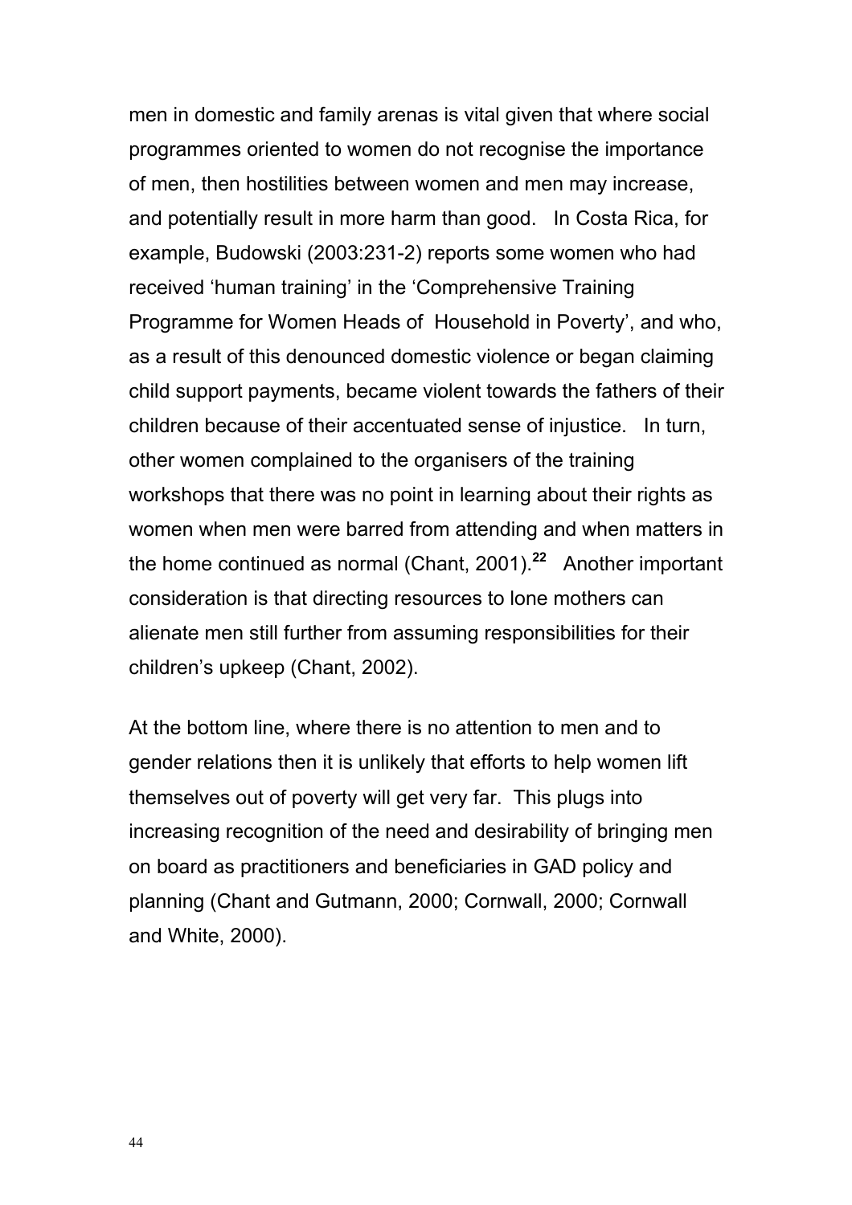men in domestic and family arenas is vital given that where social programmes oriented to women do not recognise the importance of men, then hostilities between women and men may increase, and potentially result in more harm than good. In Costa Rica, for example, Budowski (2003:231-2) reports some women who had received 'human training' in the 'Comprehensive Training Programme for Women Heads of Household in Poverty', and who, as a result of this denounced domestic violence or began claiming child support payments, became violent towards the fathers of their children because of their accentuated sense of injustice. In turn, other women complained to the organisers of the training workshops that there was no point in learning about their rights as women when men were barred from attending and when matters in the home continued as normal (Chant, 2001).[22] Another important consideration is that directing resources to lone mothers can alienate men still further from assuming responsibilities for their children's upkeep (Chant, 2002).

At the bottom line, where there is no attention to men and to gender relations then it is unlikely that efforts to help women lift themselves out of poverty will get very far. This plugs into increasing recognition of the need and desirability of bringing men on board as practitioners and beneficiaries in GAD policy and planning (Chant and Gutmann, 2000; Cornwall, 2000; Cornwall and White, 2000).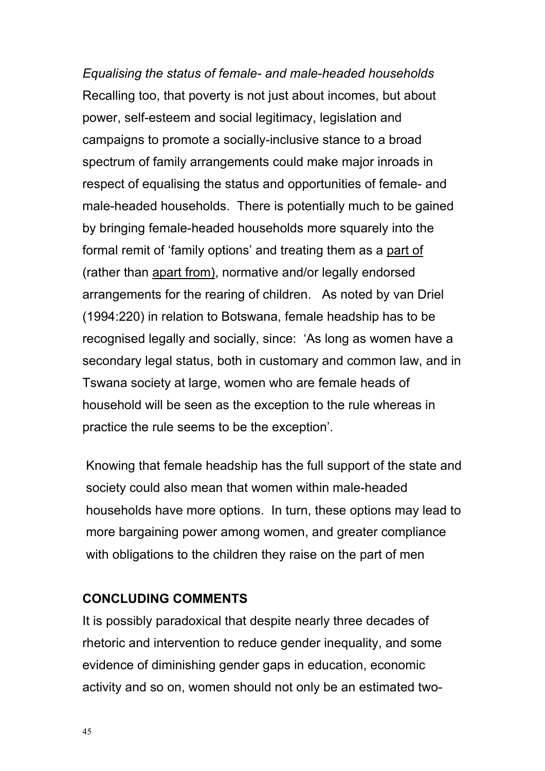*Equalising the status of female- and male-headed households*

Recalling too, that poverty is not just about incomes, but about power, self-esteem and social legitimacy, legislation and campaigns to promote a socially-inclusive stance to a broad spectrum of family arrangements could make major inroads in respect of equalising the status and opportunities of female- and male-headed households. There is potentially much to be gained by bringing female-headed households more squarely into the formal remit of 'family options' and treating them as a <u>part of</u> (rather than <u>apart from</u>), normative and/or legally endorsed arrangements for the rearing of children. As noted by van Driel (1994:220) in relation to Botswana, female headship has to be recognised legally and socially, since: 'As long as women have a secondary legal status, both in customary and common law, and in Tswana society at large, women who are female heads of household will be seen as the exception to the rule whereas in practice the rule seems to be the exception'.

Knowing that female headship has the full support of the state and society could also mean that women within male-headed households have more options. In turn, these options may lead to more bargaining power among women, and greater compliance with obligations to the children they raise on the part of men

## CONCLUDING COMMENTS

It is possibly paradoxical that despite nearly three decades of rhetoric and intervention to reduce gender inequality, and some evidence of diminishing gender gaps in education, economic activity and so on, women should not only be an estimated two-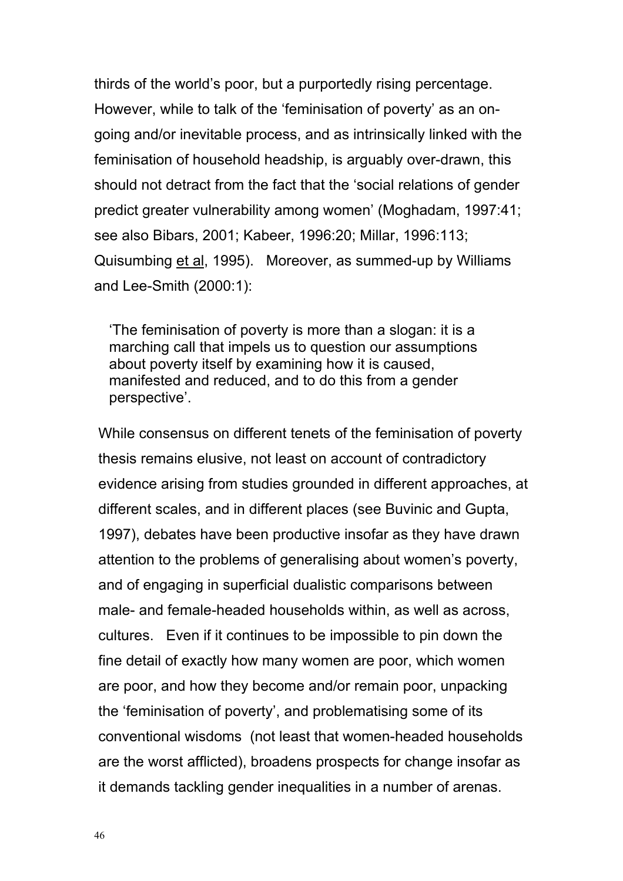thirds of the world's poor, but a purportedly rising percentage. However, while to talk of the 'feminisation of poverty' as an on-going and/or inevitable process, and as intrinsically linked with the feminisation of household headship, is arguably over-drawn, this should not detract from the fact that the 'social relations of gender predict greater vulnerability among women' (Moghadam, 1997:41; see also Bibars, 2001; Kabeer, 1996:20; Millar, 1996:113; Quisumbing et al, 1995). Moreover, as summed-up by Williams and Lee-Smith (2000:1):

> 'The feminisation of poverty is more than a slogan: it is a marching call that impels us to question our assumptions about poverty itself by examining how it is caused, manifested and reduced, and to do this from a gender perspective'.

While consensus on different tenets of the feminisation of poverty thesis remains elusive, not least on account of contradictory evidence arising from studies grounded in different approaches, at different scales, and in different places (see Buvinic and Gupta, 1997), debates have been productive insofar as they have drawn attention to the problems of generalising about women's poverty, and of engaging in superficial dualistic comparisons between male- and female-headed households within, as well as across, cultures. Even if it continues to be impossible to pin down the fine detail of exactly how many women are poor, which women are poor, and how they become and/or remain poor, unpacking the 'feminisation of poverty', and problematising some of its conventional wisdoms (not least that women-headed households are the worst afflicted), broadens prospects for change insofar as it demands tackling gender inequalities in a number of arenas.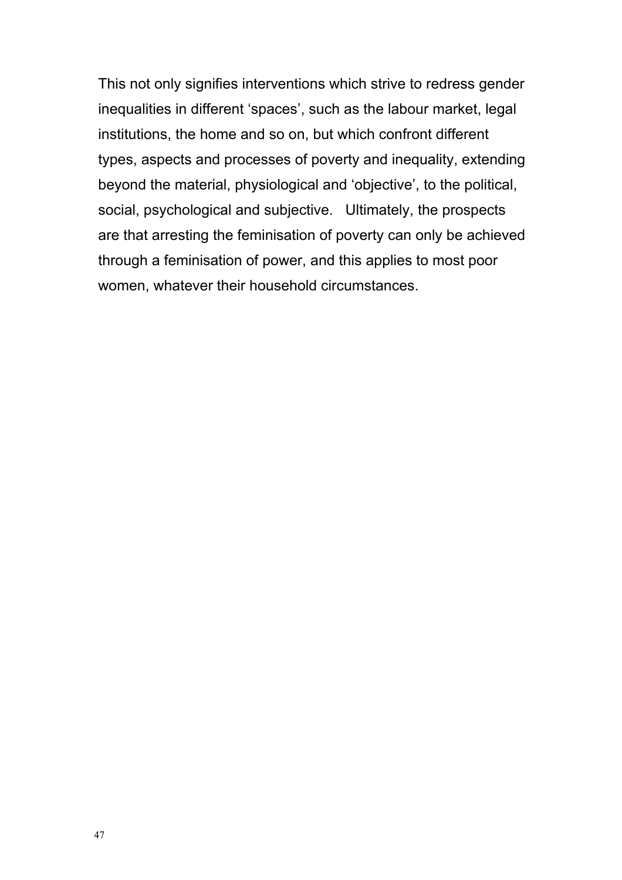This not only signifies interventions which strive to redress gender inequalities in different ‘spaces’, such as the labour market, legal institutions, the home and so on, but which confront different types, aspects and processes of poverty and inequality, extending beyond the material, physiological and ‘objective’, to the political, social, psychological and subjective. Ultimately, the prospects are that arresting the feminisation of poverty can only be achieved through a feminisation of power, and this applies to most poor women, whatever their household circumstances.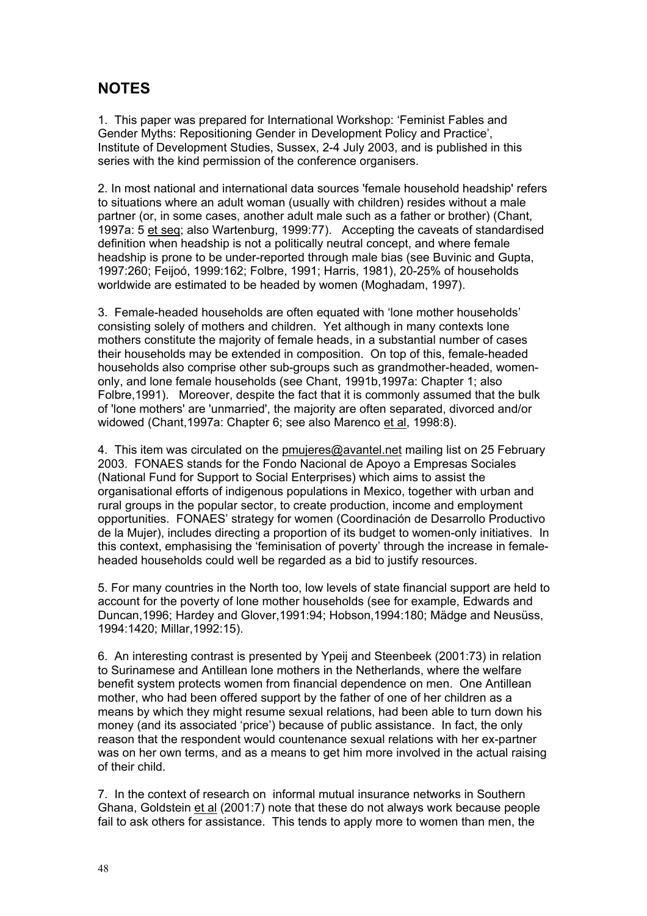## NOTES

1. This paper was prepared for International Workshop: 'Feminist Fables and Gender Myths: Repositioning Gender in Development Policy and Practice', Institute of Development Studies, Sussex, 2-4 July 2003, and is published in this series with the kind permission of the conference organisers.

2. In most national and international data sources 'female household headship' refers to situations where an adult woman (usually with children) resides without a male partner (or, in some cases, another adult male such as a father or brother) (Chant, 1997a: 5 et seq; also Wartenburg, 1999:77). Accepting the caveats of standardised definition when headship is not a politically neutral concept, and where female headship is prone to be under-reported through male bias (see Buvinic and Gupta, 1997:260; Feijoó, 1999:162; Folbre, 1991; Harris, 1981), 20-25% of households worldwide are estimated to be headed by women (Moghadam, 1997).

3. Female-headed households are often equated with 'lone mother households' consisting solely of mothers and children. Yet although in many contexts lone mothers constitute the majority of female heads, in a substantial number of cases their households may be extended in composition. On top of this, female-headed households also comprise other sub-groups such as grandmother-headed, women-only, and lone female households (see Chant, 1991b,1997a: Chapter 1; also Folbre,1991). Moreover, despite the fact that it is commonly assumed that the bulk of 'lone mothers' are 'unmarried', the majority are often separated, divorced and/or widowed (Chant,1997a: Chapter 6; see also Marenco et al, 1998:8).

4. This item was circulated on the pmujeres@avantel.net mailing list on 25 February 2003. FONAES stands for the Fondo Nacional de Apoyo a Empresas Sociales (National Fund for Support to Social Enterprises) which aims to assist the organisational efforts of indigenous populations in Mexico, together with urban and rural groups in the popular sector, to create production, income and employment opportunities. FONAES' strategy for women (Coordinación de Desarrollo Productivo de la Mujer), includes directing a proportion of its budget to women-only initiatives. In this context, emphasising the 'feminisation of poverty' through the increase in female-headed households could well be regarded as a bid to justify resources.

5. For many countries in the North too, low levels of state financial support are held to account for the poverty of lone mother households (see for example, Edwards and Duncan,1996; Hardey and Glover,1991:94; Hobson,1994:180; Mädge and Neusüss, 1994:1420; Millar,1992:15).

6. An interesting contrast is presented by Ypeij and Steenbeek (2001:73) in relation to Surinamese and Antillean lone mothers in the Netherlands, where the welfare benefit system protects women from financial dependence on men. One Antillean mother, who had been offered support by the father of one of her children as a means by which they might resume sexual relations, had been able to turn down his money (and its associated 'price') because of public assistance. In fact, the only reason that the respondent would countenance sexual relations with her ex-partner was on her own terms, and as a means to get him more involved in the actual raising of their child.

7. In the context of research on informal mutual insurance networks in Southern Ghana, Goldstein et al (2001:7) note that these do not always work because people fail to ask others for assistance. This tends to apply more to women than men, the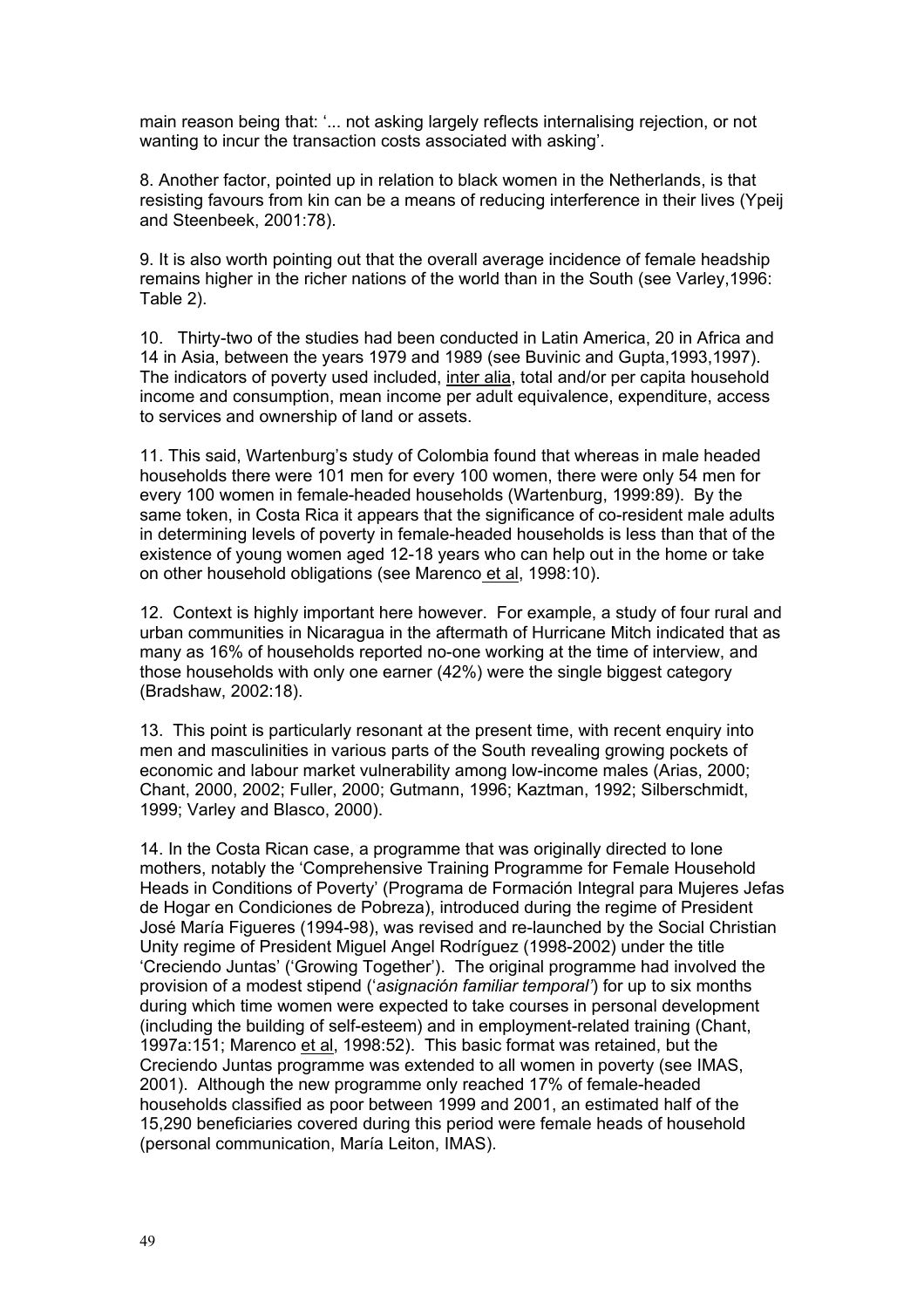main reason being that: '... not asking largely reflects internalising rejection, or not wanting to incur the transaction costs associated with asking'.

8. Another factor, pointed up in relation to black women in the Netherlands, is that resisting favours from kin can be a means of reducing interference in their lives (Ypeij and Steenbeek, 2001:78).

9. It is also worth pointing out that the overall average incidence of female headship remains higher in the richer nations of the world than in the South (see Varley,1996: Table 2).

10. Thirty-two of the studies had been conducted in Latin America, 20 in Africa and 14 in Asia, between the years 1979 and 1989 (see Buvinic and Gupta,1993,1997). The indicators of poverty used included, inter alia, total and/or per capita household income and consumption, mean income per adult equivalence, expenditure, access to services and ownership of land or assets.

11. This said, Wartenburg's study of Colombia found that whereas in male headed households there were 101 men for every 100 women, there were only 54 men for every 100 women in female-headed households (Wartenburg, 1999:89). By the same token, in Costa Rica it appears that the significance of co-resident male adults in determining levels of poverty in female-headed households is less than that of the existence of young women aged 12-18 years who can help out in the home or take on other household obligations (see Marenco et al, 1998:10).

12. Context is highly important here however. For example, a study of four rural and urban communities in Nicaragua in the aftermath of Hurricane Mitch indicated that as many as 16% of households reported no-one working at the time of interview, and those households with only one earner (42%) were the single biggest category (Bradshaw, 2002:18).

13. This point is particularly resonant at the present time, with recent enquiry into men and masculinities in various parts of the South revealing growing pockets of economic and labour market vulnerability among low-income males (Arias, 2000; Chant, 2000, 2002; Fuller, 2000; Gutmann, 1996; Kaztman, 1992; Silberschmidt, 1999; Varley and Blasco, 2000).

14. In the Costa Rican case, a programme that was originally directed to lone mothers, notably the 'Comprehensive Training Programme for Female Household Heads in Conditions of Poverty' (Programa de Formación Integral para Mujeres Jefas de Hogar en Condiciones de Pobreza), introduced during the regime of President José María Figueres (1994-98), was revised and re-launched by the Social Christian Unity regime of President Miguel Angel Rodríguez (1998-2002) under the title 'Creciendo Juntas' ('Growing Together'). The original programme had involved the provision of a modest stipend ('*asignación familiar temporal*') for up to six months during which time women were expected to take courses in personal development (including the building of self-esteem) and in employment-related training (Chant, 1997a:151; Marenco et al, 1998:52). This basic format was retained, but the Creciendo Juntas programme was extended to all women in poverty (see IMAS, 2001). Although the new programme only reached 17% of female-headed households classified as poor between 1999 and 2001, an estimated half of the 15,290 beneficiaries covered during this period were female heads of household (personal communication, María Leiton, IMAS).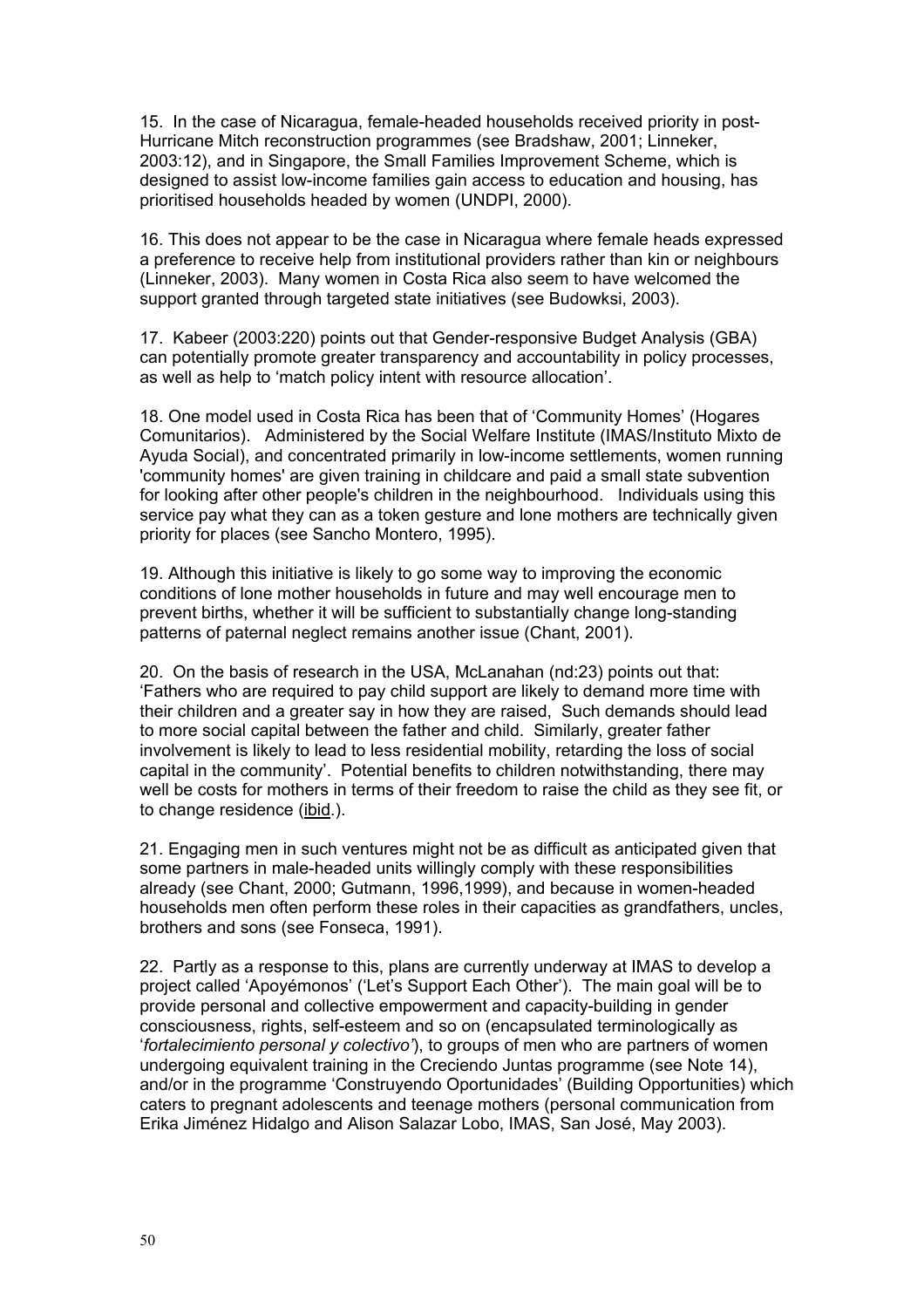15. In the case of Nicaragua, female-headed households received priority in post-Hurricane Mitch reconstruction programmes (see Bradshaw, 2001; Linneker, 2003:12), and in Singapore, the Small Families Improvement Scheme, which is designed to assist low-income families gain access to education and housing, has prioritised households headed by women (UNDPI, 2000).

16. This does not appear to be the case in Nicaragua where female heads expressed a preference to receive help from institutional providers rather than kin or neighbours (Linneker, 2003). Many women in Costa Rica also seem to have welcomed the support granted through targeted state initiatives (see Budowksi, 2003).

17. Kabeer (2003:220) points out that Gender-responsive Budget Analysis (GBA) can potentially promote greater transparency and accountability in policy processes, as well as help to 'match policy intent with resource allocation'.

18. One model used in Costa Rica has been that of 'Community Homes' (Hogares Comunitarios). Administered by the Social Welfare Institute (IMAS/Instituto Mixto de Ayuda Social), and concentrated primarily in low-income settlements, women running 'community homes' are given training in childcare and paid a small state subvention for looking after other people's children in the neighbourhood. Individuals using this service pay what they can as a token gesture and lone mothers are technically given priority for places (see Sancho Montero, 1995).

19. Although this initiative is likely to go some way to improving the economic conditions of lone mother households in future and may well encourage men to prevent births, whether it will be sufficient to substantially change long-standing patterns of paternal neglect remains another issue (Chant, 2001).

20. On the basis of research in the USA, McLanahan (nd:23) points out that: 'Fathers who are required to pay child support are likely to demand more time with their children and a greater say in how they are raised, Such demands should lead to more social capital between the father and child. Similarly, greater father involvement is likely to lead to less residential mobility, retarding the loss of social capital in the community'. Potential benefits to children notwithstanding, there may well be costs for mothers in terms of their freedom to raise the child as they see fit, or to change residence (ibid.).

21. Engaging men in such ventures might not be as difficult as anticipated given that some partners in male-headed units willingly comply with these responsibilities already (see Chant, 2000; Gutmann, 1996,1999), and because in women-headed households men often perform these roles in their capacities as grandfathers, uncles, brothers and sons (see Fonseca, 1991).

22. Partly as a response to this, plans are currently underway at IMAS to develop a project called 'Apoyémonos' ('Let's Support Each Other'). The main goal will be to provide personal and collective empowerment and capacity-building in gender consciousness, rights, self-esteem and so on (encapsulated terminologically as '*fortalecimiento personal y colectivo*'), to groups of men who are partners of women undergoing equivalent training in the Creciendo Juntas programme (see Note 14), and/or in the programme 'Construyendo Oportunidades' (Building Opportunities) which caters to pregnant adolescents and teenage mothers (personal communication from Erika Jiménez Hidalgo and Alison Salazar Lobo, IMAS, San José, May 2003).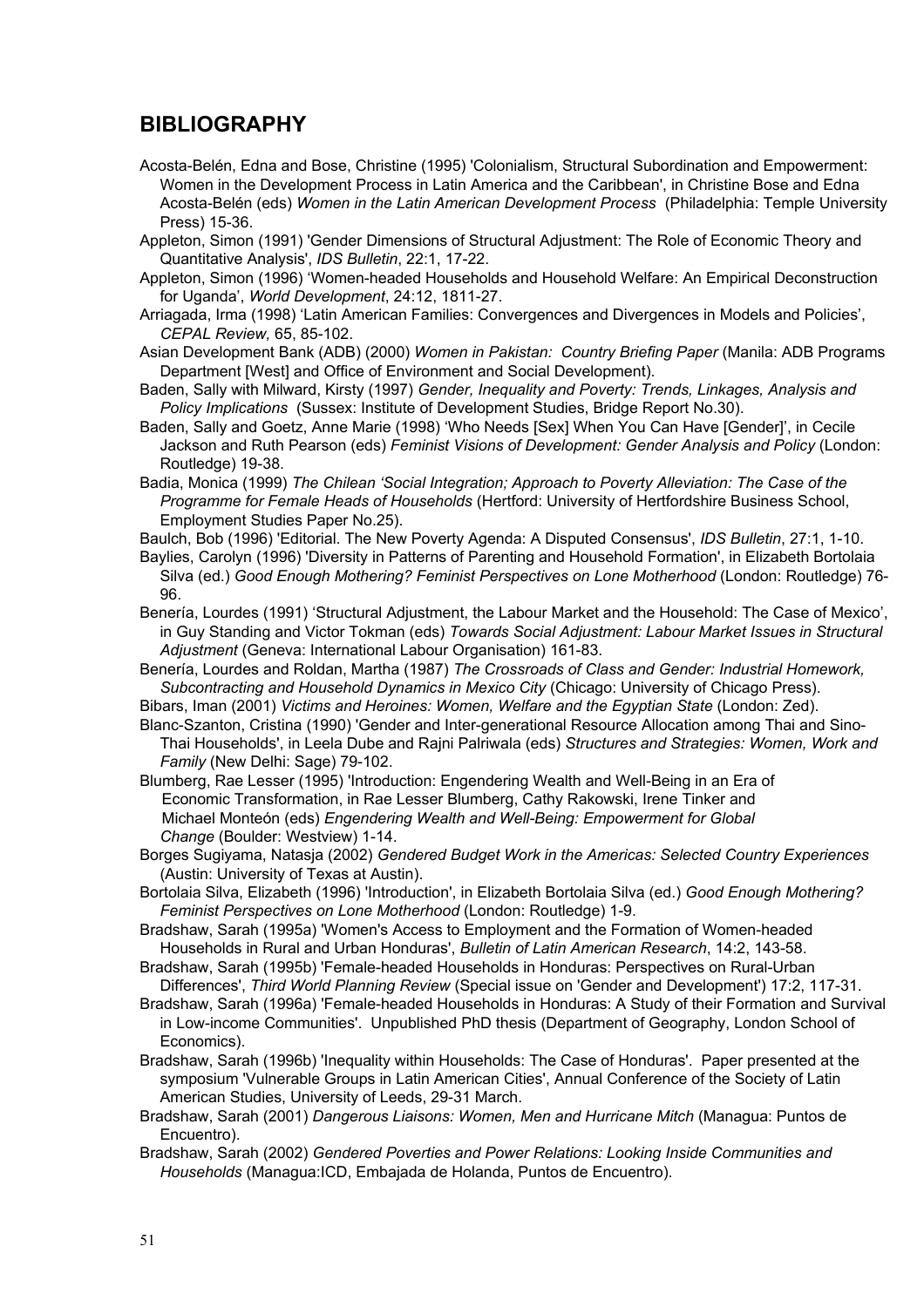## BIBLIOGRAPHY

Acosta-Belén, Edna and Bose, Christine (1995) 'Colonialism, Structural Subordination and Empowerment: Women in the Development Process in Latin America and the Caribbean', in Christine Bose and Edna Acosta-Belén (eds) *Women in the Latin American Development Process* (Philadelphia: Temple University Press) 15-36.

Appleton, Simon (1991) 'Gender Dimensions of Structural Adjustment: The Role of Economic Theory and Quantitative Analysis', *IDS Bulletin*, 22:1, 17-22.

Appleton, Simon (1996) 'Women-headed Households and Household Welfare: An Empirical Deconstruction for Uganda', *World Development*, 24:12, 1811-27.

Arriagada, Irma (1998) 'Latin American Families: Convergences and Divergences in Models and Policies', *CEPAL Review,* 65, 85-102.

Asian Development Bank (ADB) (2000) *Women in Pakistan: Country Briefing Paper* (Manila: ADB Programs Department [West] and Office of Environment and Social Development).

Baden, Sally with Milward, Kirsty (1997) *Gender, Inequality and Poverty: Trends, Linkages, Analysis and Policy Implications* (Sussex: Institute of Development Studies, Bridge Report No.30).

Baden, Sally and Goetz, Anne Marie (1998) 'Who Needs [Sex] When You Can Have [Gender]', in Cecile Jackson and Ruth Pearson (eds) *Feminist Visions of Development: Gender Analysis and Policy* (London: Routledge) 19-38.

Badia, Monica (1999) *The Chilean 'Social Integration; Approach to Poverty Alleviation: The Case of the Programme for Female Heads of Households* (Hertford: University of Hertfordshire Business School, Employment Studies Paper No.25).

Baulch, Bob (1996) 'Editorial. The New Poverty Agenda: A Disputed Consensus', *IDS Bulletin*, 27:1, 1-10.

Baylies, Carolyn (1996) 'Diversity in Patterns of Parenting and Household Formation', in Elizabeth Bortolaia Silva (ed.) *Good Enough Mothering? Feminist Perspectives on Lone Motherhood* (London: Routledge) 76-96.

Benería, Lourdes (1991) 'Structural Adjustment, the Labour Market and the Household: The Case of Mexico', in Guy Standing and Victor Tokman (eds) *Towards Social Adjustment: Labour Market Issues in Structural Adjustment* (Geneva: International Labour Organisation) 161-83.

Benería, Lourdes and Roldan, Martha (1987) *The Crossroads of Class and Gender: Industrial Homework, Subcontracting and Household Dynamics in Mexico City* (Chicago: University of Chicago Press).

Bibars, Iman (2001) *Victims and Heroines: Women, Welfare and the Egyptian State* (London: Zed).

Blanc-Szanton, Cristina (1990) 'Gender and Inter-generational Resource Allocation among Thai and Sino-Thai Households', in Leela Dube and Rajni Palriwala (eds) *Structures and Strategies: Women, Work and Family* (New Delhi: Sage) 79-102.

Blumberg, Rae Lesser (1995) 'Introduction: Engendering Wealth and Well-Being in an Era of Economic Transformation, in Rae Lesser Blumberg, Cathy Rakowski, Irene Tinker and Michael Monteón (eds) *Engendering Wealth and Well-Being: Empowerment for Global Change* (Boulder: Westview) 1-14.

Borges Sugiyama, Natasja (2002) *Gendered Budget Work in the Americas: Selected Country Experiences* (Austin: University of Texas at Austin).

Bortolaia Silva, Elizabeth (1996) 'Introduction', in Elizabeth Bortolaia Silva (ed.) *Good Enough Mothering? Feminist Perspectives on Lone Motherhood* (London: Routledge) 1-9.

Bradshaw, Sarah (1995a) 'Women's Access to Employment and the Formation of Women-headed Households in Rural and Urban Honduras', *Bulletin of Latin American Research*, 14:2, 143-58.

Bradshaw, Sarah (1995b) 'Female-headed Households in Honduras: Perspectives on Rural-Urban Differences', *Third World Planning Review* (Special issue on 'Gender and Development') 17:2, 117-31.

Bradshaw, Sarah (1996a) 'Female-headed Households in Honduras: A Study of their Formation and Survival in Low-income Communities'. Unpublished PhD thesis (Department of Geography, London School of Economics).

Bradshaw, Sarah (1996b) 'Inequality within Households: The Case of Honduras'. Paper presented at the symposium 'Vulnerable Groups in Latin American Cities', Annual Conference of the Society of Latin American Studies, University of Leeds, 29-31 March.

Bradshaw, Sarah (2001) *Dangerous Liaisons: Women, Men and Hurricane Mitch* (Managua: Puntos de Encuentro).

Bradshaw, Sarah (2002) *Gendered Poverties and Power Relations: Looking Inside Communities and Households* (Managua:ICD, Embajada de Holanda, Puntos de Encuentro).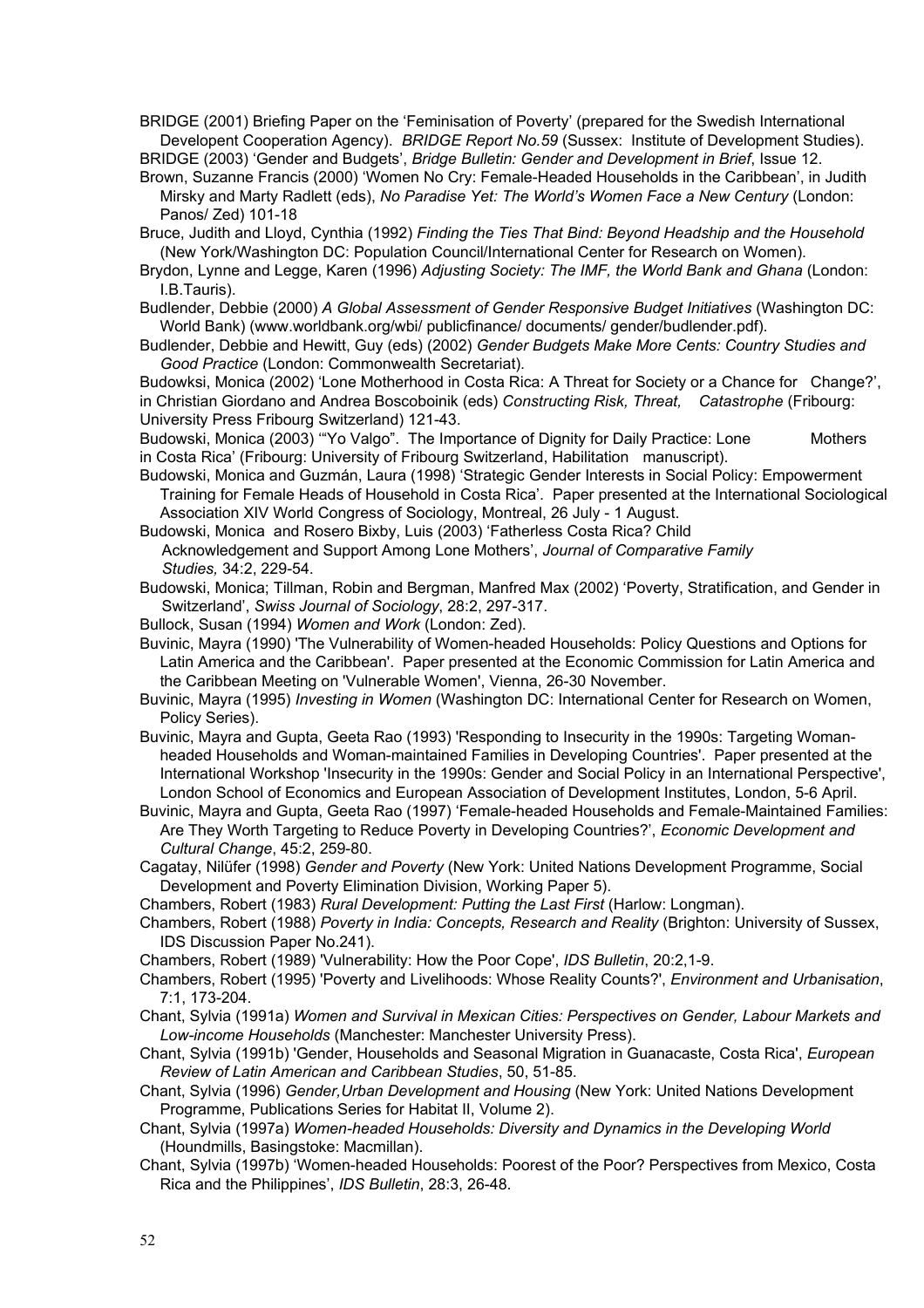BRIDGE (2001) Briefing Paper on the 'Feminisation of Poverty' (prepared for the Swedish International Developent Cooperation Agency). *BRIDGE Report No.59* (Sussex: Institute of Development Studies).

BRIDGE (2003) 'Gender and Budgets', *Bridge Bulletin: Gender and Development in Brief*, Issue 12.

Brown, Suzanne Francis (2000) 'Women No Cry: Female-Headed Households in the Caribbean', in Judith Mirsky and Marty Radlett (eds), *No Paradise Yet: The World's Women Face a New Century* (London: Panos/ Zed) 101-18

Bruce, Judith and Lloyd, Cynthia (1992) *Finding the Ties That Bind: Beyond Headship and the Household* (New York/Washington DC: Population Council/International Center for Research on Women).

Brydon, Lynne and Legge, Karen (1996) *Adjusting Society: The IMF, the World Bank and Ghana* (London: I.B.Tauris).

Budlender, Debbie (2000) *A Global Assessment of Gender Responsive Budget Initiatives* (Washington DC: World Bank) (www.worldbank.org/wbi/ publicfinance/ documents/ gender/budlender.pdf).

Budlender, Debbie and Hewitt, Guy (eds) (2002) *Gender Budgets Make More Cents: Country Studies and Good Practice* (London: Commonwealth Secretariat).

Budowksi, Monica (2002) 'Lone Motherhood in Costa Rica: A Threat for Society or a Chance for Change?', in Christian Giordano and Andrea Boscoboinik (eds) *Constructing Risk, Threat, Catastrophe* (Fribourg: University Press Fribourg Switzerland) 121-43.

Budowski, Monica (2003) '"Yo Valgo". The Importance of Dignity for Daily Practice: Lone Mothers in Costa Rica' (Fribourg: University of Fribourg Switzerland, Habilitation manuscript).

Budowski, Monica and Guzmán, Laura (1998) 'Strategic Gender Interests in Social Policy: Empowerment Training for Female Heads of Household in Costa Rica'. Paper presented at the International Sociological Association XIV World Congress of Sociology, Montreal, 26 July - 1 August.

Budowski, Monica and Rosero Bixby, Luis (2003) 'Fatherless Costa Rica? Child Acknowledgement and Support Among Lone Mothers', *Journal of Comparative Family Studies,* 34:2, 229-54.

Budowski, Monica; Tillman, Robin and Bergman, Manfred Max (2002) 'Poverty, Stratification, and Gender in Switzerland', *Swiss Journal of Sociology*, 28:2, 297-317.

Bullock, Susan (1994) *Women and Work* (London: Zed).

Buvinic, Mayra (1990) 'The Vulnerability of Women-headed Households: Policy Questions and Options for Latin America and the Caribbean'. Paper presented at the Economic Commission for Latin America and the Caribbean Meeting on 'Vulnerable Women', Vienna, 26-30 November.

Buvinic, Mayra (1995) *Investing in Women* (Washington DC: International Center for Research on Women, Policy Series).

Buvinic, Mayra and Gupta, Geeta Rao (1993) 'Responding to Insecurity in the 1990s: Targeting Woman-headed Households and Woman-maintained Families in Developing Countries'. Paper presented at the International Workshop 'Insecurity in the 1990s: Gender and Social Policy in an International Perspective', London School of Economics and European Association of Development Institutes, London, 5-6 April.

Buvinic, Mayra and Gupta, Geeta Rao (1997) 'Female-headed Households and Female-Maintained Families: Are They Worth Targeting to Reduce Poverty in Developing Countries?', *Economic Development and Cultural Change*, 45:2, 259-80.

Cagatay, Nilüfer (1998) *Gender and Poverty* (New York: United Nations Development Programme, Social Development and Poverty Elimination Division, Working Paper 5).

Chambers, Robert (1983) *Rural Development: Putting the Last First* (Harlow: Longman).

Chambers, Robert (1988) *Poverty in India: Concepts, Research and Reality* (Brighton: University of Sussex, IDS Discussion Paper No.241).

Chambers, Robert (1989) 'Vulnerability: How the Poor Cope', *IDS Bulletin*, 20:2,1-9.

Chambers, Robert (1995) 'Poverty and Livelihoods: Whose Reality Counts?', *Environment and Urbanisation*, 7:1, 173-204.

Chant, Sylvia (1991a) *Women and Survival in Mexican Cities: Perspectives on Gender, Labour Markets and Low-income Households* (Manchester: Manchester University Press).

Chant, Sylvia (1991b) 'Gender, Households and Seasonal Migration in Guanacaste, Costa Rica', *European Review of Latin American and Caribbean Studies*, 50, 51-85.

Chant, Sylvia (1996) *Gender,Urban Development and Housing* (New York: United Nations Development Programme, Publications Series for Habitat II, Volume 2).

Chant, Sylvia (1997a) *Women-headed Households: Diversity and Dynamics in the Developing World* (Houndmills, Basingstoke: Macmillan).

Chant, Sylvia (1997b) 'Women-headed Households: Poorest of the Poor? Perspectives from Mexico, Costa Rica and the Philippines', *IDS Bulletin*, 28:3, 26-48.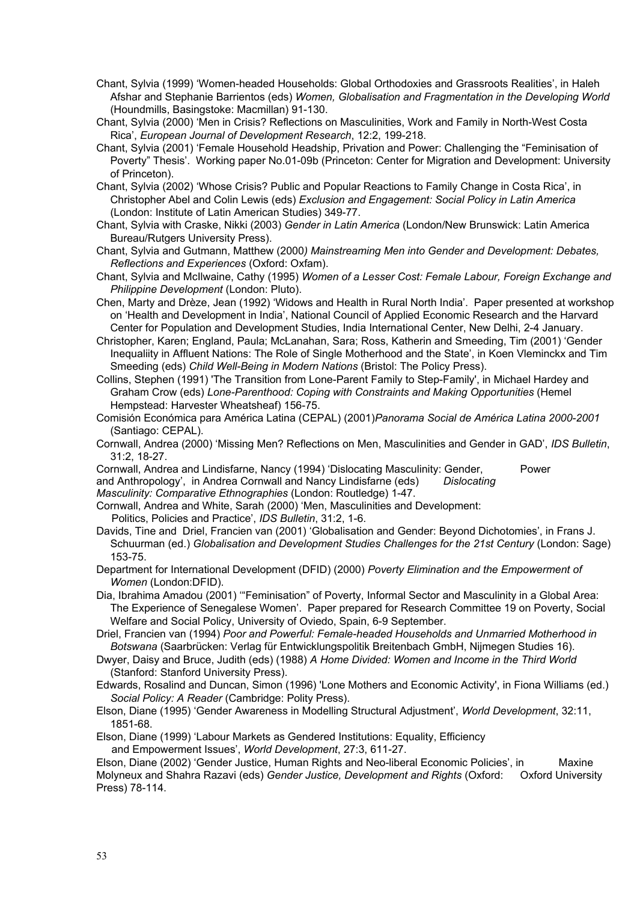Chant, Sylvia (1999) 'Women-headed Households: Global Orthodoxies and Grassroots Realities', in Haleh Afshar and Stephanie Barrientos (eds) *Women, Globalisation and Fragmentation in the Developing World* (Houndmills, Basingstoke: Macmillan) 91-130.

Chant, Sylvia (2000) 'Men in Crisis? Reflections on Masculinities, Work and Family in North-West Costa Rica', *European Journal of Development Research*, 12:2, 199-218.

Chant, Sylvia (2001) 'Female Household Headship, Privation and Power: Challenging the "Feminisation of Poverty" Thesis'. Working paper No.01-09b (Princeton: Center for Migration and Development: University of Princeton).

Chant, Sylvia (2002) 'Whose Crisis? Public and Popular Reactions to Family Change in Costa Rica', in Christopher Abel and Colin Lewis (eds) *Exclusion and Engagement: Social Policy in Latin America* (London: Institute of Latin American Studies) 349-77.

Chant, Sylvia with Craske, Nikki (2003) *Gender in Latin America* (London/New Brunswick: Latin America Bureau/Rutgers University Press).

Chant, Sylvia and Gutmann, Matthew (2000) *Mainstreaming Men into Gender and Development: Debates, Reflections and Experiences* (Oxford: Oxfam).

Chant, Sylvia and McIlwaine, Cathy (1995) *Women of a Lesser Cost: Female Labour, Foreign Exchange and Philippine Development* (London: Pluto).

Chen, Marty and Drèze, Jean (1992) 'Widows and Health in Rural North India'. Paper presented at workshop on 'Health and Development in India', National Council of Applied Economic Research and the Harvard Center for Population and Development Studies, India International Center, New Delhi, 2-4 January.

Christopher, Karen; England, Paula; McLanahan, Sara; Ross, Katherin and Smeeding, Tim (2001) 'Gender Inequaliity in Affluent Nations: The Role of Single Motherhood and the State', in Koen Vleminckx and Tim Smeeding (eds) *Child Well-Being in Modern Nations* (Bristol: The Policy Press).

Collins, Stephen (1991) 'The Transition from Lone-Parent Family to Step-Family', in Michael Hardey and Graham Crow (eds) *Lone-Parenthood: Coping with Constraints and Making Opportunities* (Hemel Hempstead: Harvester Wheatsheaf) 156-75.

Comisión Económica para América Latina (CEPAL) (2001) *Panorama Social de América Latina 2000-2001* (Santiago: CEPAL).

Cornwall, Andrea (2000) 'Missing Men? Reflections on Men, Masculinities and Gender in GAD', *IDS Bulletin*, 31:2, 18-27.

Cornwall, Andrea and Lindisfarne, Nancy (1994) 'Dislocating Masculinity: Gender, Power and Anthropology', in Andrea Cornwall and Nancy Lindisfarne (eds) *Dislocating Masculinity: Comparative Ethnographies* (London: Routledge) 1-47.

Cornwall, Andrea and White, Sarah (2000) 'Men, Masculinities and Development: Politics, Policies and Practice', *IDS Bulletin*, 31:2, 1-6.

Davids, Tine and Driel, Francien van (2001) 'Globalisation and Gender: Beyond Dichotomies', in Frans J. Schuurman (ed.) *Globalisation and Development Studies Challenges for the 21st Century* (London: Sage) 153-75.

Department for International Development (DFID) (2000) *Poverty Elimination and the Empowerment of Women* (London:DFID).

Dia, Ibrahima Amadou (2001) '"Feminisation" of Poverty, Informal Sector and Masculinity in a Global Area: The Experience of Senegalese Women'. Paper prepared for Research Committee 19 on Poverty, Social Welfare and Social Policy, University of Oviedo, Spain, 6-9 September.

Driel, Francien van (1994) *Poor and Powerful: Female-headed Households and Unmarried Motherhood in Botswana* (Saarbrücken: Verlag für Entwicklungspolitik Breitenbach GmbH, Nijmegen Studies 16).

Dwyer, Daisy and Bruce, Judith (eds) (1988) *A Home Divided: Women and Income in the Third World* (Stanford: Stanford University Press).

Edwards, Rosalind and Duncan, Simon (1996) 'Lone Mothers and Economic Activity', in Fiona Williams (ed.) *Social Policy: A Reader* (Cambridge: Polity Press).

Elson, Diane (1995) 'Gender Awareness in Modelling Structural Adjustment', *World Development*, 32:11, 1851-68.

Elson, Diane (1999) 'Labour Markets as Gendered Institutions: Equality, Efficiency and Empowerment Issues', *World Development*, 27:3, 611-27.

Elson, Diane (2002) 'Gender Justice, Human Rights and Neo-liberal Economic Policies', in Maxine Molyneux and Shahra Razavi (eds) *Gender Justice, Development and Rights* (Oxford: Oxford University Press) 78-114.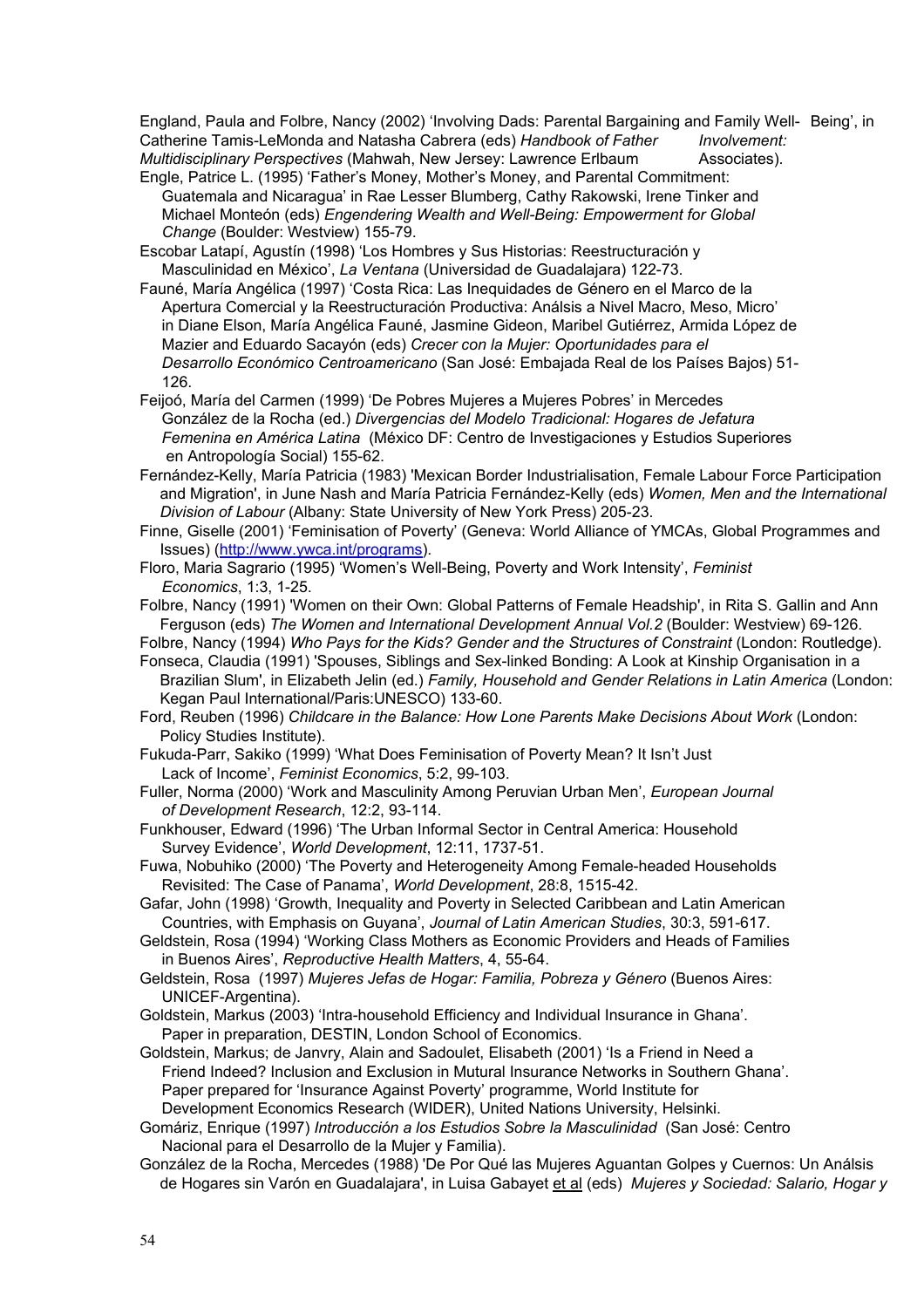England, Paula and Folbre, Nancy (2002) 'Involving Dads: Parental Bargaining and Family Well- Being', in Catherine Tamis-LeMonda and Natasha Cabrera (eds) *Handbook of Father Involvement: Multidisciplinary Perspectives* (Mahwah, New Jersey: Lawrence Erlbaum Associates).

Engle, Patrice L. (1995) 'Father's Money, Mother's Money, and Parental Commitment: Guatemala and Nicaragua' in Rae Lesser Blumberg, Cathy Rakowski, Irene Tinker and Michael Monteón (eds) *Engendering Wealth and Well-Being: Empowerment for Global Change* (Boulder: Westview) 155-79.

Escobar Latapí, Agustín (1998) 'Los Hombres y Sus Historias: Reestructuración y Masculinidad en México', *La Ventana* (Universidad de Guadalajara) 122-73.

Fauné, María Angélica (1997) 'Costa Rica: Las Inequidades de Género en el Marco de la Apertura Comercial y la Reestructuración Productiva: Anályis a Nivel Macro, Meso, Micro' in Diane Elson, María Angélica Fauné, Jasmine Gideon, Maribel Gutiérrez, Armida López de Mazier and Eduardo Sacayón (eds) *Crecer con la Mujer: Oportunidades para el Desarrollo Económico Centroamericano* (San José: Embajada Real de los Países Bajos) 51-126.

Feijoó, María del Carmen (1999) 'De Pobres Mujeres a Mujeres Pobres' in Mercedes González de la Rocha (ed.) *Divergencias del Modelo Tradicional: Hogares de Jefatura Femenina en América Latina* (México DF: Centro de Investigaciones y Estudios Superiores en Antropología Social) 155-62.

Fernández-Kelly, María Patricia (1983) 'Mexican Border Industrialisation, Female Labour Force Participation and Migration', in June Nash and María Patricia Fernández-Kelly (eds) *Women, Men and the International Division of Labour* (Albany: State University of New York Press) 205-23.

Finne, Giselle (2001) 'Feminisation of Poverty' (Geneva: World Alliance of YMCAs, Global Programmes and Issues) (http://www.ywca.int/programs).

Floro, Maria Sagrario (1995) 'Women's Well-Being, Poverty and Work Intensity', *Feminist Economics*, 1:3, 1-25.

Folbre, Nancy (1991) 'Women on their Own: Global Patterns of Female Headship', in Rita S. Gallin and Ann Ferguson (eds) *The Women and International Development Annual Vol.2* (Boulder: Westview) 69-126.

Folbre, Nancy (1994) *Who Pays for the Kids? Gender and the Structures of Constraint* (London: Routledge).

Fonseca, Claudia (1991) 'Spouses, Siblings and Sex-linked Bonding: A Look at Kinship Organisation in a Brazilian Slum', in Elizabeth Jelin (ed.) *Family, Household and Gender Relations in Latin America* (London: Kegan Paul International/Paris:UNESCO) 133-60.

Ford, Reuben (1996) *Childcare in the Balance: How Lone Parents Make Decisions About Work* (London: Policy Studies Institute).

Fukuda-Parr, Sakiko (1999) 'What Does Feminisation of Poverty Mean? It Isn't Just Lack of Income', *Feminist Economics*, 5:2, 99-103.

Fuller, Norma (2000) 'Work and Masculinity Among Peruvian Urban Men', *European Journal of Development Research*, 12:2, 93-114.

Funkhouser, Edward (1996) 'The Urban Informal Sector in Central America: Household Survey Evidence', *World Development*, 12:11, 1737-51.

Fuwa, Nobuhiko (2000) 'The Poverty and Heterogeneity Among Female-headed Households Revisited: The Case of Panama', *World Development*, 28:8, 1515-42.

Gafar, John (1998) 'Growth, Inequality and Poverty in Selected Caribbean and Latin American Countries, with Emphasis on Guyana', *Journal of Latin American Studies*, 30:3, 591-617.

Geldstein, Rosa (1994) 'Working Class Mothers as Economic Providers and Heads of Families in Buenos Aires', *Reproductive Health Matters*, 4, 55-64.

Geldstein, Rosa (1997) *Mujeres Jefas de Hogar: Familia, Pobreza y Género* (Buenos Aires: UNICEF-Argentina).

Goldstein, Markus (2003) 'Intra-household Efficiency and Individual Insurance in Ghana'. Paper in preparation, DESTIN, London School of Economics.

Goldstein, Markus; de Janvry, Alain and Sadoulet, Elisabeth (2001) 'Is a Friend in Need a Friend Indeed? Inclusion and Exclusion in Mutual Insurance Networks in Southern Ghana'. Paper prepared for 'Insurance Against Poverty' programme, World Institute for Development Economics Research (WIDER), United Nations University, Helsinki.

Gomáriz, Enrique (1997) *Introducción a los Estudios Sobre la Masculinidad* (San José: Centro Nacional para el Desarrollo de la Mujer y Familia).

González de la Rocha, Mercedes (1988) 'De Por Qué las Mujeres Aguantan Golpes y Cuernos: Un Anályis de Hogares sin Varón en Guadalajara', in Luisa Gabayet et al (eds) *Mujeres y Sociedad: Salario, Hogar y*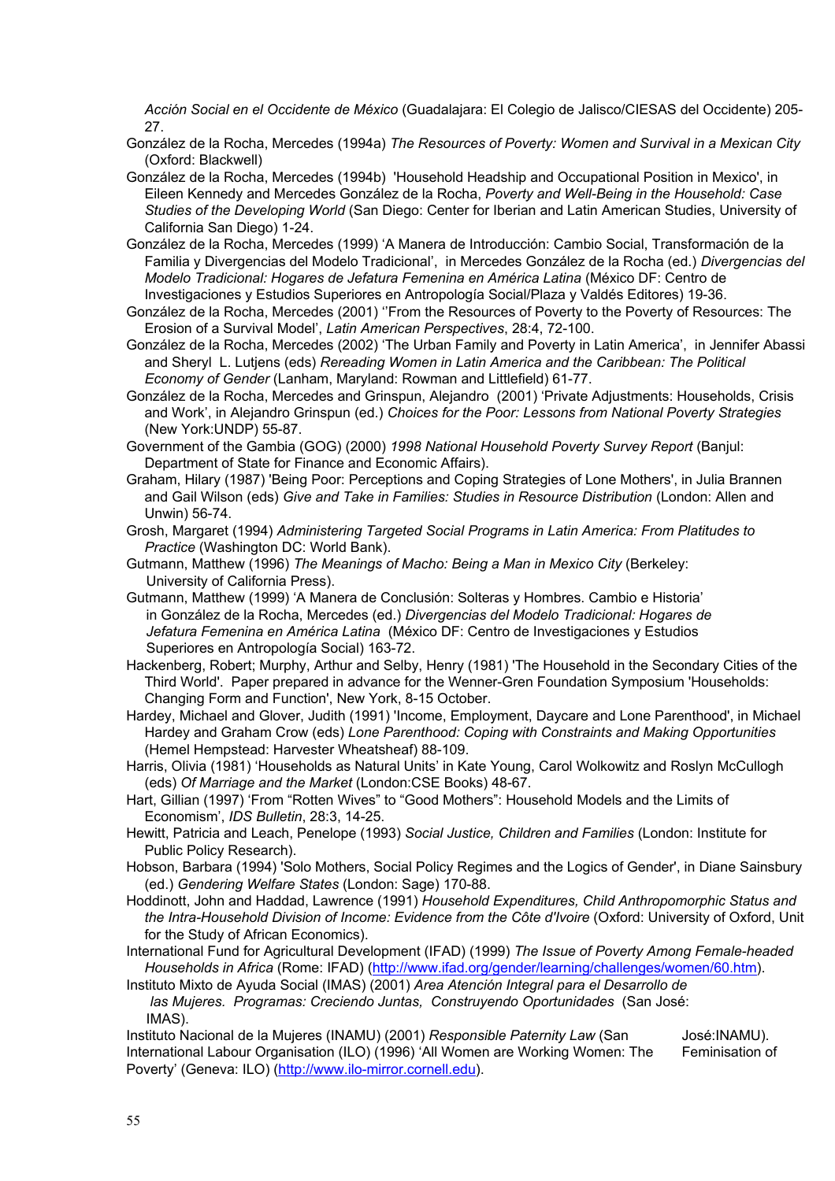*Acción Social en el Occidente de México* (Guadalajara: El Colegio de Jalisco/CIESAS del Occidente) 205-27.

González de la Rocha, Mercedes (1994a) *The Resources of Poverty: Women and Survival in a Mexican City* (Oxford: Blackwell)

González de la Rocha, Mercedes (1994b) 'Household Headship and Occupational Position in Mexico', in Eileen Kennedy and Mercedes González de la Rocha, *Poverty and Well-Being in the Household: Case Studies of the Developing World* (San Diego: Center for Iberian and Latin American Studies, University of California San Diego) 1-24.

González de la Rocha, Mercedes (1999) 'A Manera de Introducción: Cambio Social, Transformación de la Familia y Divergencias del Modelo Tradicional', in Mercedes González de la Rocha (ed.) *Divergencias del Modelo Tradicional: Hogares de Jefatura Femenina en América Latina* (México DF: Centro de Investigaciones y Estudios Superiores en Antropología Social/Plaza y Valdés Editores) 19-36.

González de la Rocha, Mercedes (2001) ''From the Resources of Poverty to the Poverty of Resources: The Erosion of a Survival Model', *Latin American Perspectives*, 28:4, 72-100.

González de la Rocha, Mercedes (2002) 'The Urban Family and Poverty in Latin America', in Jennifer Abassi and Sheryl L. Lutjens (eds) *Rereading Women in Latin America and the Caribbean: The Political Economy of Gender* (Lanham, Maryland: Rowman and Littlefield) 61-77.

González de la Rocha, Mercedes and Grinspun, Alejandro (2001) 'Private Adjustments: Households, Crisis and Work', in Alejandro Grinspun (ed.) *Choices for the Poor: Lessons from National Poverty Strategies* (New York:UNDP) 55-87.

Government of the Gambia (GOG) (2000) *1998 National Household Poverty Survey Report* (Banjul: Department of State for Finance and Economic Affairs).

Graham, Hilary (1987) 'Being Poor: Perceptions and Coping Strategies of Lone Mothers', in Julia Brannen and Gail Wilson (eds) *Give and Take in Families: Studies in Resource Distribution* (London: Allen and Unwin) 56-74.

Grosh, Margaret (1994) *Administering Targeted Social Programs in Latin America: From Platitudes to Practice* (Washington DC: World Bank).

Gutmann, Matthew (1996) *The Meanings of Macho: Being a Man in Mexico City* (Berkeley: University of California Press).

Gutmann, Matthew (1999) 'A Manera de Conclusión: Solteras y Hombres. Cambio e Historia' in González de la Rocha, Mercedes (ed.) *Divergencias del Modelo Tradicional: Hogares de Jefatura Femenina en América Latina* (México DF: Centro de Investigaciones y Estudios Superiores en Antropología Social) 163-72.

Hackenberg, Robert; Murphy, Arthur and Selby, Henry (1981) 'The Household in the Secondary Cities of the Third World'. Paper prepared in advance for the Wenner-Gren Foundation Symposium 'Households: Changing Form and Function', New York, 8-15 October.

Hardey, Michael and Glover, Judith (1991) 'Income, Employment, Daycare and Lone Parenthood', in Michael Hardey and Graham Crow (eds) *Lone Parenthood: Coping with Constraints and Making Opportunities* (Hemel Hempstead: Harvester Wheatsheaf) 88-109.

Harris, Olivia (1981) 'Households as Natural Units' in Kate Young, Carol Wolkowitz and Roslyn McCullogh (eds) *Of Marriage and the Market* (London:CSE Books) 48-67.

Hart, Gillian (1997) 'From "Rotten Wives" to "Good Mothers": Household Models and the Limits of Economism', *IDS Bulletin*, 28:3, 14-25.

Hewitt, Patricia and Leach, Penelope (1993) *Social Justice, Children and Families* (London: Institute for Public Policy Research).

Hobson, Barbara (1994) 'Solo Mothers, Social Policy Regimes and the Logics of Gender', in Diane Sainsbury (ed.) *Gendering Welfare States* (London: Sage) 170-88.

Hoddinott, John and Haddad, Lawrence (1991) *Household Expenditures, Child Anthropomorphic Status and the Intra-Household Division of Income: Evidence from the Côte d'Ivoire* (Oxford: University of Oxford, Unit for the Study of African Economics).

International Fund for Agricultural Development (IFAD) (1999) *The Issue of Poverty Among Female-headed Households in Africa* (Rome: IFAD) (http://www.ifad.org/gender/learning/challenges/women/60.htm).

Instituto Mixto de Ayuda Social (IMAS) (2001) *Area Atención Integral para el Desarrollo de las Mujeres. Programas: Creciendo Juntas, Construyendo Oportunidades* (San José: IMAS).

Instituto Nacional de la Mujeres (INAMU) (2001) *Responsible Paternity Law* (San José:INAMU).

International Labour Organisation (ILO) (1996) 'All Women are Working Women: The Feminisation of Poverty' (Geneva: ILO) (http://www.ilo-mirror.cornell.edu).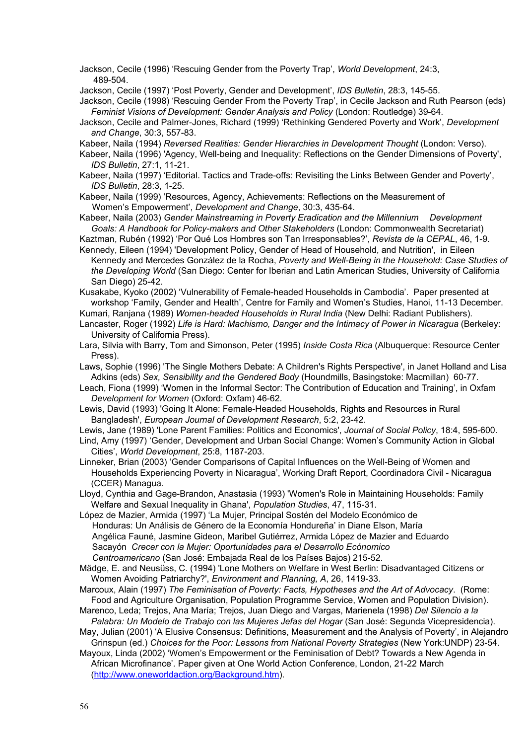Jackson, Cecile (1996) 'Rescuing Gender from the Poverty Trap', *World Development*, 24:3, 489-504.

Jackson, Cecile (1997) 'Post Poverty, Gender and Development', *IDS Bulletin*, 28:3, 145-55.

Jackson, Cecile (1998) 'Rescuing Gender From the Poverty Trap', in Cecile Jackson and Ruth Pearson (eds) *Feminist Visions of Development: Gender Analysis and Policy* (London: Routledge) 39-64.

Jackson, Cecile and Palmer-Jones, Richard (1999) 'Rethinking Gendered Poverty and Work', *Development and Change*, 30:3, 557-83.

Kabeer, Naila (1994) *Reversed Realities: Gender Hierarchies in Development Thought* (London: Verso).

Kabeer, Naila (1996) 'Agency, Well-being and Inequality: Reflections on the Gender Dimensions of Poverty', *IDS Bulletin*, 27:1, 11-21.

Kabeer, Naila (1997) 'Editorial. Tactics and Trade-offs: Revisiting the Links Between Gender and Poverty', *IDS Bulletin*, 28:3, 1-25.

Kabeer, Naila (1999) 'Resources, Agency, Achievements: Reflections on the Measurement of Women's Empowerment', *Development and Change*, 30:3, 435-64.

Kabeer, Naila (2003) *Gender Mainstreaming in Poverty Eradication and the Millennium Development Goals: A Handbook for Policy-makers and Other Stakeholders* (London: Commonwealth Secretariat)

Kaztman, Rubén (1992) 'Por Qué Los Hombres son Tan Irresponsables?', *Revista de la CEPAL*, 46, 1-9.

Kennedy, Eileen (1994) 'Development Policy, Gender of Head of Household, and Nutrition', in Eileen Kennedy and Mercedes González de la Rocha, *Poverty and Well-Being in the Household: Case Studies of the Developing World* (San Diego: Center for Iberian and Latin American Studies, University of California San Diego) 25-42.

Kusakabe, Kyoko (2002) 'Vulnerability of Female-headed Households in Cambodia'. Paper presented at workshop 'Family, Gender and Health', Centre for Family and Women's Studies, Hanoi, 11-13 December.

Kumari, Ranjana (1989) *Women-headed Households in Rural India* (New Delhi: Radiant Publishers).

Lancaster, Roger (1992) *Life is Hard: Machismo, Danger and the Intimacy of Power in Nicaragua* (Berkeley: University of California Press).

Lara, Silvia with Barry, Tom and Simonson, Peter (1995) *Inside Costa Rica* (Albuquerque: Resource Center Press).

Laws, Sophie (1996) 'The Single Mothers Debate: A Children's Rights Perspective', in Janet Holland and Lisa Adkins (eds) *Sex, Sensibility and the Gendered Body* (Houndmills, Basingstoke: Macmillan) 60-77.

Leach, Fiona (1999) 'Women in the Informal Sector: The Contribution of Education and Training', in Oxfam *Development for Women* (Oxford: Oxfam) 46-62.

Lewis, David (1993) 'Going It Alone: Female-Headed Households, Rights and Resources in Rural Bangladesh', *European Journal of Development Research*, 5:2, 23-42.

Lewis, Jane (1989) 'Lone Parent Families: Politics and Economics', *Journal of Social Policy*, 18:4, 595-600.

Lind, Amy (1997) 'Gender, Development and Urban Social Change: Women's Community Action in Global Cities', *World Development*, 25:8, 1187-203.

Linneker, Brian (2003) 'Gender Comparisons of Capital Influences on the Well-Being of Women and Households Experiencing Poverty in Nicaragua', Working Draft Report, Coordinadora Civil - Nicaragua (CCER) Managua.

Lloyd, Cynthia and Gage-Brandon, Anastasia (1993) 'Women's Role in Maintaining Households: Family Welfare and Sexual Inequality in Ghana', *Population Studies*, 47, 115-31.

López de Mazier, Armida (1997) 'La Mujer, Principal Sostén del Modelo Económico de Honduras: Un Análisis de Género de la Economía Hondureña' in Diane Elson, María Angélica Fauné, Jasmine Gideon, Maribel Gutiérrez, Armida López de Mazier and Eduardo Sacayón *Crecer con la Mujer: Oportunidades para el Desarrollo Ecónomico Centroamericano* (San José: Embajada Real de los Países Bajos) 215-52.

Mädge, E. and Neusüss, C. (1994) 'Lone Mothers on Welfare in West Berlin: Disadvantaged Citizens or Women Avoiding Patriarchy?', *Environment and Planning, A*, 26, 1419-33.

Marcoux, Alain (1997) *The Feminisation of Poverty: Facts, Hypotheses and the Art of Advocacy*. (Rome: Food and Agriculture Organisation, Population Programme Service, Women and Population Division).

Marenco, Leda; Trejos, Ana María; Trejos, Juan Diego and Vargas, Marienela (1998) *Del Silencio a la Palabra: Un Modelo de Trabajo con las Mujeres Jefas del Hogar* (San José: Segunda Vicepresidencia).

May, Julian (2001) 'A Elusive Consensus: Definitions, Measurement and the Analysis of Poverty', in Alejandro Grinspun (ed.) *Choices for the Poor: Lessons from National Poverty Strategies* (New York:UNDP) 23-54.

Mayoux, Linda (2002) 'Women's Empowerment or the Feminisation of Debt? Towards a New Agenda in African Microfinance'. Paper given at One World Action Conference, London, 21-22 March (http://www.oneworldaction.org/Background.htm).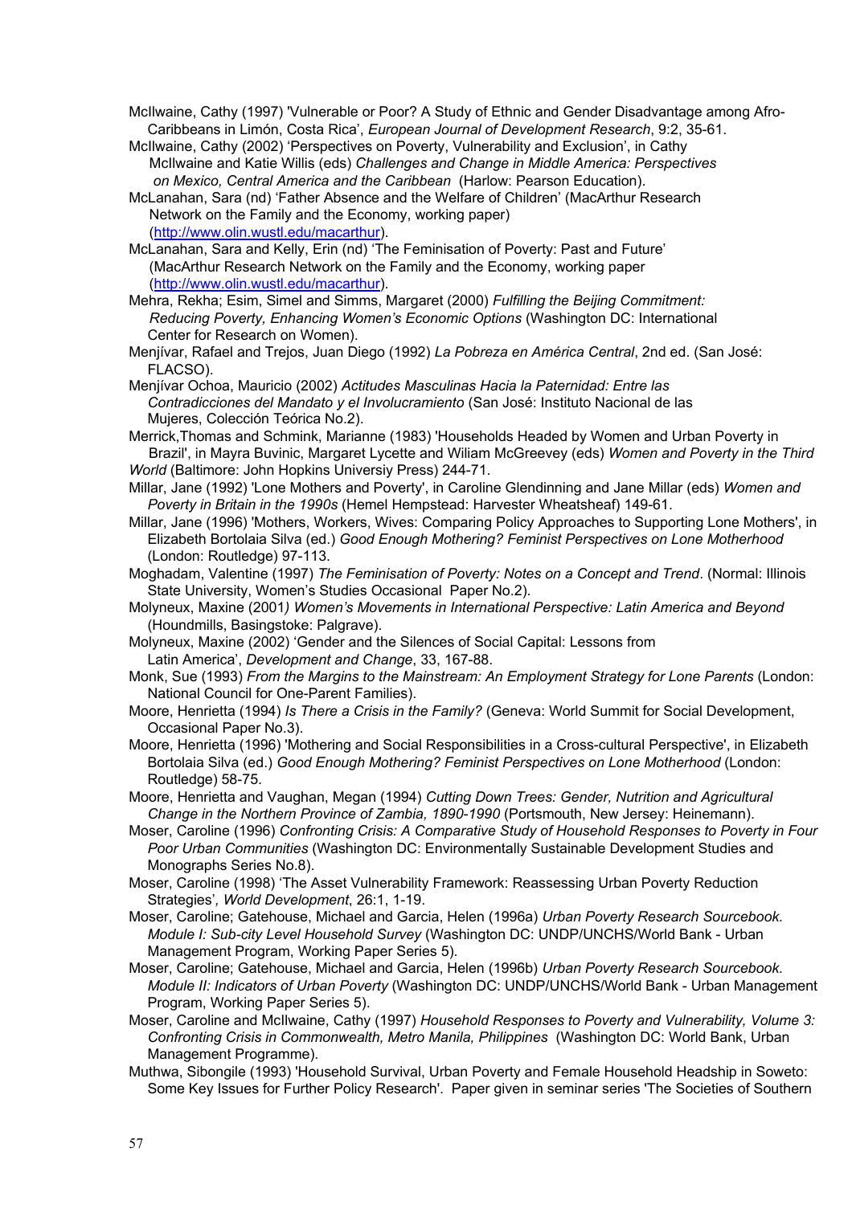McIlwaine, Cathy (1997) 'Vulnerable or Poor? A Study of Ethnic and Gender Disadvantage among Afro-Caribbeans in Limón, Costa Rica', *European Journal of Development Research*, 9:2, 35-61.

McIlwaine, Cathy (2002) 'Perspectives on Poverty, Vulnerability and Exclusion', in Cathy McIlwaine and Katie Willis (eds) *Challenges and Change in Middle America: Perspectives on Mexico, Central America and the Caribbean* (Harlow: Pearson Education).

McLanahan, Sara (nd) 'Father Absence and the Welfare of Children' (MacArthur Research Network on the Family and the Economy, working paper) (http://www.olin.wustl.edu/macarthur).

McLanahan, Sara and Kelly, Erin (nd) 'The Feminisation of Poverty: Past and Future' (MacArthur Research Network on the Family and the Economy, working paper (http://www.olin.wustl.edu/macarthur).

Mehra, Rekha; Esim, Simel and Simms, Margaret (2000) *Fulfilling the Beijing Commitment: Reducing Poverty, Enhancing Women's Economic Options* (Washington DC: International Center for Research on Women).

Menjívar, Rafael and Trejos, Juan Diego (1992) *La Pobreza en América Central*, 2nd ed. (San José: FLACSO).

Menjívar Ochoa, Mauricio (2002) *Actitudes Masculinas Hacia la Paternidad: Entre las Contradicciones del Mandato y el Involucramiento* (San José: Instituto Nacional de las Mujeres, Colección Teórica No.2).

Merrick,Thomas and Schmink, Marianne (1983) 'Households Headed by Women and Urban Poverty in Brazil', in Mayra Buvinic, Margaret Lycette and Wiliam McGreevey (eds) *Women and Poverty in the Third World* (Baltimore: John Hopkins Universiy Press) 244-71.

Millar, Jane (1992) 'Lone Mothers and Poverty', in Caroline Glendinning and Jane Millar (eds) *Women and Poverty in Britain in the 1990s* (Hemel Hempstead: Harvester Wheatsheaf) 149-61.

Millar, Jane (1996) 'Mothers, Workers, Wives: Comparing Policy Approaches to Supporting Lone Mothers', in Elizabeth Bortolaia Silva (ed.) *Good Enough Mothering? Feminist Perspectives on Lone Motherhood* (London: Routledge) 97-113.

Moghadam, Valentine (1997) *The Feminisation of Poverty: Notes on a Concept and Trend*. (Normal: Illinois State University, Women's Studies Occasional Paper No.2).

Molyneux, Maxine (2001*) Women's Movements in International Perspective: Latin America and Beyond* (Houndmills, Basingstoke: Palgrave).

Molyneux, Maxine (2002) 'Gender and the Silences of Social Capital: Lessons from Latin America', *Development and Change*, 33, 167-88.

Monk, Sue (1993) *From the Margins to the Mainstream: An Employment Strategy for Lone Parents* (London: National Council for One-Parent Families).

Moore, Henrietta (1994) *Is There a Crisis in the Family?* (Geneva: World Summit for Social Development, Occasional Paper No.3).

Moore, Henrietta (1996) 'Mothering and Social Responsibilities in a Cross-cultural Perspective', in Elizabeth Bortolaia Silva (ed.) *Good Enough Mothering? Feminist Perspectives on Lone Motherhood* (London: Routledge) 58-75.

Moore, Henrietta and Vaughan, Megan (1994) *Cutting Down Trees: Gender, Nutrition and Agricultural Change in the Northern Province of Zambia, 1890-1990* (Portsmouth, New Jersey: Heinemann).

Moser, Caroline (1996) *Confronting Crisis: A Comparative Study of Household Responses to Poverty in Four Poor Urban Communities* (Washington DC: Environmentally Sustainable Development Studies and Monographs Series No.8).

Moser, Caroline (1998) 'The Asset Vulnerability Framework: Reassessing Urban Poverty Reduction Strategies', *World Development*, 26:1, 1-19.

Moser, Caroline; Gatehouse, Michael and Garcia, Helen (1996a) *Urban Poverty Research Sourcebook. Module I: Sub-city Level Household Survey* (Washington DC: UNDP/UNCHS/World Bank - Urban Management Program, Working Paper Series 5).

Moser, Caroline; Gatehouse, Michael and Garcia, Helen (1996b) *Urban Poverty Research Sourcebook. Module II: Indicators of Urban Poverty* (Washington DC: UNDP/UNCHS/World Bank - Urban Management Program, Working Paper Series 5).

Moser, Caroline and McIlwaine, Cathy (1997) *Household Responses to Poverty and Vulnerability, Volume 3: Confronting Crisis in Commonwealth, Metro Manila, Philippines* (Washington DC: World Bank, Urban Management Programme).

Muthwa, Sibongile (1993) 'Household Survival, Urban Poverty and Female Household Headship in Soweto: Some Key Issues for Further Policy Research'. Paper given in seminar series 'The Societies of Southern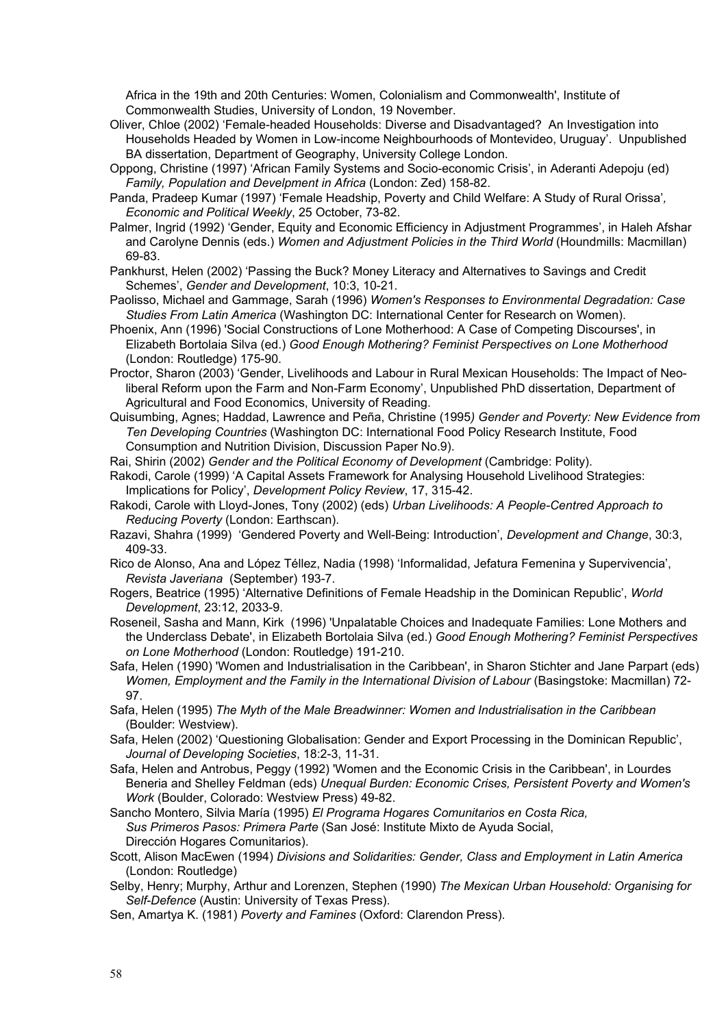Africa in the 19th and 20th Centuries: Women, Colonialism and Commonwealth', Institute of Commonwealth Studies, University of London, 19 November.

Oliver, Chloe (2002) 'Female-headed Households: Diverse and Disadvantaged? An Investigation into Households Headed by Women in Low-income Neighbourhoods of Montevideo, Uruguay'. Unpublished BA dissertation, Department of Geography, University College London.

Oppong, Christine (1997) 'African Family Systems and Socio-economic Crisis', in Aderanti Adepoju (ed) *Family, Population and Develpment in Africa* (London: Zed) 158-82.

Panda, Pradeep Kumar (1997) 'Female Headship, Poverty and Child Welfare: A Study of Rural Orissa', *Economic and Political Weekly*, 25 October, 73-82.

Palmer, Ingrid (1992) 'Gender, Equity and Economic Efficiency in Adjustment Programmes', in Haleh Afshar and Carolyne Dennis (eds.) *Women and Adjustment Policies in the Third World* (Houndmills: Macmillan) 69-83.

Pankhurst, Helen (2002) 'Passing the Buck? Money Literacy and Alternatives to Savings and Credit Schemes', *Gender and Development*, 10:3, 10-21.

Paolisso, Michael and Gammage, Sarah (1996) *Women's Responses to Environmental Degradation: Case Studies From Latin America* (Washington DC: International Center for Research on Women).

Phoenix, Ann (1996) 'Social Constructions of Lone Motherhood: A Case of Competing Discourses', in Elizabeth Bortolaia Silva (ed.) *Good Enough Mothering? Feminist Perspectives on Lone Motherhood* (London: Routledge) 175-90.

Proctor, Sharon (2003) 'Gender, Livelihoods and Labour in Rural Mexican Households: The Impact of Neo-liberal Reform upon the Farm and Non-Farm Economy', Unpublished PhD dissertation, Department of Agricultural and Food Economics, University of Reading.

Quisumbing, Agnes; Haddad, Lawrence and Peña, Christine (1995*) Gender and Poverty: New Evidence from Ten Developing Countries* (Washington DC: International Food Policy Research Institute, Food Consumption and Nutrition Division, Discussion Paper No.9).

Rai, Shirin (2002) *Gender and the Political Economy of Development* (Cambridge: Polity).

Rakodi, Carole (1999) 'A Capital Assets Framework for Analysing Household Livelihood Strategies: Implications for Policy', *Development Policy Review*, 17, 315-42.

Rakodi, Carole with Lloyd-Jones, Tony (2002) (eds) *Urban Livelihoods: A People-Centred Approach to Reducing Poverty* (London: Earthscan).

Razavi, Shahra (1999) 'Gendered Poverty and Well-Being: Introduction', *Development and Change*, 30:3, 409-33.

Rico de Alonso, Ana and López Téllez, Nadia (1998) 'Informalidad, Jefatura Femenina y Supervivencia', *Revista Javeriana* (September) 193-7.

Rogers, Beatrice (1995) 'Alternative Definitions of Female Headship in the Dominican Republic', *World Development*, 23:12, 2033-9.

Roseneil, Sasha and Mann, Kirk (1996) 'Unpalatable Choices and Inadequate Families: Lone Mothers and the Underclass Debate', in Elizabeth Bortolaia Silva (ed.) *Good Enough Mothering? Feminist Perspectives on Lone Motherhood* (London: Routledge) 191-210.

Safa, Helen (1990) 'Women and Industrialisation in the Caribbean', in Sharon Stichter and Jane Parpart (eds) *Women, Employment and the Family in the International Division of Labour* (Basingstoke: Macmillan) 72-97.

Safa, Helen (1995) *The Myth of the Male Breadwinner: Women and Industrialisation in the Caribbean* (Boulder: Westview).

Safa, Helen (2002) 'Questioning Globalisation: Gender and Export Processing in the Dominican Republic', *Journal of Developing Societies*, 18:2-3, 11-31.

Safa, Helen and Antrobus, Peggy (1992) 'Women and the Economic Crisis in the Caribbean', in Lourdes Beneria and Shelley Feldman (eds) *Unequal Burden: Economic Crises, Persistent Poverty and Women's Work* (Boulder, Colorado: Westview Press) 49-82.

Sancho Montero, Silvia María (1995) *El Programa Hogares Comunitarios en Costa Rica, Sus Primeros Pasos: Primera Parte* (San José: Institute Mixto de Ayuda Social, Dirección Hogares Comunitarios).

Scott, Alison MacEwen (1994) *Divisions and Solidarities: Gender, Class and Employment in Latin America* (London: Routledge)

Selby, Henry; Murphy, Arthur and Lorenzen, Stephen (1990) *The Mexican Urban Household: Organising for Self-Defence* (Austin: University of Texas Press).

Sen, Amartya K. (1981) *Poverty and Famines* (Oxford: Clarendon Press).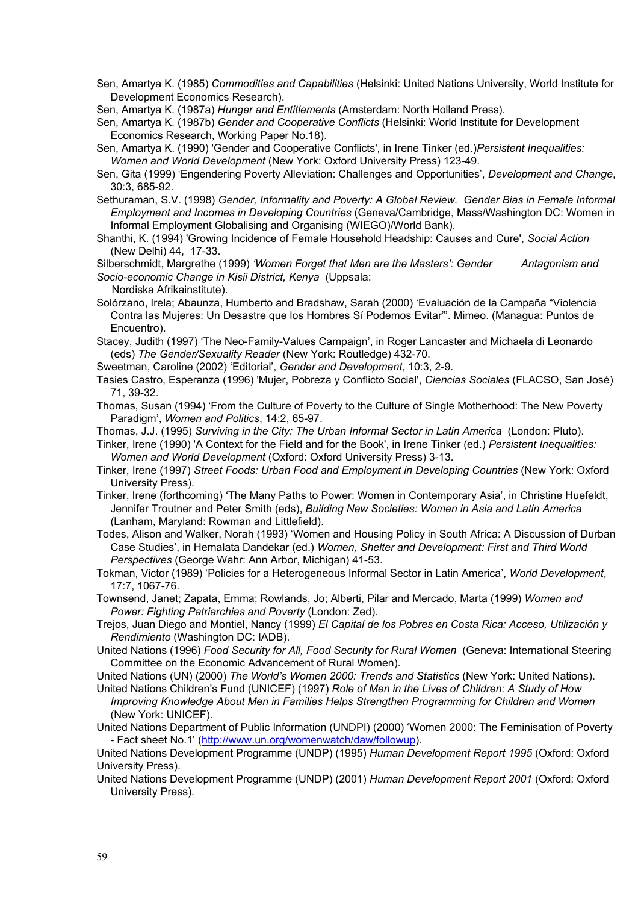Sen, Amartya K. (1985) *Commodities and Capabilities* (Helsinki: United Nations University, World Institute for Development Economics Research).

Sen, Amartya K. (1987a) *Hunger and Entitlements* (Amsterdam: North Holland Press).

Sen, Amartya K. (1987b) *Gender and Cooperative Conflicts* (Helsinki: World Institute for Development Economics Research, Working Paper No.18).

Sen, Amartya K. (1990) 'Gender and Cooperative Conflicts', in Irene Tinker (ed.)*Persistent Inequalities: Women and World Development* (New York: Oxford University Press) 123-49.

Sen, Gita (1999) 'Engendering Poverty Alleviation: Challenges and Opportunities', *Development and Change*, 30:3, 685-92.

Sethuraman, S.V. (1998) *Gender, Informality and Poverty: A Global Review. Gender Bias in Female Informal Employment and Incomes in Developing Countries* (Geneva/Cambridge, Mass/Washington DC: Women in Informal Employment Globalising and Organising (WIEGO)/World Bank).

Shanthi, K. (1994) 'Growing Incidence of Female Household Headship: Causes and Cure', *Social Action* (New Delhi) 44, 17-33.

Silberschmidt, Margrethe (1999) *'Women Forget that Men are the Masters': Gender Antagonism and Socio-economic Change in Kisii District, Kenya* (Uppsala: Nordiska Afrikainstitute).

Solórzano, Irela; Abaunza, Humberto and Bradshaw, Sarah (2000) 'Evaluación de la Campaña "Violencia Contra las Mujeres: Un Desastre que los Hombres Sí Podemos Evitar"'. Mimeo. (Managua: Puntos de Encuentro).

Stacey, Judith (1997) 'The Neo-Family-Values Campaign', in Roger Lancaster and Michaela di Leonardo (eds) *The Gender/Sexuality Reader* (New York: Routledge) 432-70.

Sweetman, Caroline (2002) 'Editorial', *Gender and Development*, 10:3, 2-9.

Tasies Castro, Esperanza (1996) 'Mujer, Pobreza y Conflicto Social', *Ciencias Sociales* (FLACSO, San José) 71, 39-32.

Thomas, Susan (1994) 'From the Culture of Poverty to the Culture of Single Motherhood: The New Poverty Paradigm', *Women and Politics*, 14:2, 65-97.

Thomas, J.J. (1995) *Surviving in the City: The Urban Informal Sector in Latin America* (London: Pluto).

Tinker, Irene (1990) 'A Context for the Field and for the Book', in Irene Tinker (ed.) *Persistent Inequalities: Women and World Development* (Oxford: Oxford University Press) 3-13.

Tinker, Irene (1997) *Street Foods: Urban Food and Employment in Developing Countries* (New York: Oxford University Press).

Tinker, Irene (forthcoming) 'The Many Paths to Power: Women in Contemporary Asia', in Christine Huefeldt, Jennifer Troutner and Peter Smith (eds), *Building New Societies: Women in Asia and Latin America* (Lanham, Maryland: Rowman and Littlefield).

Todes, Alison and Walker, Norah (1993) 'Women and Housing Policy in South Africa: A Discussion of Durban Case Studies', in Hemalata Dandekar (ed.) *Women, Shelter and Development: First and Third World Perspectives* (George Wahr: Ann Arbor, Michigan) 41-53.

Tokman, Victor (1989) 'Policies for a Heterogeneous Informal Sector in Latin America', *World Development*, 17:7, 1067-76.

Townsend, Janet; Zapata, Emma; Rowlands, Jo; Alberti, Pilar and Mercado, Marta (1999) *Women and Power: Fighting Patriarchies and Poverty* (London: Zed).

Trejos, Juan Diego and Montiel, Nancy (1999) *El Capital de los Pobres en Costa Rica: Acceso, Utilización y Rendimiento* (Washington DC: IADB).

United Nations (1996) *Food Security for All, Food Security for Rural Women* (Geneva: International Steering Committee on the Economic Advancement of Rural Women).

United Nations (UN) (2000) *The World's Women 2000: Trends and Statistics* (New York: United Nations).

United Nations Children's Fund (UNICEF) (1997) *Role of Men in the Lives of Children: A Study of How Improving Knowledge About Men in Families Helps Strengthen Programming for Children and Women* (New York: UNICEF).

United Nations Department of Public Information (UNDPI) (2000) 'Women 2000: The Feminisation of Poverty - Fact sheet No.1' (http://www.un.org/womenwatch/daw/followup).

United Nations Development Programme (UNDP) (1995) *Human Development Report 1995* (Oxford: Oxford University Press).

United Nations Development Programme (UNDP) (2001) *Human Development Report 2001* (Oxford: Oxford University Press).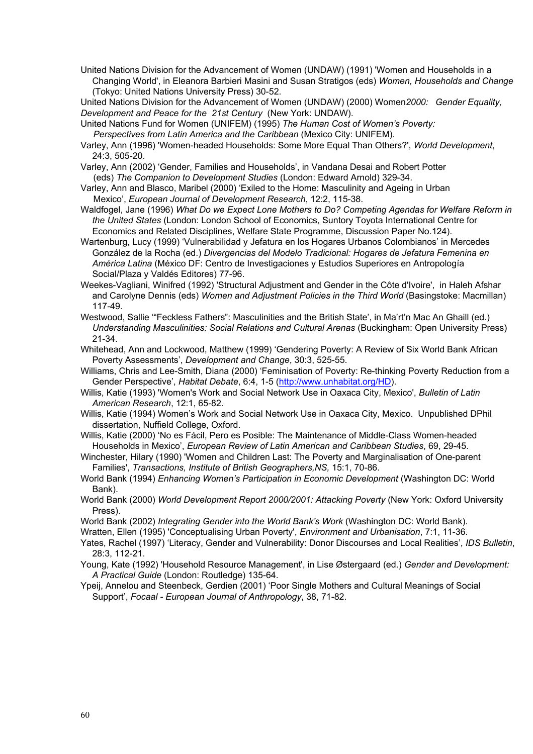United Nations Division for the Advancement of Women (UNDAW) (1991) 'Women and Households in a Changing World', in Eleanora Barbieri Masini and Susan Stratigos (eds) *Women, Households and Change* (Tokyo: United Nations University Press) 30-52.

United Nations Division for the Advancement of Women (UNDAW) (2000) Women*2000: Gender Equality, Development and Peace for the 21st Century* (New York: UNDAW).

United Nations Fund for Women (UNIFEM) (1995) *The Human Cost of Women's Poverty: Perspectives from Latin America and the Caribbean* (Mexico City: UNIFEM).

Varley, Ann (1996) 'Women-headed Households: Some More Equal Than Others?', *World Development*, 24:3, 505-20.

Varley, Ann (2002) 'Gender, Families and Households', in Vandana Desai and Robert Potter (eds) *The Companion to Development Studies* (London: Edward Arnold) 329-34.

Varley, Ann and Blasco, Maribel (2000) 'Exiled to the Home: Masculinity and Ageing in Urban Mexico', *European Journal of Development Research*, 12:2, 115-38.

Waldfogel, Jane (1996) *What Do we Expect Lone Mothers to Do? Competing Agendas for Welfare Reform in the United States* (London: London School of Economics, Suntory Toyota International Centre for Economics and Related Disciplines, Welfare State Programme, Discussion Paper No.124).

Wartenburg, Lucy (1999) 'Vulnerabilidad y Jefatura en los Hogares Urbanos Colombianos' in Mercedes González de la Rocha (ed.) *Divergencias del Modelo Tradicional: Hogares de Jefatura Femenina en América Latina* (México DF: Centro de Investigaciones y Estudios Superiores en Antropología Social/Plaza y Valdés Editores) 77-96.

Weekes-Vagliani, Winifred (1992) 'Structural Adjustment and Gender in the Côte d'Ivoire', in Haleh Afshar and Carolyne Dennis (eds) *Women and Adjustment Policies in the Third World* (Basingstoke: Macmillan) 117-49.

Westwood, Sallie '"Feckless Fathers": Masculinities and the British State', in Ma'rt'n Mac An Ghaill (ed.) *Understanding Masculinities: Social Relations and Cultural Arenas* (Buckingham: Open University Press) 21-34.

Whitehead, Ann and Lockwood, Matthew (1999) 'Gendering Poverty: A Review of Six World Bank African Poverty Assessments', *Development and Change*, 30:3, 525-55.

Williams, Chris and Lee-Smith, Diana (2000) 'Feminisation of Poverty: Re-thinking Poverty Reduction from a Gender Perspective', *Habitat Debate*, 6:4, 1-5 (http://www.unhabitat.org/HD).

Willis, Katie (1993) 'Women's Work and Social Network Use in Oaxaca City, Mexico', *Bulletin of Latin American Research*, 12:1, 65-82.

Willis, Katie (1994) Women's Work and Social Network Use in Oaxaca City, Mexico. Unpublished DPhil dissertation, Nuffield College, Oxford.

Willis, Katie (2000) 'No es Fácil, Pero es Posible: The Maintenance of Middle-Class Women-headed Households in Mexico', *European Review of Latin American and Caribbean Studies*, 69, 29-45.

Winchester, Hilary (1990) 'Women and Children Last: The Poverty and Marginalisation of One-parent Families', *Transactions, Institute of British Geographers,NS,* 15:1, 70-86.

World Bank (1994) *Enhancing Women's Participation in Economic Development* (Washington DC: World Bank).

World Bank (2000) *World Development Report 2000/2001: Attacking Poverty* (New York: Oxford University Press).

World Bank (2002) *Integrating Gender into the World Bank's Work* (Washington DC: World Bank).

Wratten, Ellen (1995) 'Conceptualising Urban Poverty', *Environment and Urbanisation*, 7:1, 11-36.

Yates, Rachel (1997) 'Literacy, Gender and Vulnerability: Donor Discourses and Local Realities', *IDS Bulletin*, 28:3, 112-21.

Young, Kate (1992) 'Household Resource Management', in Lise Østergaard (ed.) *Gender and Development: A Practical Guide* (London: Routledge) 135-64.

Ypeij, Annelou and Steenbeck, Gerdien (2001) 'Poor Single Mothers and Cultural Meanings of Social Support', *Focaal - European Journal of Anthropology*, 38, 71-82.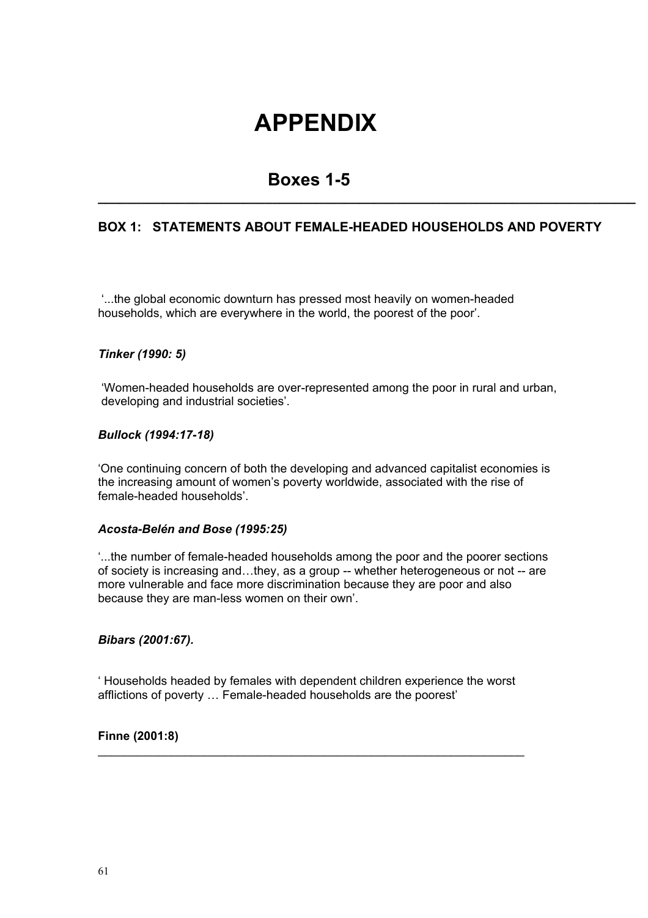# APPENDIX

## Boxes 1-5

### BOX 1: STATEMENTS ABOUT FEMALE-HEADED HOUSEHOLDS AND POVERTY

'...the global economic downturn has pressed most heavily on women-headed households, which are everywhere in the world, the poorest of the poor'.

***Tinker (1990: 5)***

'Women-headed households are over-represented among the poor in rural and urban, developing and industrial societies'.

***Bullock (1994:17-18)***

'One continuing concern of both the developing and advanced capitalist economies is the increasing amount of women's poverty worldwide, associated with the rise of female-headed households'.

***Acosta-Belén and Bose (1995:25)***

'...the number of female-headed households among the poor and the poorer sections of society is increasing and…they, as a group -- whether heterogeneous or not -- are more vulnerable and face more discrimination because they are poor and also because they are man-less women on their own'.

***Bibars (2001:67).***

' Households headed by females with dependent children experience the worst afflictions of poverty … Female-headed households are the poorest'

**Finne (2001:8)**

---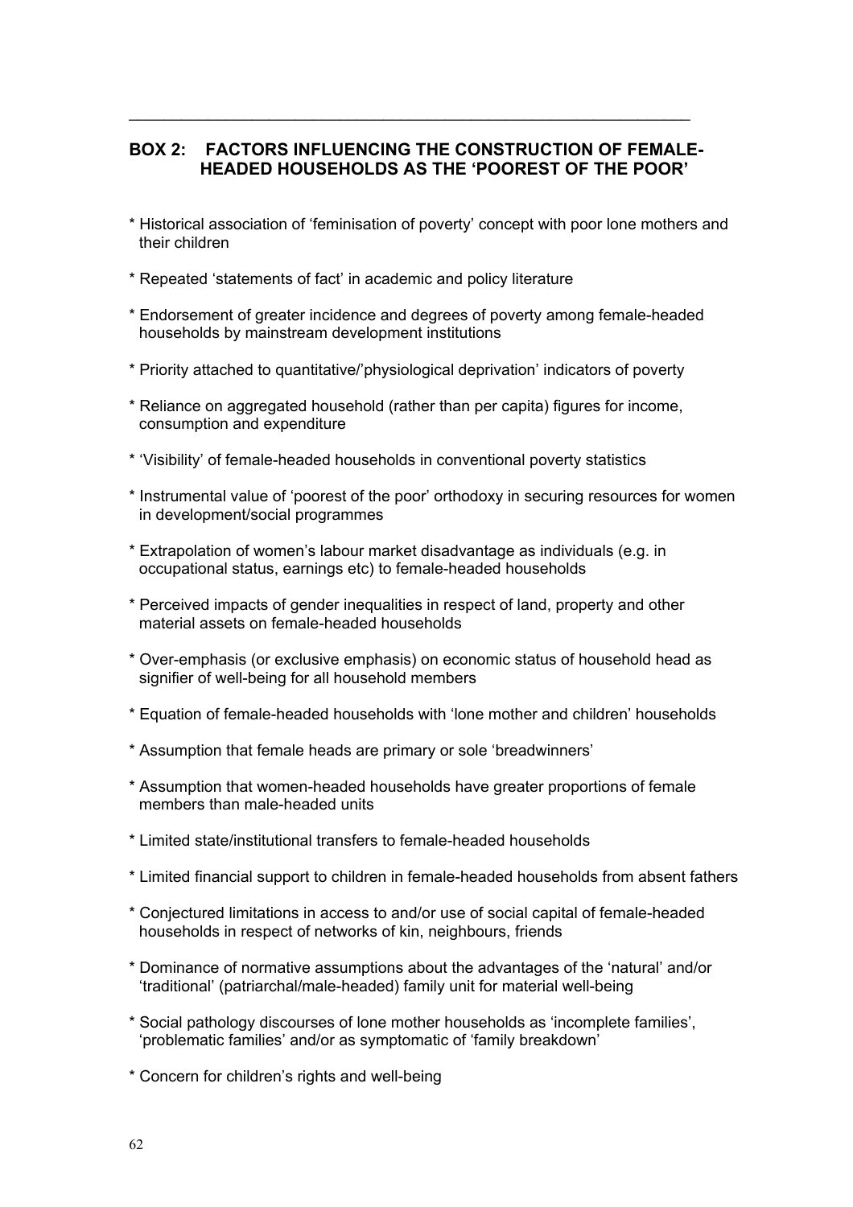## BOX 2: FACTORS INFLUENCING THE CONSTRUCTION OF FEMALE-HEADED HOUSEHOLDS AS THE 'POOREST OF THE POOR'

* Historical association of 'feminisation of poverty' concept with poor lone mothers and their children

* Repeated 'statements of fact' in academic and policy literature

* Endorsement of greater incidence and degrees of poverty among female-headed households by mainstream development institutions

* Priority attached to quantitative/'physiological deprivation' indicators of poverty

* Reliance on aggregated household (rather than per capita) figures for income, consumption and expenditure

* 'Visibility' of female-headed households in conventional poverty statistics

* Instrumental value of 'poorest of the poor' orthodoxy in securing resources for women in development/social programmes

* Extrapolation of women's labour market disadvantage as individuals (e.g. in occupational status, earnings etc) to female-headed households

* Perceived impacts of gender inequalities in respect of land, property and other material assets on female-headed households

* Over-emphasis (or exclusive emphasis) on economic status of household head as signifier of well-being for all household members

* Equation of female-headed households with 'lone mother and children' households

* Assumption that female heads are primary or sole 'breadwinners'

* Assumption that women-headed households have greater proportions of female members than male-headed units

* Limited state/institutional transfers to female-headed households

* Limited financial support to children in female-headed households from absent fathers

* Conjectured limitations in access to and/or use of social capital of female-headed households in respect of networks of kin, neighbours, friends

* Dominance of normative assumptions about the advantages of the 'natural' and/or 'traditional' (patriarchal/male-headed) family unit for material well-being

* Social pathology discourses of lone mother households as 'incomplete families', 'problematic families' and/or as symptomatic of 'family breakdown'

* Concern for children's rights and well-being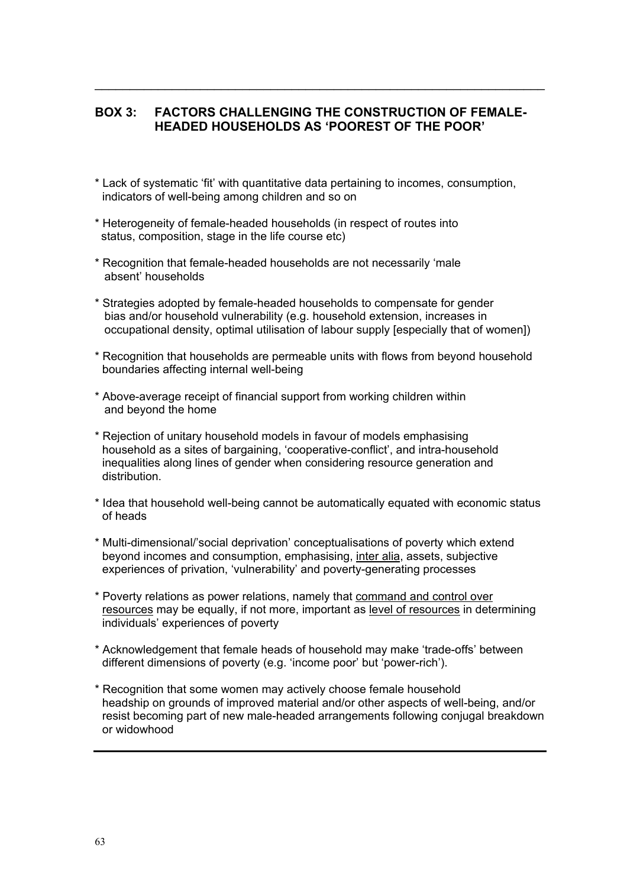## BOX 3: FACTORS CHALLENGING THE CONSTRUCTION OF FEMALE-HEADED HOUSEHOLDS AS 'POOREST OF THE POOR'

* Lack of systematic 'fit' with quantitative data pertaining to incomes, consumption, indicators of well-being among children and so on

* Heterogeneity of female-headed households (in respect of routes into status, composition, stage in the life course etc)

* Recognition that female-headed households are not necessarily 'male absent' households

* Strategies adopted by female-headed households to compensate for gender bias and/or household vulnerability (e.g. household extension, increases in occupational density, optimal utilisation of labour supply [especially that of women])

* Recognition that households are permeable units with flows from beyond household boundaries affecting internal well-being

* Above-average receipt of financial support from working children within and beyond the home

* Rejection of unitary household models in favour of models emphasising household as a sites of bargaining, 'cooperative-conflict', and intra-household inequalities along lines of gender when considering resource generation and distribution.

* Idea that household well-being cannot be automatically equated with economic status of heads

* Multi-dimensional/'social deprivation' conceptualisations of poverty which extend beyond incomes and consumption, emphasising, inter alia, assets, subjective experiences of privation, 'vulnerability' and poverty-generating processes

* Poverty relations as power relations, namely that command and control over resources may be equally, if not more, important as level of resources in determining individuals' experiences of poverty

* Acknowledgement that female heads of household may make 'trade-offs' between different dimensions of poverty (e.g. 'income poor' but 'power-rich').

* Recognition that some women may actively choose female household headship on grounds of improved material and/or other aspects of well-being, and/or resist becoming part of new male-headed arrangements following conjugal breakdown or widowhood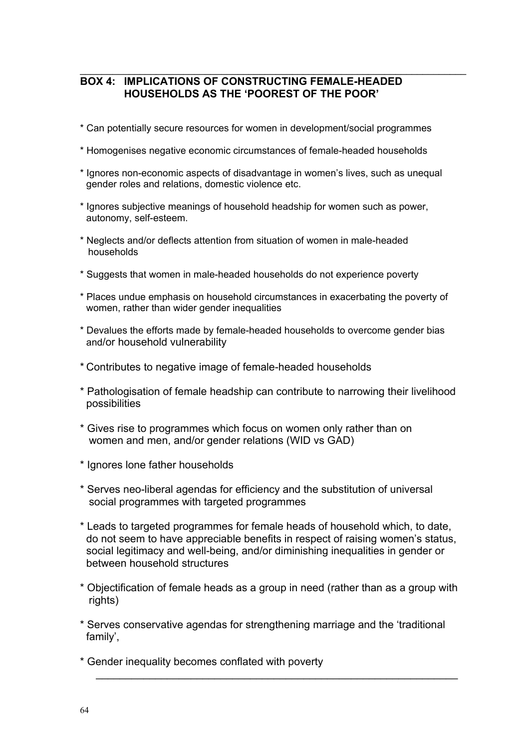## BOX 4: IMPLICATIONS OF CONSTRUCTING FEMALE-HEADED HOUSEHOLDS AS THE 'POOREST OF THE POOR'

* Can potentially secure resources for women in development/social programmes

* Homogenises negative economic circumstances of female-headed households

* Ignores non-economic aspects of disadvantage in women's lives, such as unequal gender roles and relations, domestic violence etc.

* Ignores subjective meanings of household headship for women such as power, autonomy, self-esteem.

* Neglects and/or deflects attention from situation of women in male-headed households

* Suggests that women in male-headed households do not experience poverty

* Places undue emphasis on household circumstances in exacerbating the poverty of women, rather than wider gender inequalities

* Devalues the efforts made by female-headed households to overcome gender bias and/or household vulnerability

* Contributes to negative image of female-headed households

* Pathologisation of female headship can contribute to narrowing their livelihood possibilities

* Gives rise to programmes which focus on women only rather than on women and men, and/or gender relations (WID vs GAD)

* Ignores lone father households

* Serves neo-liberal agendas for efficiency and the substitution of universal social programmes with targeted programmes

* Leads to targeted programmes for female heads of household which, to date, do not seem to have appreciable benefits in respect of raising women's status, social legitimacy and well-being, and/or diminishing inequalities in gender or between household structures

* Objectification of female heads as a group in need (rather than as a group with rights)

* Serves conservative agendas for strengthening marriage and the 'traditional family',

* Gender inequality becomes conflated with poverty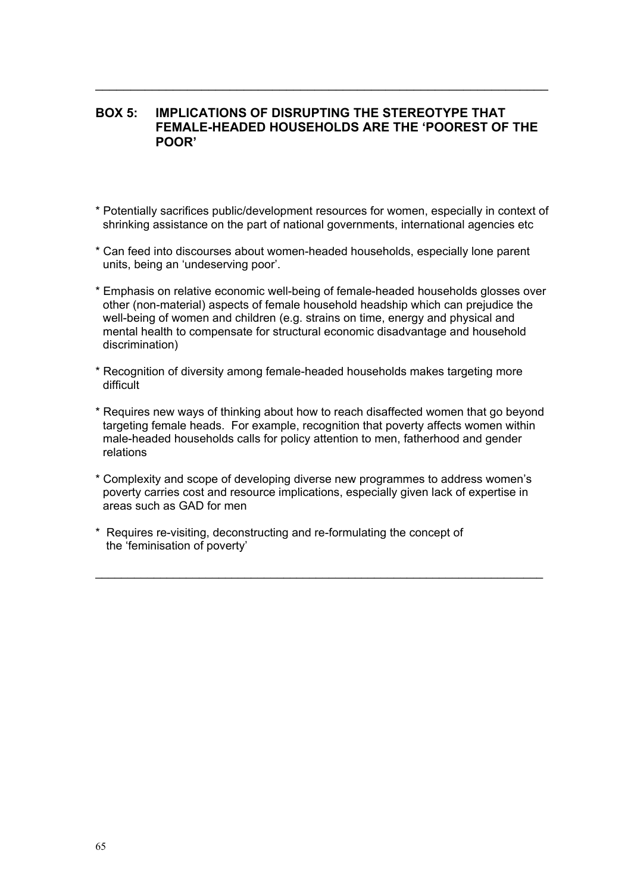## BOX 5: IMPLICATIONS OF DISRUPTING THE STEREOTYPE THAT FEMALE-HEADED HOUSEHOLDS ARE THE 'POOREST OF THE POOR'

* Potentially sacrifices public/development resources for women, especially in context of shrinking assistance on the part of national governments, international agencies etc

* Can feed into discourses about women-headed households, especially lone parent units, being an 'undeserving poor'.

* Emphasis on relative economic well-being of female-headed households glosses over other (non-material) aspects of female household headship which can prejudice the well-being of women and children (e.g. strains on time, energy and physical and mental health to compensate for structural economic disadvantage and household discrimination)

* Recognition of diversity among female-headed households makes targeting more difficult

* Requires new ways of thinking about how to reach disaffected women that go beyond targeting female heads. For example, recognition that poverty affects women within male-headed households calls for policy attention to men, fatherhood and gender relations

* Complexity and scope of developing diverse new programmes to address women's poverty carries cost and resource implications, especially given lack of expertise in areas such as GAD for men

* Requires re-visiting, deconstructing and re-formulating the concept of the 'feminisation of poverty'